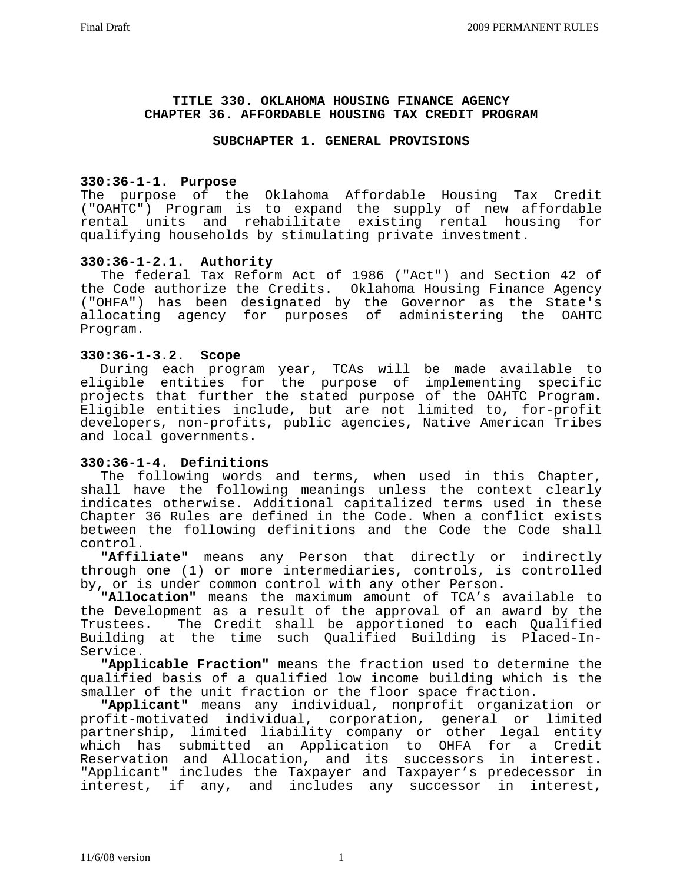# TITLE 330. OKLAHOMA HOUSING FINANCE AGENCY
# CHAPTER 36. AFFORDABLE HOUSING TAX CREDIT PROGRAM

## SUBCHAPTER 1. GENERAL PROVISIONS

### 330:36-1-1. Purpose

The purpose of the Oklahoma Affordable Housing Tax Credit ("OAHTC") Program is to expand the supply of new affordable rental units and rehabilitate existing rental housing for qualifying households by stimulating private investment.

### 330:36-1-2.1. Authority

The federal Tax Reform Act of 1986 ("Act") and Section 42 of the Code authorize the Credits. Oklahoma Housing Finance Agency ("OHFA") has been designated by the Governor as the State's allocating agency for purposes of administering the OAHTC Program.

### 330:36-1-3.2. Scope

During each program year, TCAs will be made available to eligible entities for the purpose of implementing specific projects that further the stated purpose of the OAHTC Program. Eligible entities include, but are not limited to, for-profit developers, non-profits, public agencies, Native American Tribes and local governments.

### 330:36-1-4. Definitions

The following words and terms, when used in this Chapter, shall have the following meanings unless the context clearly indicates otherwise. Additional capitalized terms used in these Chapter 36 Rules are defined in the Code. When a conflict exists between the following definitions and the Code the Code shall control.

**"Affiliate"** means any Person that directly or indirectly through one (1) or more intermediaries, controls, is controlled by, or is under common control with any other Person.

**"Allocation"** means the maximum amount of TCA's available to the Development as a result of the approval of an award by the Trustees. The Credit shall be apportioned to each Qualified Building at the time such Qualified Building is Placed-In-Service.

**"Applicable Fraction"** means the fraction used to determine the qualified basis of a qualified low income building which is the smaller of the unit fraction or the floor space fraction.

**"Applicant"** means any individual, nonprofit organization or profit-motivated individual, corporation, general or limited partnership, limited liability company or other legal entity which has submitted an Application to OHFA for a Credit Reservation and Allocation, and its successors in interest. "Applicant" includes the Taxpayer and Taxpayer's predecessor in interest, if any, and includes any successor in interest,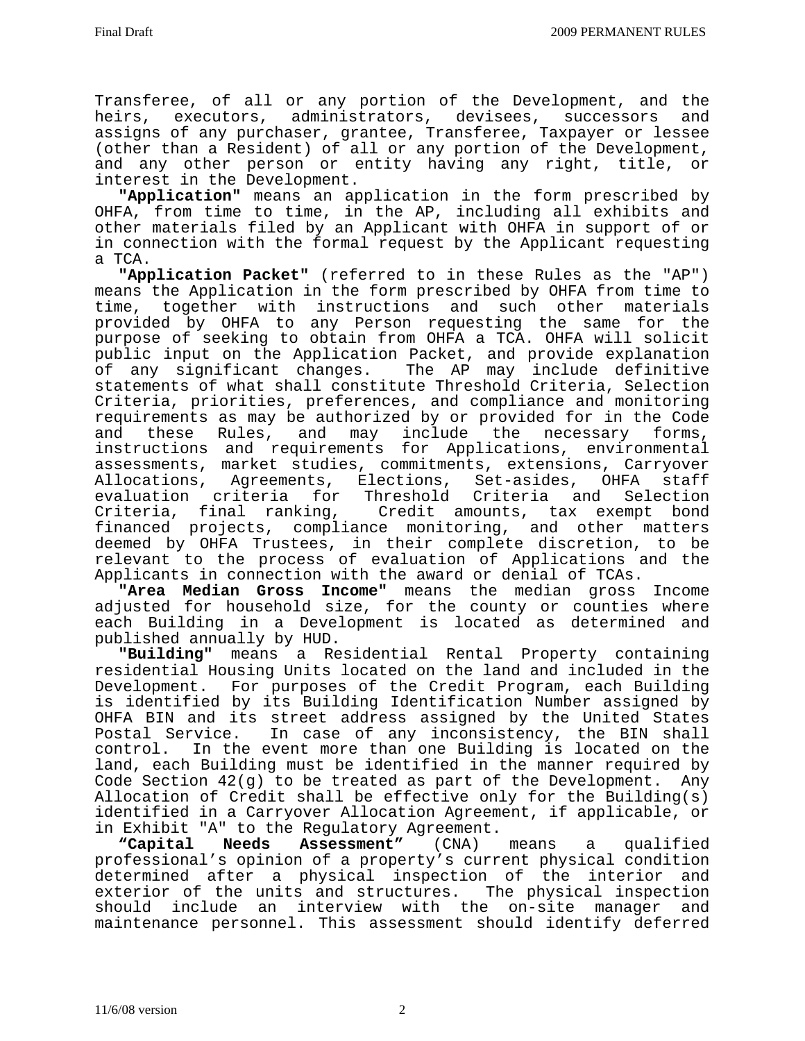Transferee, of all or any portion of the Development, and the heirs, executors, administrators, devisees, successors and assigns of any purchaser, grantee, Transferee, Taxpayer or lessee (other than a Resident) of all or any portion of the Development, and any other person or entity having any right, title, or interest in the Development.

**"Application"** means an application in the form prescribed by OHFA, from time to time, in the AP, including all exhibits and other materials filed by an Applicant with OHFA in support of or in connection with the formal request by the Applicant requesting a TCA.

**"Application Packet"** (referred to in these Rules as the "AP") means the Application in the form prescribed by OHFA from time to time, together with instructions and such other materials provided by OHFA to any Person requesting the same for the purpose of seeking to obtain from OHFA a TCA. OHFA will solicit public input on the Application Packet, and provide explanation of any significant changes. The AP may include definitive statements of what shall constitute Threshold Criteria, Selection Criteria, priorities, preferences, and compliance and monitoring requirements as may be authorized by or provided for in the Code and these Rules, and may include the necessary forms, instructions and requirements for Applications, environmental assessments, market studies, commitments, extensions, Carryover Allocations, Agreements, Elections, Set-asides, OHFA staff evaluation criteria for Threshold Criteria and Selection Criteria, final ranking, Credit amounts, tax exempt bond financed projects, compliance monitoring, and other matters deemed by OHFA Trustees, in their complete discretion, to be relevant to the process of evaluation of Applications and the Applicants in connection with the award or denial of TCAs.

**"Area Median Gross Income"** means the median gross Income adjusted for household size, for the county or counties where each Building in a Development is located as determined and published annually by HUD.

**"Building"** means a Residential Rental Property containing residential Housing Units located on the land and included in the Development. For purposes of the Credit Program, each Building is identified by its Building Identification Number assigned by OHFA BIN and its street address assigned by the United States Postal Service. In case of any inconsistency, the BIN shall control. In the event more than one Building is located on the land, each Building must be identified in the manner required by Code Section 42(g) to be treated as part of the Development. Any Allocation of Credit shall be effective only for the Building(s) identified in a Carryover Allocation Agreement, if applicable, or in Exhibit "A" to the Regulatory Agreement.

**"Capital Needs Assessment"** (CNA) means a qualified professional's opinion of a property's current physical condition determined after a physical inspection of the interior and exterior of the units and structures. The physical inspection should include an interview with the on-site manager and maintenance personnel. This assessment should identify deferred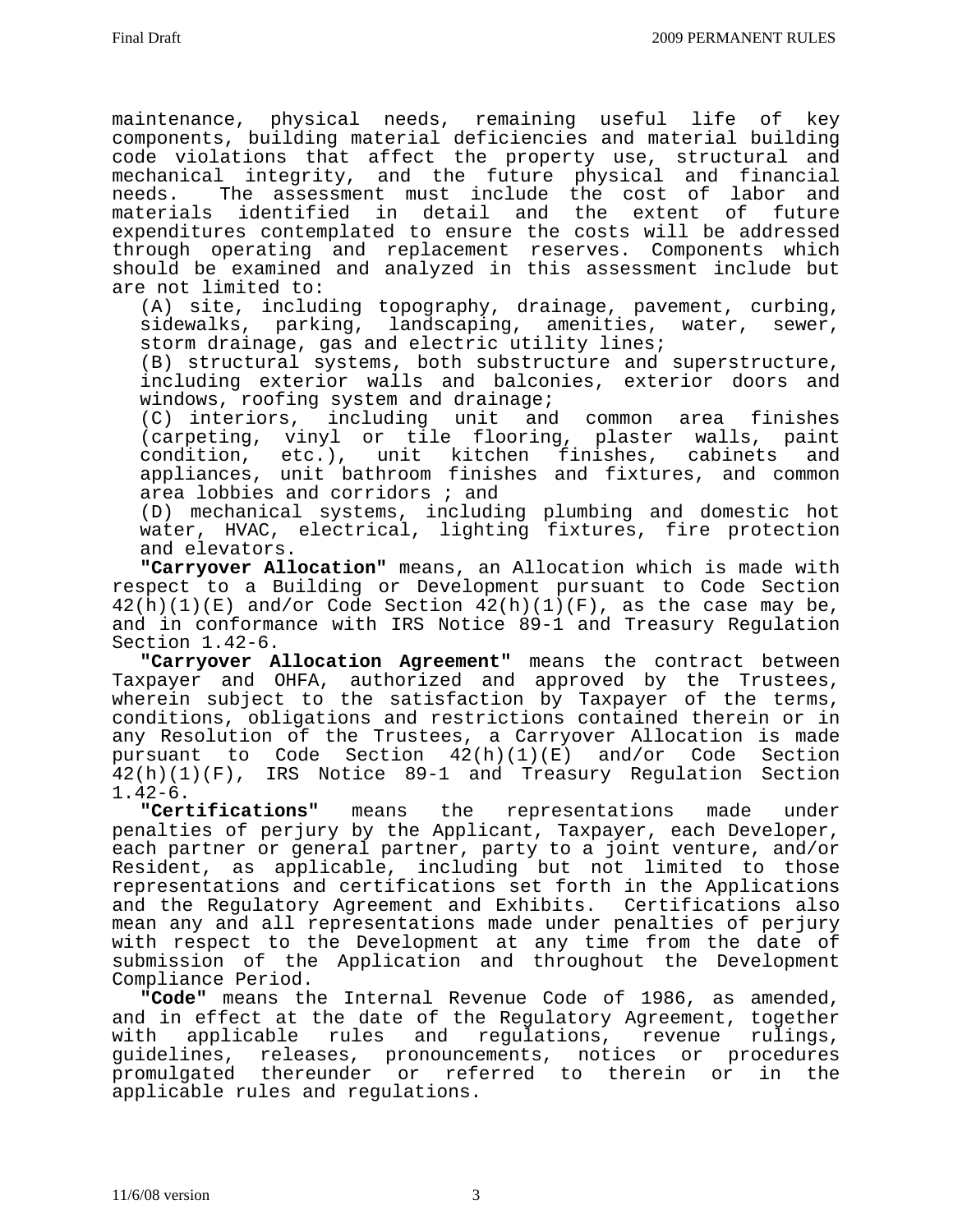maintenance, physical needs, remaining useful life of key components, building material deficiencies and material building code violations that affect the property use, structural and mechanical integrity, and the future physical and financial needs. The assessment must include the cost of labor and materials identified in detail and the extent of future expenditures contemplated to ensure the costs will be addressed through operating and replacement reserves. Components which should be examined and analyzed in this assessment include but are not limited to:

(A) site, including topography, drainage, pavement, curbing, sidewalks, parking, landscaping, amenities, water, sewer, storm drainage, gas and electric utility lines;

(B) structural systems, both substructure and superstructure, including exterior walls and balconies, exterior doors and windows, roofing system and drainage;

(C) interiors, including unit and common area finishes (carpeting, vinyl or tile flooring, plaster walls, paint condition, etc.), unit kitchen finishes, cabinets and appliances, unit bathroom finishes and fixtures, and common area lobbies and corridors ; and

(D) mechanical systems, including plumbing and domestic hot water, HVAC, electrical, lighting fixtures, fire protection and elevators.

**"Carryover Allocation"** means, an Allocation which is made with respect to a Building or Development pursuant to Code Section 42(h)(1)(E) and/or Code Section 42(h)(1)(F), as the case may be, and in conformance with IRS Notice 89-1 and Treasury Regulation Section 1.42-6.

**"Carryover Allocation Agreement"** means the contract between Taxpayer and OHFA, authorized and approved by the Trustees, wherein subject to the satisfaction by Taxpayer of the terms, conditions, obligations and restrictions contained therein or in any Resolution of the Trustees, a Carryover Allocation is made pursuant to Code Section 42(h)(1)(E) and/or Code Section 42(h)(1)(F), IRS Notice 89-1 and Treasury Regulation Section 1.42-6.

**"Certifications"** means the representations made under penalties of perjury by the Applicant, Taxpayer, each Developer, each partner or general partner, party to a joint venture, and/or Resident, as applicable, including but not limited to those representations and certifications set forth in the Applications and the Regulatory Agreement and Exhibits. Certifications also mean any and all representations made under penalties of perjury with respect to the Development at any time from the date of submission of the Application and throughout the Development Compliance Period.

**"Code"** means the Internal Revenue Code of 1986, as amended, and in effect at the date of the Regulatory Agreement, together with applicable rules and regulations, revenue rulings, guidelines, releases, pronouncements, notices or procedures promulgated thereunder or referred to therein or in the applicable rules and regulations.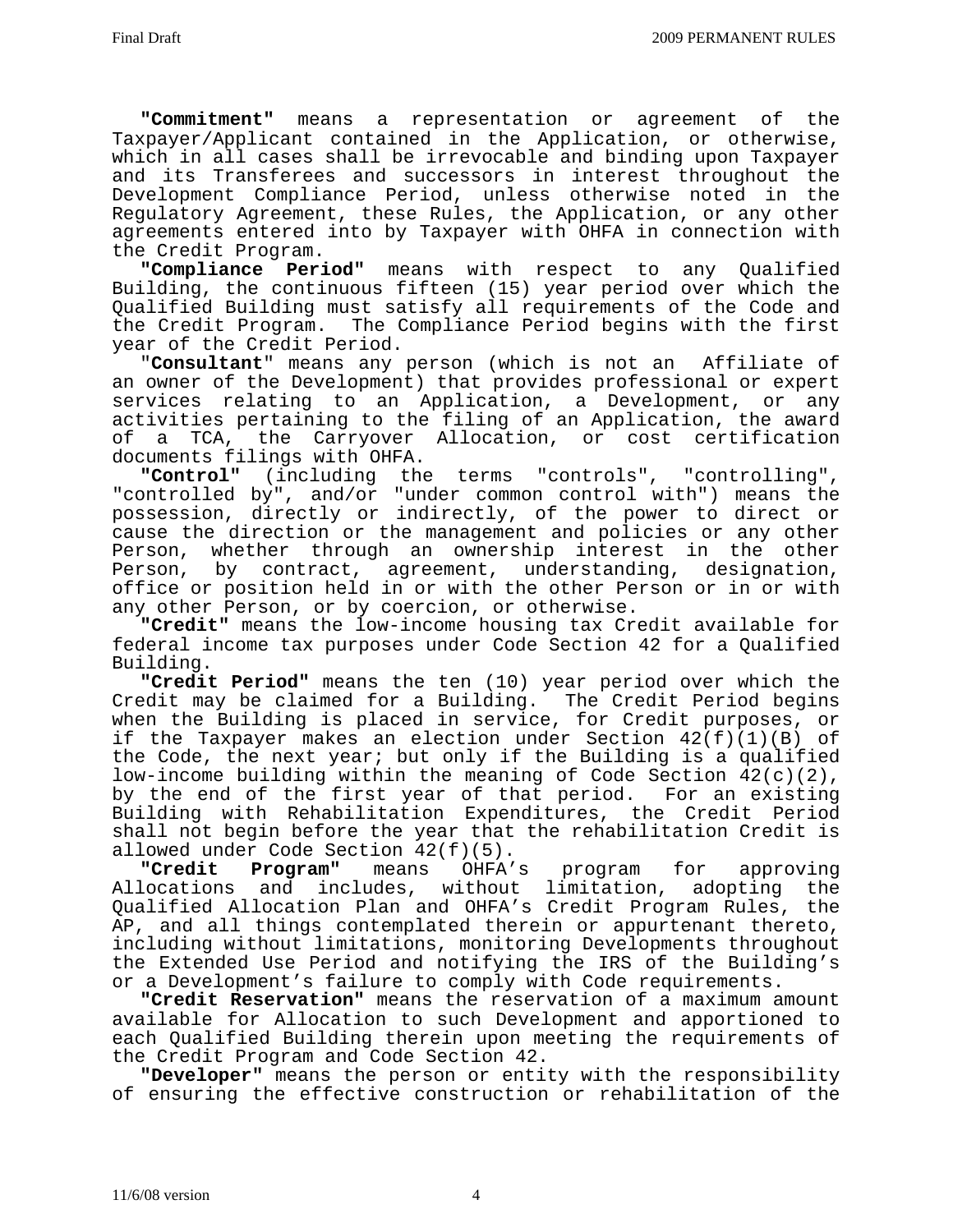**"Commitment"** means a representation or agreement of the Taxpayer/Applicant contained in the Application, or otherwise, which in all cases shall be irrevocable and binding upon Taxpayer and its Transferees and successors in interest throughout the Development Compliance Period, unless otherwise noted in the Regulatory Agreement, these Rules, the Application, or any other agreements entered into by Taxpayer with OHFA in connection with the Credit Program.

**"Compliance Period"** means with respect to any Qualified Building, the continuous fifteen (15) year period over which the Qualified Building must satisfy all requirements of the Code and the Credit Program. The Compliance Period begins with the first year of the Credit Period.

"**Consultant**" means any person (which is not an Affiliate of an owner of the Development) that provides professional or expert services relating to an Application, a Development, or any activities pertaining to the filing of an Application, the award of a TCA, the Carryover Allocation, or cost certification documents filings with OHFA.

**"Control"** (including the terms "controls", "controlling", "controlled by", and/or "under common control with") means the possession, directly or indirectly, of the power to direct or cause the direction or the management and policies or any other Person, whether through an ownership interest in the other Person, by contract, agreement, understanding, designation, office or position held in or with the other Person or in or with any other Person, or by coercion, or otherwise.

**"Credit"** means the low-income housing tax Credit available for federal income tax purposes under Code Section 42 for a Qualified Building.

**"Credit Period"** means the ten (10) year period over which the Credit may be claimed for a Building. The Credit Period begins when the Building is placed in service, for Credit purposes, or if the Taxpayer makes an election under Section 42(f)(1)(B) of the Code, the next year; but only if the Building is a qualified low-income building within the meaning of Code Section 42(c)(2), by the end of the first year of that period. For an existing Building with Rehabilitation Expenditures, the Credit Period shall not begin before the year that the rehabilitation Credit is allowed under Code Section 42(f)(5).

**"Credit Program"** means OHFA's program for approving Allocations and includes, without limitation, adopting the Qualified Allocation Plan and OHFA's Credit Program Rules, the AP, and all things contemplated therein or appurtenant thereto, including without limitations, monitoring Developments throughout the Extended Use Period and notifying the IRS of the Building's or a Development's failure to comply with Code requirements.

**"Credit Reservation"** means the reservation of a maximum amount available for Allocation to such Development and apportioned to each Qualified Building therein upon meeting the requirements of the Credit Program and Code Section 42.

**"Developer"** means the person or entity with the responsibility of ensuring the effective construction or rehabilitation of the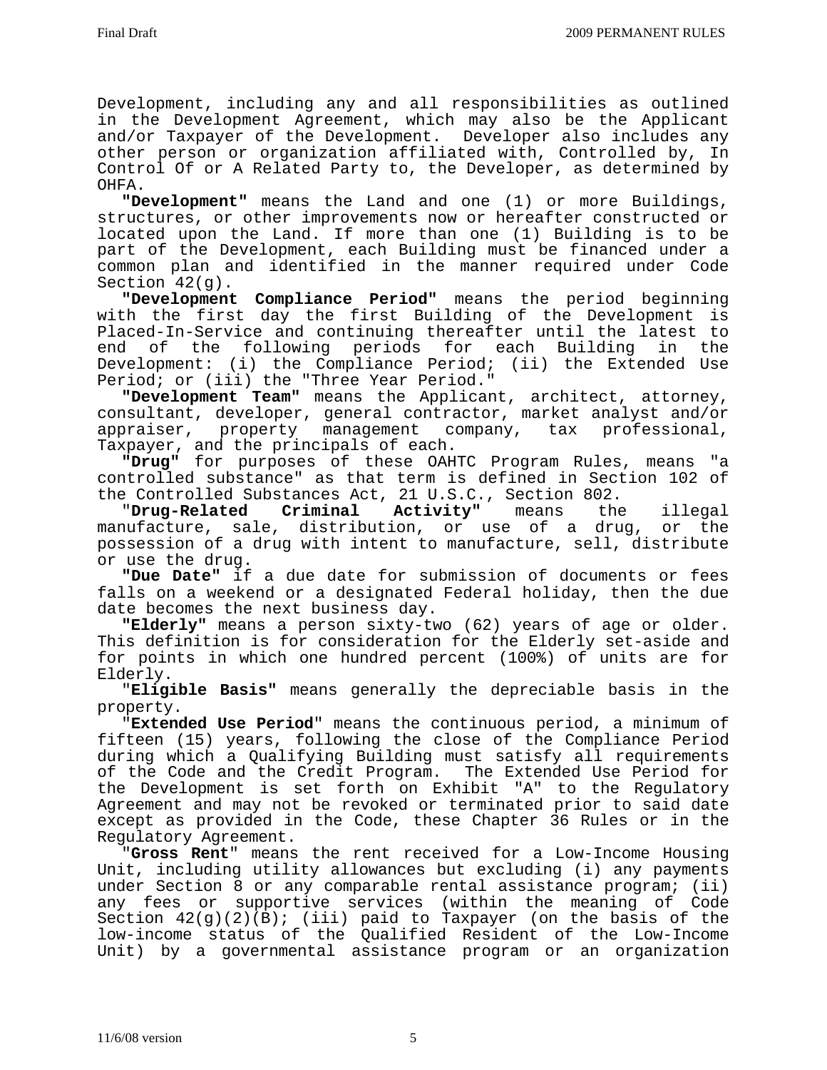Development, including any and all responsibilities as outlined in the Development Agreement, which may also be the Applicant and/or Taxpayer of the Development. Developer also includes any other person or organization affiliated with, Controlled by, In Control Of or A Related Party to, the Developer, as determined by OHFA.

**"Development"** means the Land and one (1) or more Buildings, structures, or other improvements now or hereafter constructed or located upon the Land. If more than one (1) Building is to be part of the Development, each Building must be financed under a common plan and identified in the manner required under Code Section 42(g).

**"Development Compliance Period"** means the period beginning with the first day the first Building of the Development is Placed-In-Service and continuing thereafter until the latest to end of the following periods for each Building in the Development: (i) the Compliance Period; (ii) the Extended Use Period; or (iii) the "Three Year Period."

**"Development Team"** means the Applicant, architect, attorney, consultant, developer, general contractor, market analyst and/or appraiser, property management company, tax professional, Taxpayer, and the principals of each.

**"Drug"** for purposes of these OAHTC Program Rules, means "a controlled substance" as that term is defined in Section 102 of the Controlled Substances Act, 21 U.S.C., Section 802.

"**Drug-Related Criminal Activity"** means the illegal manufacture, sale, distribution, or use of a drug, or the possession of a drug with intent to manufacture, sell, distribute or use the drug.

**"Due Date"** if a due date for submission of documents or fees falls on a weekend or a designated Federal holiday, then the due date becomes the next business day.

**"Elderly"** means a person sixty-two (62) years of age or older. This definition is for consideration for the Elderly set-aside and for points in which one hundred percent (100%) of units are for Elderly.

"**Eligible Basis"** means generally the depreciable basis in the property.

"**Extended Use Period**" means the continuous period, a minimum of fifteen (15) years, following the close of the Compliance Period during which a Qualifying Building must satisfy all requirements of the Code and the Credit Program. The Extended Use Period for the Development is set forth on Exhibit "A" to the Regulatory Agreement and may not be revoked or terminated prior to said date except as provided in the Code, these Chapter 36 Rules or in the Regulatory Agreement.

"**Gross Rent**" means the rent received for a Low-Income Housing Unit, including utility allowances but excluding (i) any payments under Section 8 or any comparable rental assistance program; (ii) any fees or supportive services (within the meaning of Code Section 42(g)(2)(B); (iii) paid to Taxpayer (on the basis of the low-income status of the Qualified Resident of the Low-Income Unit) by a governmental assistance program or an organization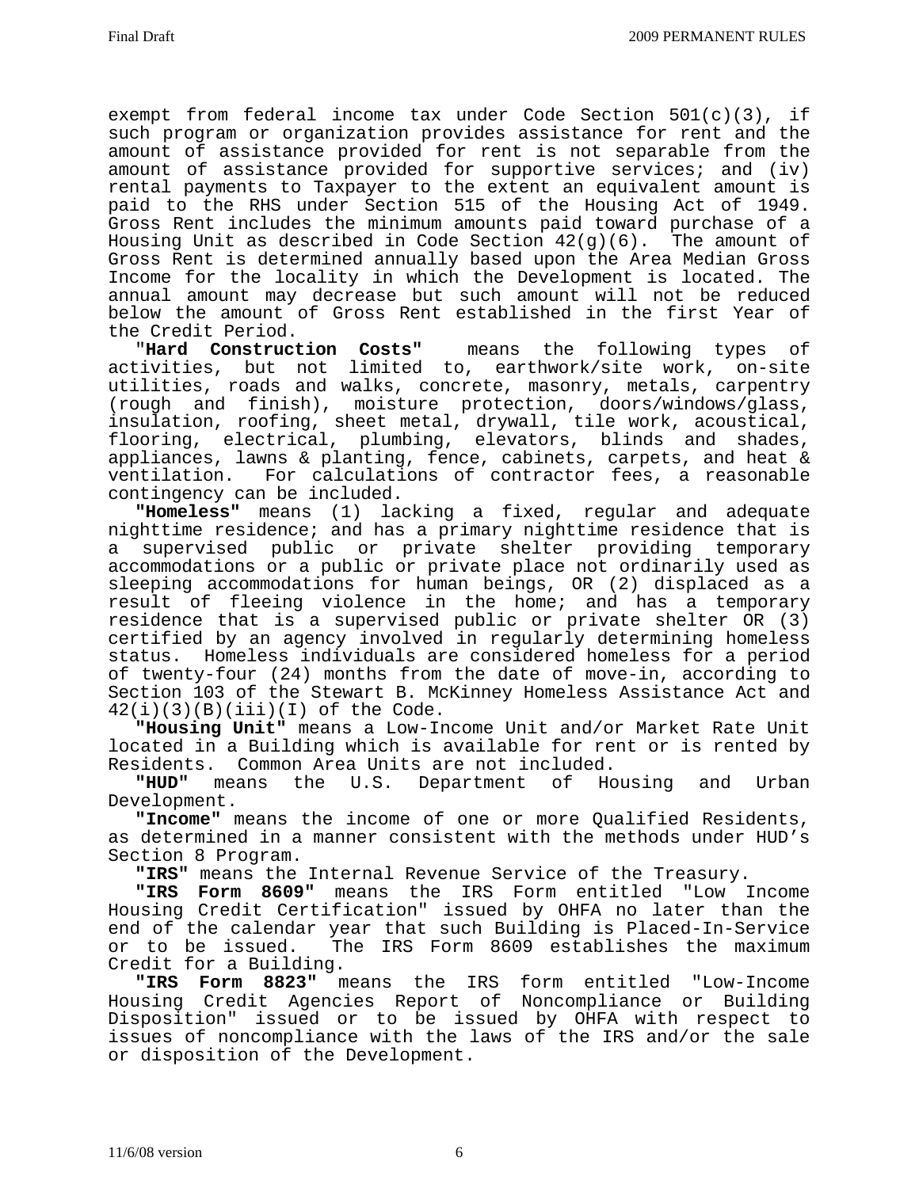exempt from federal income tax under Code Section 501(c)(3), if such program or organization provides assistance for rent and the amount of assistance provided for rent is not separable from the amount of assistance provided for supportive services; and (iv) rental payments to Taxpayer to the extent an equivalent amount is paid to the RHS under Section 515 of the Housing Act of 1949. Gross Rent includes the minimum amounts paid toward purchase of a Housing Unit as described in Code Section 42(g)(6). The amount of Gross Rent is determined annually based upon the Area Median Gross Income for the locality in which the Development is located. The annual amount may decrease but such amount will not be reduced below the amount of Gross Rent established in the first Year of the Credit Period.

"**Hard Construction Costs"** means the following types of activities, but not limited to, earthwork/site work, on-site utilities, roads and walks, concrete, masonry, metals, carpentry (rough and finish), moisture protection, doors/windows/glass, insulation, roofing, sheet metal, drywall, tile work, acoustical, flooring, electrical, plumbing, elevators, blinds and shades, appliances, lawns & planting, fence, cabinets, carpets, and heat & ventilation. For calculations of contractor fees, a reasonable contingency can be included.

**"Homeless"** means (1) lacking a fixed, regular and adequate nighttime residence; and has a primary nighttime residence that is a supervised public or private shelter providing temporary accommodations or a public or private place not ordinarily used as sleeping accommodations for human beings, OR (2) displaced as a result of fleeing violence in the home; and has a temporary residence that is a supervised public or private shelter OR (3) certified by an agency involved in regularly determining homeless status. Homeless individuals are considered homeless for a period of twenty-four (24) months from the date of move-in, according to Section 103 of the Stewart B. McKinney Homeless Assistance Act and 42(i)(3)(B)(iii)(I) of the Code.

**"Housing Unit"** means a Low-Income Unit and/or Market Rate Unit located in a Building which is available for rent or is rented by Residents. Common Area Units are not included.

**"HUD"** means the U.S. Department of Housing and Urban Development.

**"Income"** means the income of one or more Qualified Residents, as determined in a manner consistent with the methods under HUD's Section 8 Program.

**"IRS"** means the Internal Revenue Service of the Treasury.

**"IRS Form 8609"** means the IRS Form entitled "Low Income Housing Credit Certification" issued by OHFA no later than the end of the calendar year that such Building is Placed-In-Service or to be issued. The IRS Form 8609 establishes the maximum Credit for a Building.

**"IRS Form 8823"** means the IRS form entitled "Low-Income Housing Credit Agencies Report of Noncompliance or Building Disposition" issued or to be issued by OHFA with respect to issues of noncompliance with the laws of the IRS and/or the sale or disposition of the Development.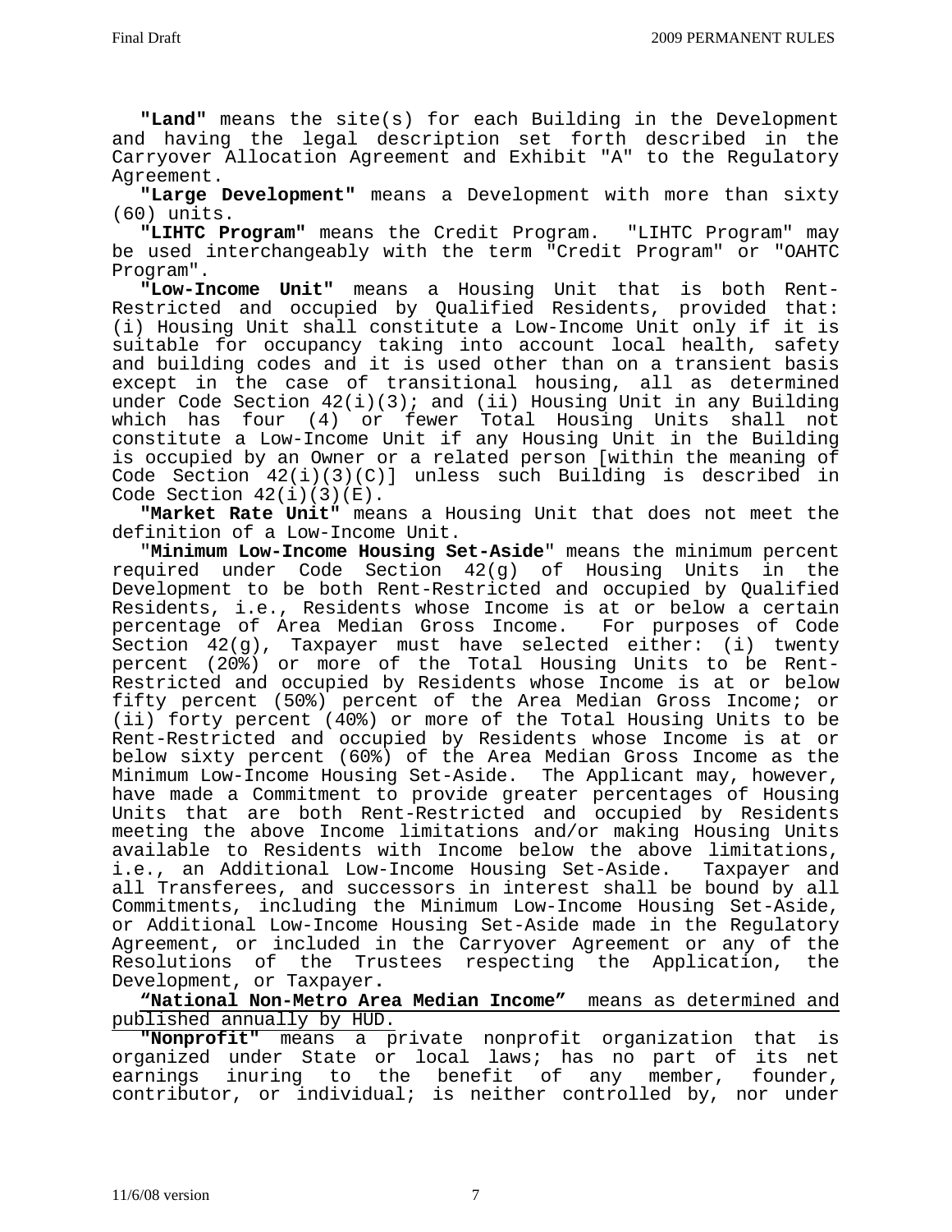**"Land"** means the site(s) for each Building in the Development and having the legal description set forth described in the Carryover Allocation Agreement and Exhibit "A" to the Regulatory Agreement.

**"Large Development"** means a Development with more than sixty (60) units.

**"LIHTC Program"** means the Credit Program. "LIHTC Program" may be used interchangeably with the term "Credit Program" or "OAHTC Program".

**"Low-Income Unit"** means a Housing Unit that is both Rent-Restricted and occupied by Qualified Residents, provided that: (i) Housing Unit shall constitute a Low-Income Unit only if it is suitable for occupancy taking into account local health, safety and building codes and it is used other than on a transient basis except in the case of transitional housing, all as determined under Code Section 42(i)(3); and (ii) Housing Unit in any Building which has four (4) or fewer Total Housing Units shall not constitute a Low-Income Unit if any Housing Unit in the Building is occupied by an Owner or a related person [within the meaning of Code Section 42(i)(3)(C)] unless such Building is described in Code Section 42(i)(3)(E).

**"Market Rate Unit"** means a Housing Unit that does not meet the definition of a Low-Income Unit.

"**Minimum Low-Income Housing Set-Aside**" means the minimum percent required under Code Section 42(g) of Housing Units in the Development to be both Rent-Restricted and occupied by Qualified Residents, i.e., Residents whose Income is at or below a certain percentage of Area Median Gross Income. For purposes of Code Section 42(g), Taxpayer must have selected either: (i) twenty percent (20%) or more of the Total Housing Units to be Rent-Restricted and occupied by Residents whose Income is at or below fifty percent (50%) percent of the Area Median Gross Income; or (ii) forty percent (40%) or more of the Total Housing Units to be Rent-Restricted and occupied by Residents whose Income is at or below sixty percent (60%) of the Area Median Gross Income as the Minimum Low-Income Housing Set-Aside. The Applicant may, however, have made a Commitment to provide greater percentages of Housing Units that are both Rent-Restricted and occupied by Residents meeting the above Income limitations and/or making Housing Units available to Residents with Income below the above limitations, i.e., an Additional Low-Income Housing Set-Aside. Taxpayer and all Transferees, and successors in interest shall be bound by all Commitments, including the Minimum Low-Income Housing Set-Aside, or Additional Low-Income Housing Set-Aside made in the Regulatory Agreement, or included in the Carryover Agreement or any of the Resolutions of the Trustees respecting the Application, the Development, or Taxpayer.

***"National Non-Metro Area Median Income"*** means as determined and published annually by HUD.

**"Nonprofit"** means a private nonprofit organization that is organized under State or local laws; has no part of its net earnings inuring to the benefit of any member, founder, contributor, or individual; is neither controlled by, nor under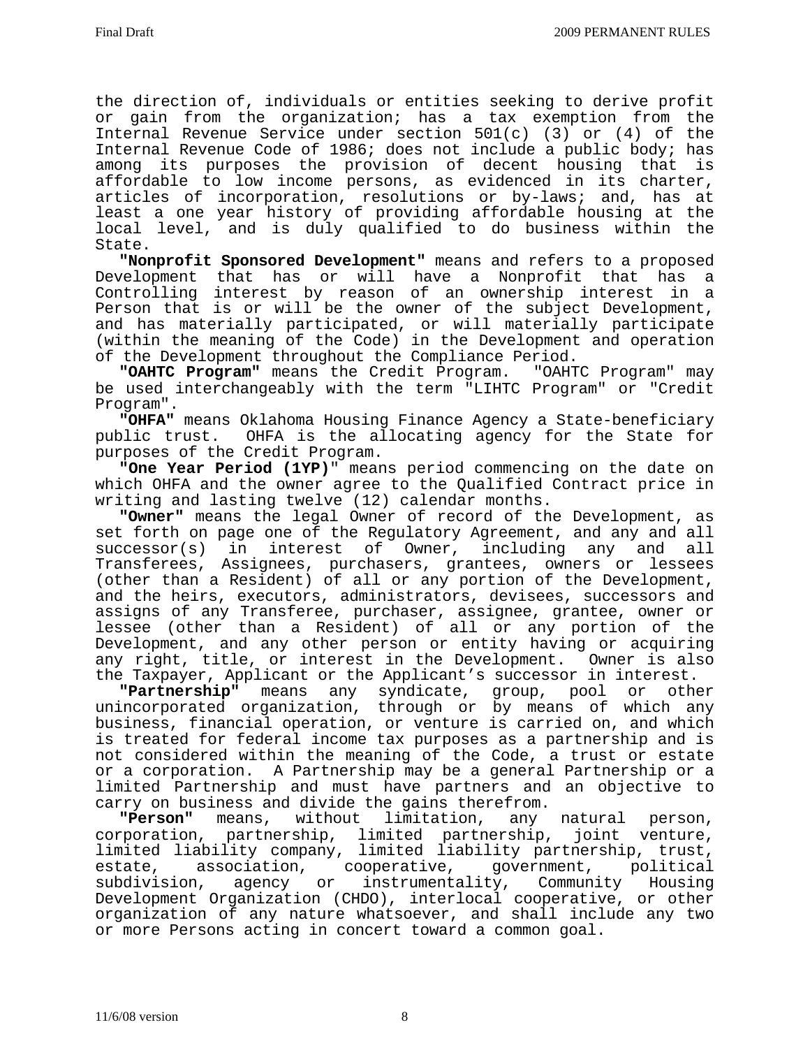the direction of, individuals or entities seeking to derive profit or gain from the organization; has a tax exemption from the Internal Revenue Service under section 501(c) (3) or (4) of the Internal Revenue Code of 1986; does not include a public body; has among its purposes the provision of decent housing that is affordable to low income persons, as evidenced in its charter, articles of incorporation, resolutions or by-laws; and, has at least a one year history of providing affordable housing at the local level, and is duly qualified to do business within the State.

**"Nonprofit Sponsored Development"** means and refers to a proposed Development that has or will have a Nonprofit that has a Controlling interest by reason of an ownership interest in a Person that is or will be the owner of the subject Development, and has materially participated, or will materially participate (within the meaning of the Code) in the Development and operation of the Development throughout the Compliance Period.

**"OAHTC Program"** means the Credit Program. "OAHTC Program" may be used interchangeably with the term "LIHTC Program" or "Credit Program".

**"OHFA"** means Oklahoma Housing Finance Agency a State-beneficiary public trust. OHFA is the allocating agency for the State for purposes of the Credit Program.

**"One Year Period (1YP)**" means period commencing on the date on which OHFA and the owner agree to the Qualified Contract price in writing and lasting twelve (12) calendar months.

**"Owner"** means the legal Owner of record of the Development, as set forth on page one of the Regulatory Agreement, and any and all successor(s) in interest of Owner, including any and all Transferees, Assignees, purchasers, grantees, owners or lessees (other than a Resident) of all or any portion of the Development, and the heirs, executors, administrators, devisees, successors and assigns of any Transferee, purchaser, assignee, grantee, owner or lessee (other than a Resident) of all or any portion of the Development, and any other person or entity having or acquiring any right, title, or interest in the Development. Owner is also the Taxpayer, Applicant or the Applicant's successor in interest.

**"Partnership"** means any syndicate, group, pool or other unincorporated organization, through or by means of which any business, financial operation, or venture is carried on, and which is treated for federal income tax purposes as a partnership and is not considered within the meaning of the Code, a trust or estate or a corporation. A Partnership may be a general Partnership or a limited Partnership and must have partners and an objective to carry on business and divide the gains therefrom.

**"Person"** means, without limitation, any natural person, corporation, partnership, limited partnership, joint venture, limited liability company, limited liability partnership, trust, estate, association, cooperative, government, political subdivision, agency or instrumentality, Community Housing Development Organization (CHDO), interlocal cooperative, or other organization of any nature whatsoever, and shall include any two or more Persons acting in concert toward a common goal.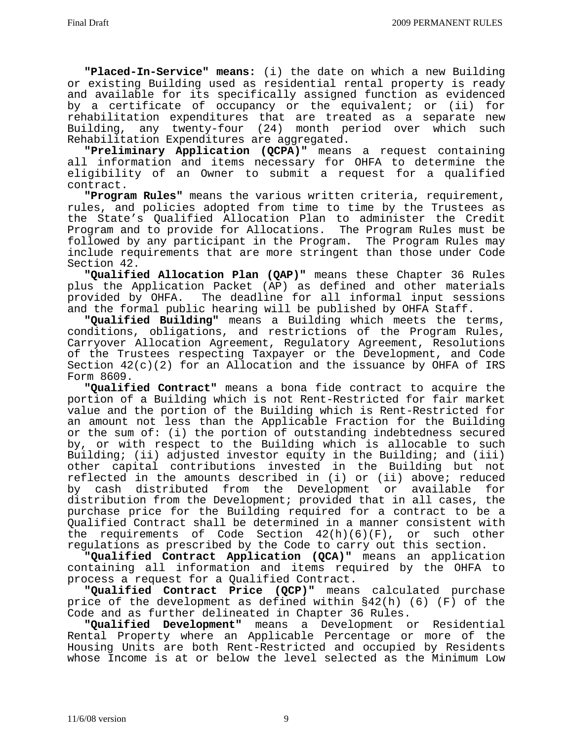**"Placed-In-Service" means:** (i) the date on which a new Building or existing Building used as residential rental property is ready and available for its specifically assigned function as evidenced by a certificate of occupancy or the equivalent; or (ii) for rehabilitation expenditures that are treated as a separate new Building, any twenty-four (24) month period over which such Rehabilitation Expenditures are aggregated.

**"Preliminary Application (QCPA)"** means a request containing all information and items necessary for OHFA to determine the eligibility of an Owner to submit a request for a qualified contract.

**"Program Rules"** means the various written criteria, requirement, rules, and policies adopted from time to time by the Trustees as the State's Qualified Allocation Plan to administer the Credit Program and to provide for Allocations. The Program Rules must be followed by any participant in the Program. The Program Rules may include requirements that are more stringent than those under Code Section 42.

**"Qualified Allocation Plan (QAP)"** means these Chapter 36 Rules plus the Application Packet (AP) as defined and other materials provided by OHFA. The deadline for all informal input sessions and the formal public hearing will be published by OHFA Staff.

**"Qualified Building"** means a Building which meets the terms, conditions, obligations, and restrictions of the Program Rules, Carryover Allocation Agreement, Regulatory Agreement, Resolutions of the Trustees respecting Taxpayer or the Development, and Code Section 42(c)(2) for an Allocation and the issuance by OHFA of IRS Form 8609.

**"Qualified Contract"** means a bona fide contract to acquire the portion of a Building which is not Rent-Restricted for fair market value and the portion of the Building which is Rent-Restricted for an amount not less than the Applicable Fraction for the Building or the sum of: (i) the portion of outstanding indebtedness secured by, or with respect to the Building which is allocable to such Building; (ii) adjusted investor equity in the Building; and (iii) other capital contributions invested in the Building but not reflected in the amounts described in (i) or (ii) above; reduced by cash distributed from the Development or available for distribution from the Development; provided that in all cases, the purchase price for the Building required for a contract to be a Qualified Contract shall be determined in a manner consistent with the requirements of Code Section 42(h)(6)(F), or such other regulations as prescribed by the Code to carry out this section.

**"Qualified Contract Application (QCA)"** means an application containing all information and items required by the OHFA to process a request for a Qualified Contract.

**"Qualified Contract Price (QCP)"** means calculated purchase price of the development as defined within §42(h) (6) (F) of the Code and as further delineated in Chapter 36 Rules.

**"Qualified Development"** means a Development or Residential Rental Property where an Applicable Percentage or more of the Housing Units are both Rent-Restricted and occupied by Residents whose Income is at or below the level selected as the Minimum Low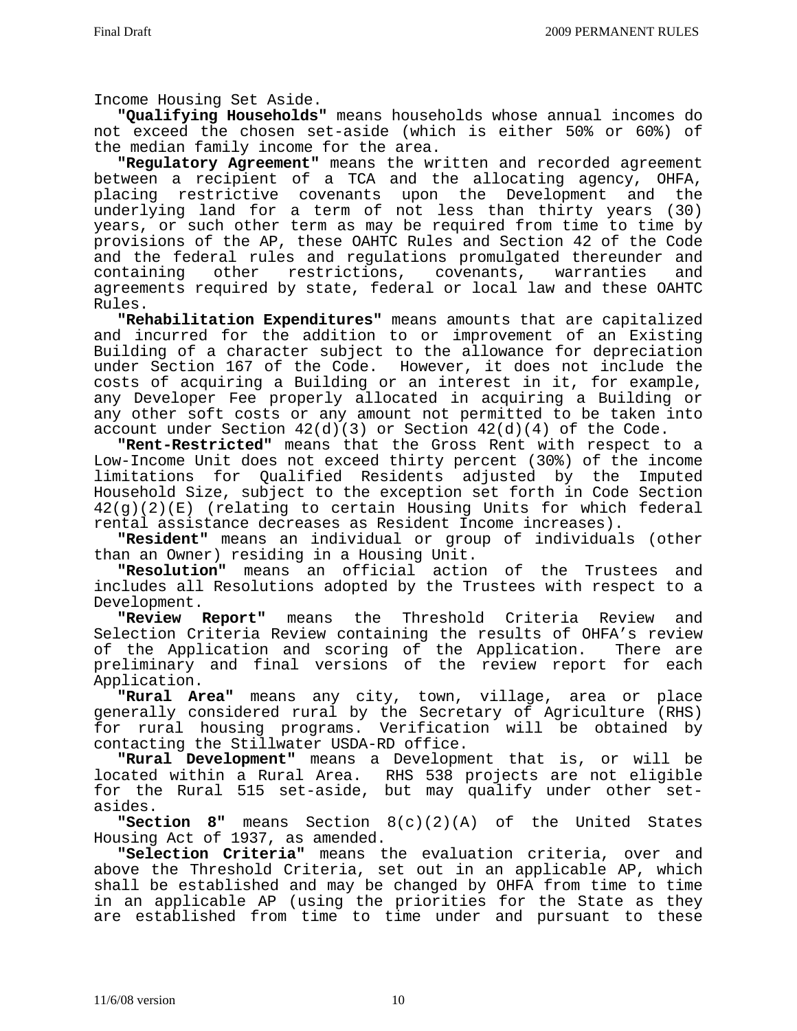Income Housing Set Aside.

**"Qualifying Households"** means households whose annual incomes do not exceed the chosen set-aside (which is either 50% or 60%) of the median family income for the area.

**"Regulatory Agreement"** means the written and recorded agreement between a recipient of a TCA and the allocating agency, OHFA, placing restrictive covenants upon the Development and the underlying land for a term of not less than thirty years (30) years, or such other term as may be required from time to time by provisions of the AP, these OAHTC Rules and Section 42 of the Code and the federal rules and regulations promulgated thereunder and containing other restrictions, covenants, warranties and agreements required by state, federal or local law and these OAHTC Rules.

**"Rehabilitation Expenditures"** means amounts that are capitalized and incurred for the addition to or improvement of an Existing Building of a character subject to the allowance for depreciation under Section 167 of the Code. However, it does not include the costs of acquiring a Building or an interest in it, for example, any Developer Fee properly allocated in acquiring a Building or any other soft costs or any amount not permitted to be taken into account under Section 42(d)(3) or Section 42(d)(4) of the Code.

**"Rent-Restricted"** means that the Gross Rent with respect to a Low-Income Unit does not exceed thirty percent (30%) of the income limitations for Qualified Residents adjusted by the Imputed Household Size, subject to the exception set forth in Code Section 42(g)(2)(E) (relating to certain Housing Units for which federal rental assistance decreases as Resident Income increases).

**"Resident"** means an individual or group of individuals (other than an Owner) residing in a Housing Unit.

**"Resolution"** means an official action of the Trustees and includes all Resolutions adopted by the Trustees with respect to a Development.

**"Review Report"** means the Threshold Criteria Review and Selection Criteria Review containing the results of OHFA's review of the Application and scoring of the Application. There are preliminary and final versions of the review report for each Application.

**"Rural Area"** means any city, town, village, area or place generally considered rural by the Secretary of Agriculture (RHS) for rural housing programs. Verification will be obtained by contacting the Stillwater USDA-RD office.

**"Rural Development"** means a Development that is, or will be located within a Rural Area. RHS 538 projects are not eligible for the Rural 515 set-aside, but may qualify under other set-asides.

**"Section 8"** means Section 8(c)(2)(A) of the United States Housing Act of 1937, as amended.

**"Selection Criteria"** means the evaluation criteria, over and above the Threshold Criteria, set out in an applicable AP, which shall be established and may be changed by OHFA from time to time in an applicable AP (using the priorities for the State as they are established from time to time under and pursuant to these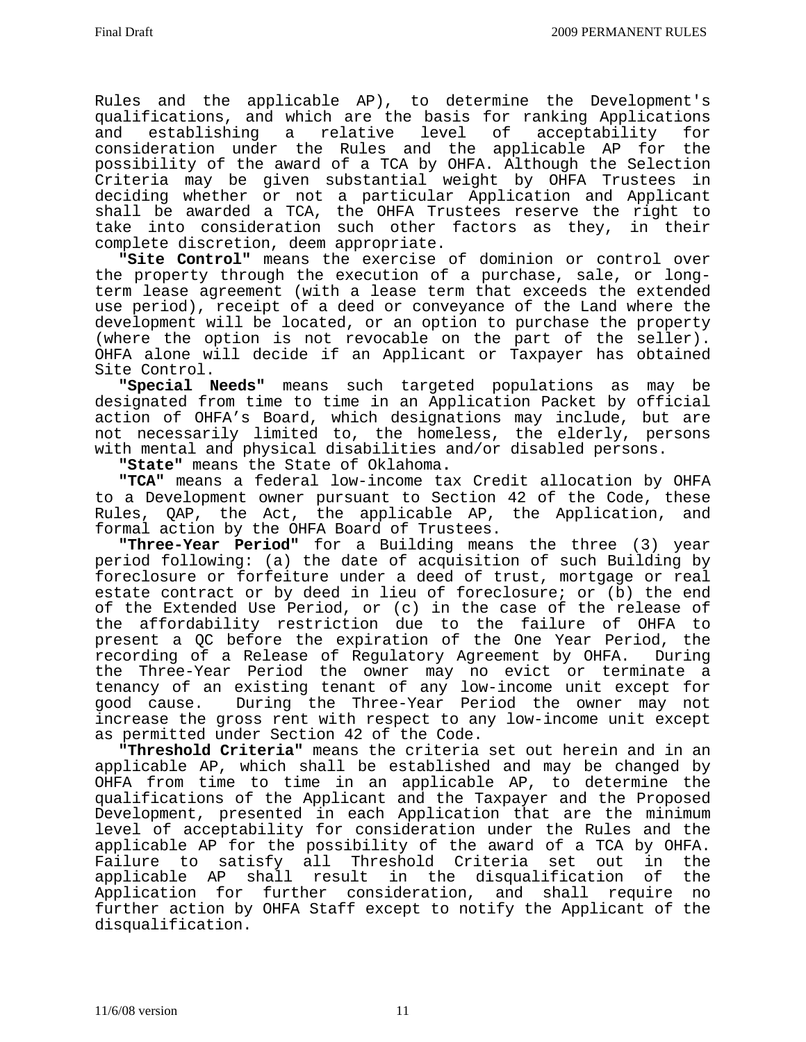Rules and the applicable AP), to determine the Development's qualifications, and which are the basis for ranking Applications and establishing a relative level of acceptability for consideration under the Rules and the applicable AP for the possibility of the award of a TCA by OHFA. Although the Selection Criteria may be given substantial weight by OHFA Trustees in deciding whether or not a particular Application and Applicant shall be awarded a TCA, the OHFA Trustees reserve the right to take into consideration such other factors as they, in their complete discretion, deem appropriate.

**"Site Control"** means the exercise of dominion or control over the property through the execution of a purchase, sale, or long-term lease agreement (with a lease term that exceeds the extended use period), receipt of a deed or conveyance of the Land where the development will be located, or an option to purchase the property (where the option is not revocable on the part of the seller). OHFA alone will decide if an Applicant or Taxpayer has obtained Site Control.

**"Special Needs"** means such targeted populations as may be designated from time to time in an Application Packet by official action of OHFA's Board, which designations may include, but are not necessarily limited to, the homeless, the elderly, persons with mental and physical disabilities and/or disabled persons.

**"State"** means the State of Oklahoma.

**"TCA"** means a federal low-income tax Credit allocation by OHFA to a Development owner pursuant to Section 42 of the Code, these Rules, QAP, the Act, the applicable AP, the Application, and formal action by the OHFA Board of Trustees.

**"Three-Year Period"** for a Building means the three (3) year period following: (a) the date of acquisition of such Building by foreclosure or forfeiture under a deed of trust, mortgage or real estate contract or by deed in lieu of foreclosure; or (b) the end of the Extended Use Period, or (c) in the case of the release of the affordability restriction due to the failure of OHFA to present a QC before the expiration of the One Year Period, the recording of a Release of Regulatory Agreement by OHFA. During the Three-Year Period the owner may no evict or terminate a tenancy of an existing tenant of any low-income unit except for good cause. During the Three-Year Period the owner may not increase the gross rent with respect to any low-income unit except as permitted under Section 42 of the Code.

**"Threshold Criteria"** means the criteria set out herein and in an applicable AP, which shall be established and may be changed by OHFA from time to time in an applicable AP, to determine the qualifications of the Applicant and the Taxpayer and the Proposed Development, presented in each Application that are the minimum level of acceptability for consideration under the Rules and the applicable AP for the possibility of the award of a TCA by OHFA. Failure to satisfy all Threshold Criteria set out in the applicable AP shall result in the disqualification of the Application for further consideration, and shall require no further action by OHFA Staff except to notify the Applicant of the disqualification.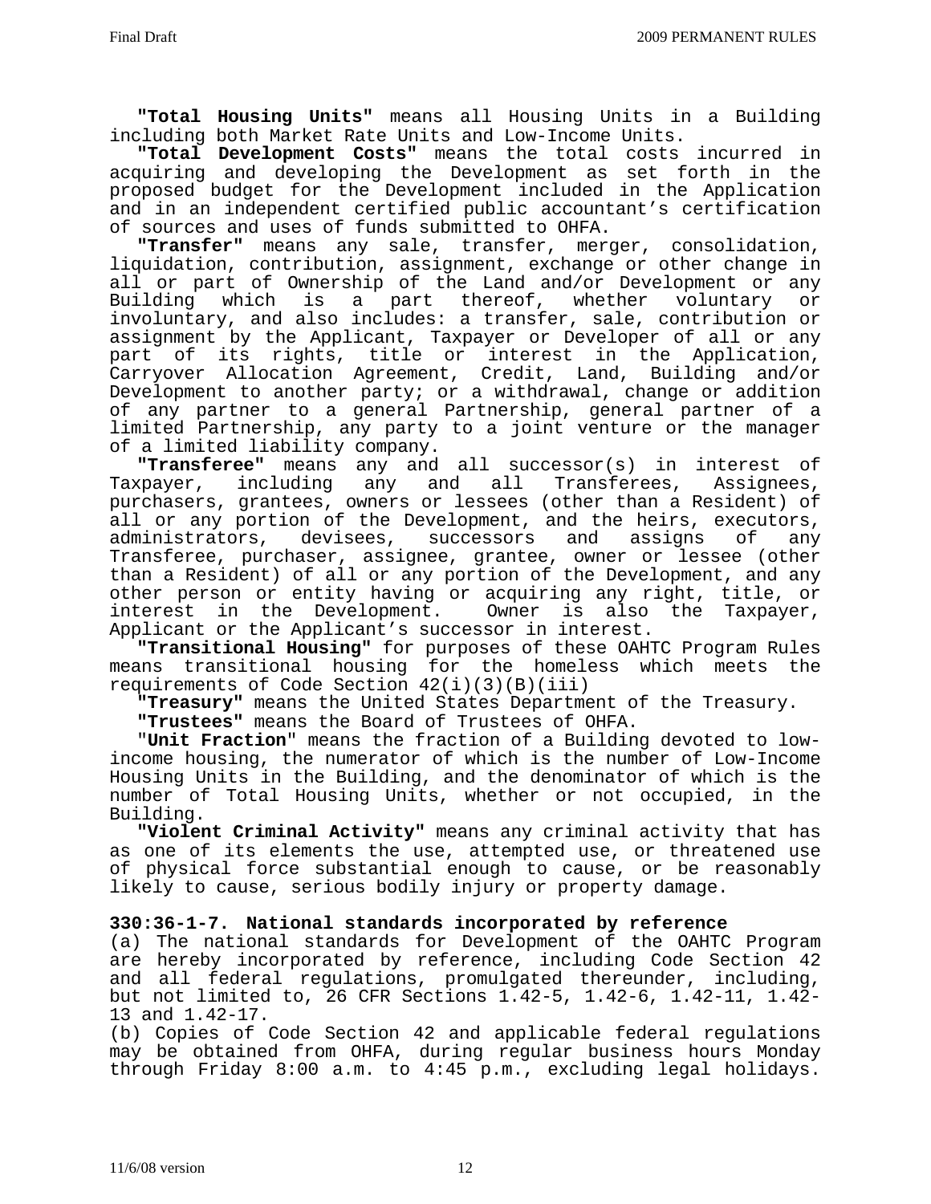**"Total Housing Units"** means all Housing Units in a Building including both Market Rate Units and Low-Income Units.

**"Total Development Costs"** means the total costs incurred in acquiring and developing the Development as set forth in the proposed budget for the Development included in the Application and in an independent certified public accountant's certification of sources and uses of funds submitted to OHFA.

**"Transfer"** means any sale, transfer, merger, consolidation, liquidation, contribution, assignment, exchange or other change in all or part of Ownership of the Land and/or Development or any Building which is a part thereof, whether voluntary or involuntary, and also includes: a transfer, sale, contribution or assignment by the Applicant, Taxpayer or Developer of all or any part of its rights, title or interest in the Application, Carryover Allocation Agreement, Credit, Land, Building and/or Development to another party; or a withdrawal, change or addition of any partner to a general Partnership, general partner of a limited Partnership, any party to a joint venture or the manager of a limited liability company.

**"Transferee"** means any and all successor(s) in interest of Taxpayer, including any and all Transferees, Assignees, purchasers, grantees, owners or lessees (other than a Resident) of all or any portion of the Development, and the heirs, executors, administrators, devisees, successors and assigns of any Transferee, purchaser, assignee, grantee, owner or lessee (other than a Resident) of all or any portion of the Development, and any other person or entity having or acquiring any right, title, or interest in the Development. Owner is also the Taxpayer, Applicant or the Applicant's successor in interest.

**"Transitional Housing"** for purposes of these OAHTC Program Rules means transitional housing for the homeless which meets the requirements of Code Section 42(i)(3)(B)(iii)

**"Treasury"** means the United States Department of the Treasury.

**"Trustees"** means the Board of Trustees of OHFA.

"**Unit Fraction**" means the fraction of a Building devoted to low-income housing, the numerator of which is the number of Low-Income Housing Units in the Building, and the denominator of which is the number of Total Housing Units, whether or not occupied, in the Building.

**"Violent Criminal Activity"** means any criminal activity that has as one of its elements the use, attempted use, or threatened use of physical force substantial enough to cause, or be reasonably likely to cause, serious bodily injury or property damage.

**330:36-1-7. National standards incorporated by reference**

(a) The national standards for Development of the OAHTC Program are hereby incorporated by reference, including Code Section 42 and all federal regulations, promulgated thereunder, including, but not limited to, 26 CFR Sections 1.42-5, 1.42-6, 1.42-11, 1.42-13 and 1.42-17.

(b) Copies of Code Section 42 and applicable federal regulations may be obtained from OHFA, during regular business hours Monday through Friday 8:00 a.m. to 4:45 p.m., excluding legal holidays.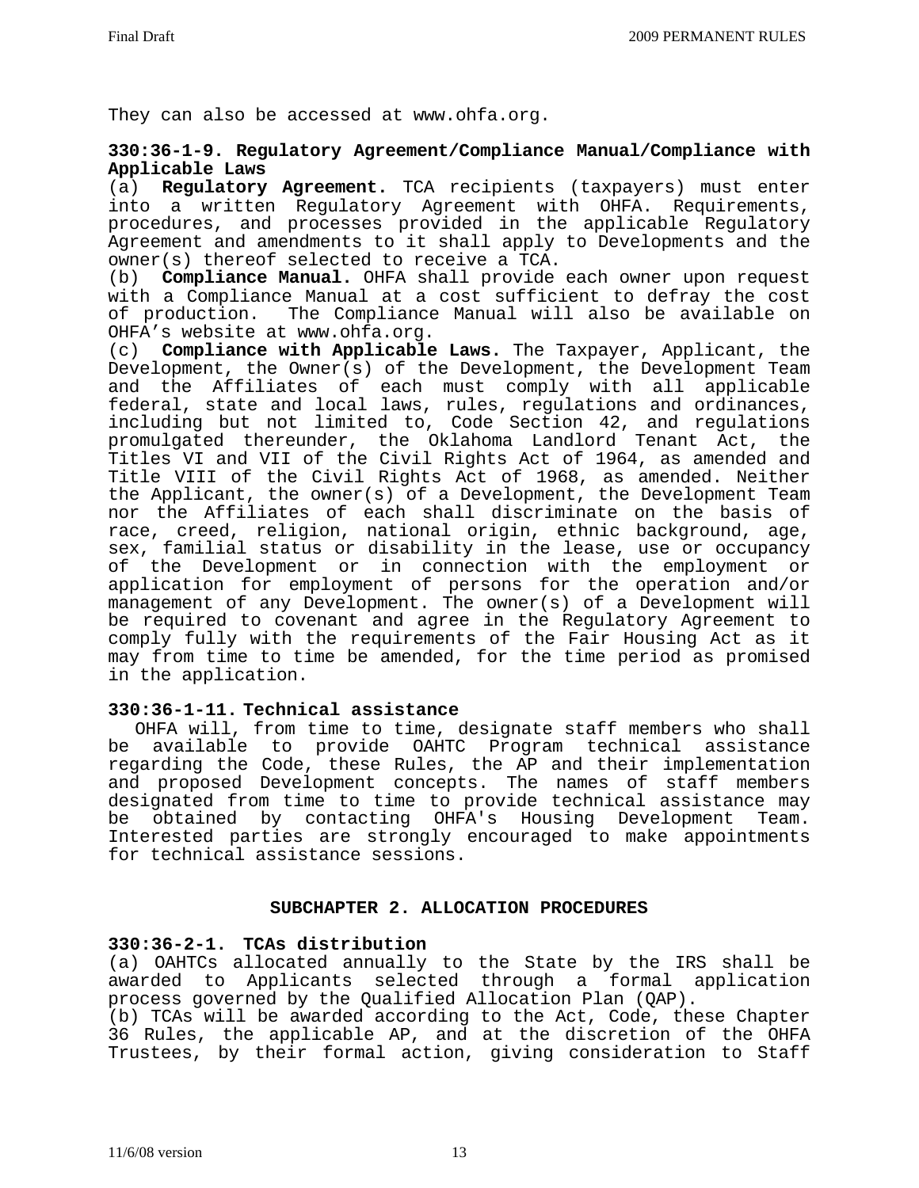They can also be accessed at www.ohfa.org.

**330:36-1-9. Regulatory Agreement/Compliance Manual/Compliance with Applicable Laws**

(a) **Regulatory Agreement.** TCA recipients (taxpayers) must enter into a written Regulatory Agreement with OHFA. Requirements, procedures, and processes provided in the applicable Regulatory Agreement and amendments to it shall apply to Developments and the owner(s) thereof selected to receive a TCA.

(b) **Compliance Manual.** OHFA shall provide each owner upon request with a Compliance Manual at a cost sufficient to defray the cost of production. The Compliance Manual will also be available on OHFA's website at www.ohfa.org.

(c) **Compliance with Applicable Laws.** The Taxpayer, Applicant, the Development, the Owner(s) of the Development, the Development Team and the Affiliates of each must comply with all applicable federal, state and local laws, rules, regulations and ordinances, including but not limited to, Code Section 42, and regulations promulgated thereunder, the Oklahoma Landlord Tenant Act, the Titles VI and VII of the Civil Rights Act of 1964, as amended and Title VIII of the Civil Rights Act of 1968, as amended. Neither the Applicant, the owner(s) of a Development, the Development Team nor the Affiliates of each shall discriminate on the basis of race, creed, religion, national origin, ethnic background, age, sex, familial status or disability in the lease, use or occupancy of the Development or in connection with the employment or application for employment of persons for the operation and/or management of any Development. The owner(s) of a Development will be required to covenant and agree in the Regulatory Agreement to comply fully with the requirements of the Fair Housing Act as it may from time to time be amended, for the time period as promised in the application.

**330:36-1-11. Technical assistance**

OHFA will, from time to time, designate staff members who shall be available to provide OAHTC Program technical assistance regarding the Code, these Rules, the AP and their implementation and proposed Development concepts. The names of staff members designated from time to time to provide technical assistance may be obtained by contacting OHFA's Housing Development Team. Interested parties are strongly encouraged to make appointments for technical assistance sessions.

## SUBCHAPTER 2. ALLOCATION PROCEDURES

**330:36-2-1. TCAs distribution**

(a) OAHTCs allocated annually to the State by the IRS shall be awarded to Applicants selected through a formal application process governed by the Qualified Allocation Plan (QAP).

(b) TCAs will be awarded according to the Act, Code, these Chapter 36 Rules, the applicable AP, and at the discretion of the OHFA Trustees, by their formal action, giving consideration to Staff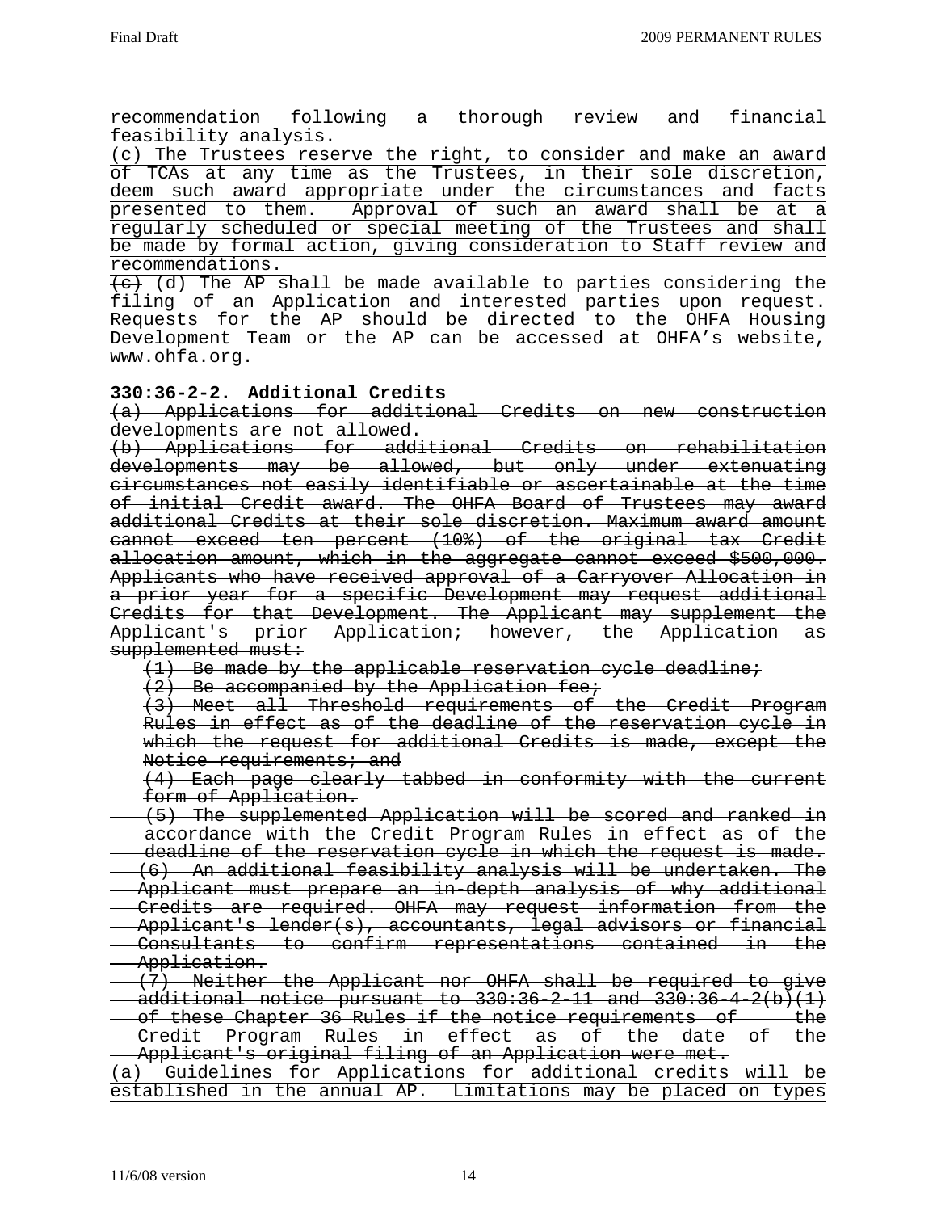recommendation following a thorough review and financial feasibility analysis.

(c) The Trustees reserve the right, to consider and make an award of TCAs at any time as the Trustees, in their sole discretion, deem such award appropriate under the circumstances and facts presented to them. Approval of such an award shall be at a regularly scheduled or special meeting of the Trustees and shall be made by formal action, giving consideration to Staff review and recommendations.

~~(c)~~ (d) The AP shall be made available to parties considering the filing of an Application and interested parties upon request. Requests for the AP should be directed to the OHFA Housing Development Team or the AP can be accessed at OHFA's website, www.ohfa.org.

**330:36-2-2. Additional Credits**

~~(a) Applications for additional Credits on new construction developments are not allowed.~~

~~(b) Applications for additional Credits on rehabilitation developments may be allowed, but only under extenuating circumstances not easily identifiable or ascertainable at the time of initial Credit award. The OHFA Board of Trustees may award additional Credits at their sole discretion. Maximum award amount cannot exceed ten percent (10%) of the original tax Credit allocation amount, which in the aggregate cannot exceed $500,000. Applicants who have received approval of a Carryover Allocation in a prior year for a specific Development may request additional Credits for that Development. The Applicant may supplement the Applicant's prior Application; however, the Application as supplemented must:~~

~~(1) Be made by the applicable reservation cycle deadline;~~

~~(2) Be accompanied by the Application fee;~~

~~(3) Meet all Threshold requirements of the Credit Program Rules in effect as of the deadline of the reservation cycle in which the request for additional Credits is made, except the Notice requirements; and~~

~~(4) Each page clearly tabbed in conformity with the current form of Application.~~

~~(5) The supplemented Application will be scored and ranked in accordance with the Credit Program Rules in effect as of the deadline of the reservation cycle in which the request is made.~~

~~(6) An additional feasibility analysis will be undertaken. The Applicant must prepare an in-depth analysis of why additional Credits are required. OHFA may request information from the Applicant's lender(s), accountants, legal advisors or financial Consultants to confirm representations contained in the Application.~~

~~(7) Neither the Applicant nor OHFA shall be required to give additional notice pursuant to 330:36-2-11 and 330:36-4-2(b)(1) of these Chapter 36 Rules if the notice requirements of the Credit Program Rules in effect as of the date of the Applicant's original filing of an Application were met.~~

(a) Guidelines for Applications for additional credits will be established in the annual AP. Limitations may be placed on types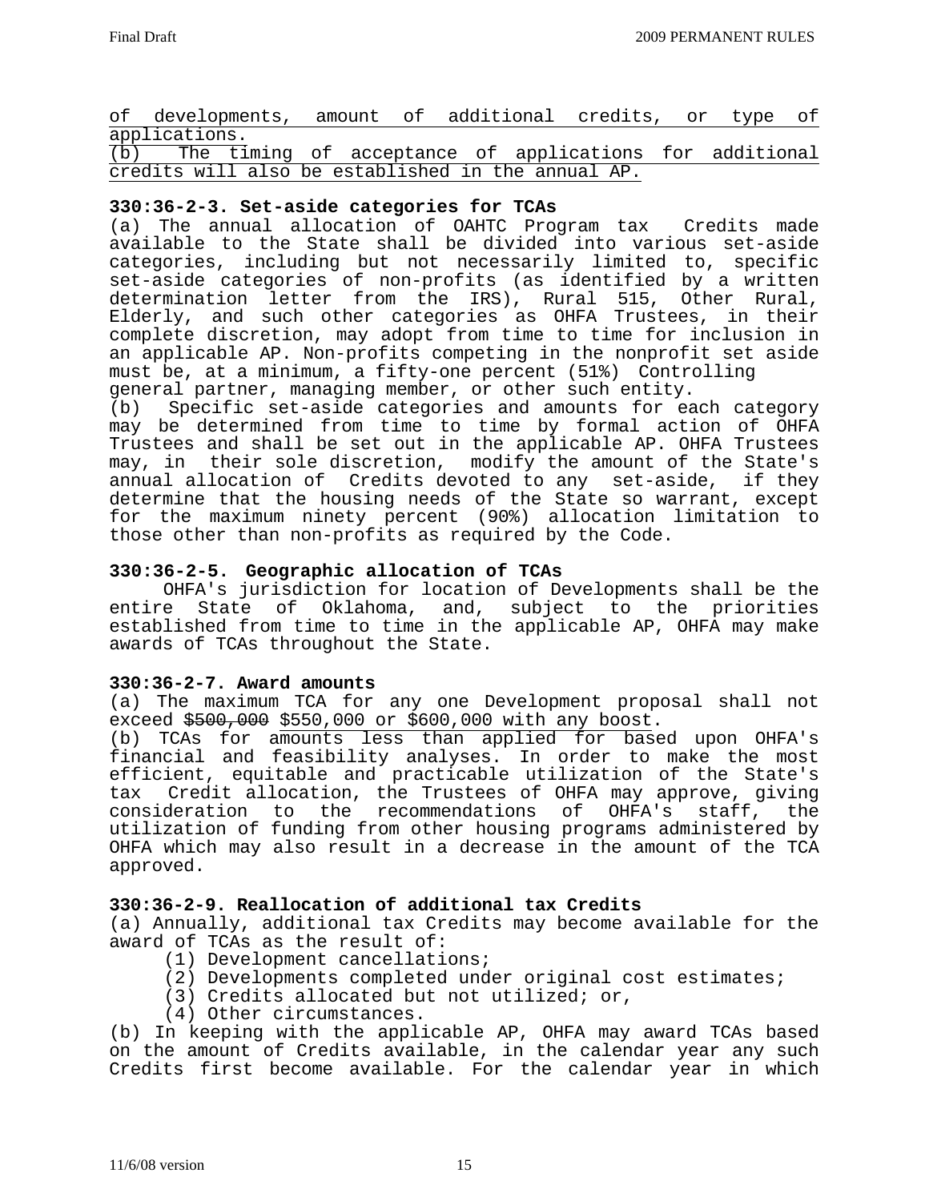of developments, amount of additional credits, or type of applications.

(b) The timing of acceptance of applications for additional credits will also be established in the annual AP.

**330:36-2-3. Set-aside categories for TCAs**

(a) The annual allocation of OAHTC Program tax Credits made available to the State shall be divided into various set-aside categories, including but not necessarily limited to, specific set-aside categories of non-profits (as identified by a written determination letter from the IRS), Rural 515, Other Rural, Elderly, and such other categories as OHFA Trustees, in their complete discretion, may adopt from time to time for inclusion in an applicable AP. Non-profits competing in the nonprofit set aside must be, at a minimum, a fifty-one percent (51%) Controlling general partner, managing member, or other such entity.

(b) Specific set-aside categories and amounts for each category may be determined from time to time by formal action of OHFA Trustees and shall be set out in the applicable AP. OHFA Trustees may, in their sole discretion, modify the amount of the State's annual allocation of Credits devoted to any set-aside, if they determine that the housing needs of the State so warrant, except for the maximum ninety percent (90%) allocation limitation to those other than non-profits as required by the Code.

**330:36-2-5. Geographic allocation of TCAs**

OHFA's jurisdiction for location of Developments shall be the entire State of Oklahoma, and, subject to the priorities established from time to time in the applicable AP, OHFA may make awards of TCAs throughout the State.

**330:36-2-7. Award amounts**

(a) The maximum TCA for any one Development proposal shall not exceed ~~$500,000~~ $550,000 or $600,000 with any boost.

(b) TCAs for amounts less than applied for based upon OHFA's financial and feasibility analyses. In order to make the most efficient, equitable and practicable utilization of the State's tax Credit allocation, the Trustees of OHFA may approve, giving consideration to the recommendations of OHFA's staff, the utilization of funding from other housing programs administered by OHFA which may also result in a decrease in the amount of the TCA approved.

**330:36-2-9. Reallocation of additional tax Credits**

(a) Annually, additional tax Credits may become available for the award of TCAs as the result of:

(1) Development cancellations;

(2) Developments completed under original cost estimates;

(3) Credits allocated but not utilized; or,

(4) Other circumstances.

(b) In keeping with the applicable AP, OHFA may award TCAs based on the amount of Credits available, in the calendar year any such Credits first become available. For the calendar year in which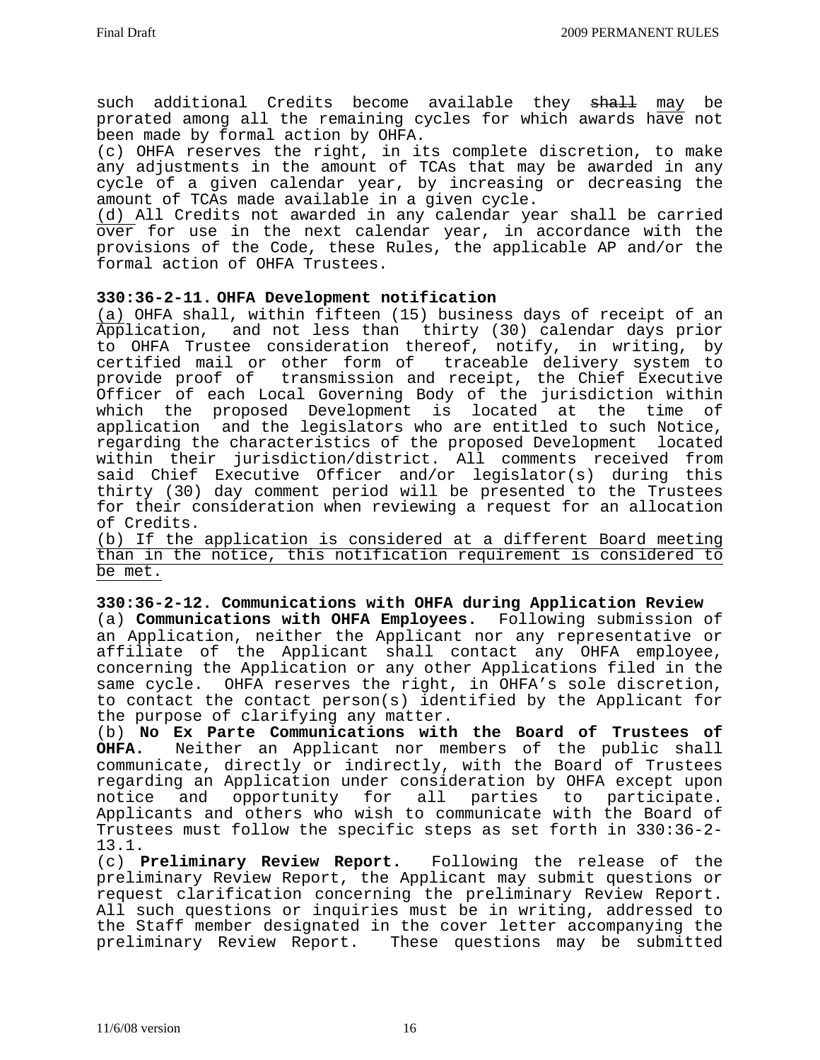such additional Credits become available they ~~shall~~ may be prorated among all the remaining cycles for which awards have not been made by formal action by OHFA.

(c) OHFA reserves the right, in its complete discretion, to make any adjustments in the amount of TCAs that may be awarded in any cycle of a given calendar year, by increasing or decreasing the amount of TCAs made available in a given cycle.

(d) All Credits not awarded in any calendar year shall be carried over for use in the next calendar year, in accordance with the provisions of the Code, these Rules, the applicable AP and/or the formal action of OHFA Trustees.

**330:36-2-11. OHFA Development notification**

(a) OHFA shall, within fifteen (15) business days of receipt of an Application, and not less than thirty (30) calendar days prior to OHFA Trustee consideration thereof, notify, in writing, by certified mail or other form of traceable delivery system to provide proof of transmission and receipt, the Chief Executive Officer of each Local Governing Body of the jurisdiction within which the proposed Development is located at the time of application and the legislators who are entitled to such Notice, regarding the characteristics of the proposed Development located within their jurisdiction/district. All comments received from said Chief Executive Officer and/or legislator(s) during this thirty (30) day comment period will be presented to the Trustees for their consideration when reviewing a request for an allocation of Credits.

(b) If the application is considered at a different Board meeting than in the notice, this notification requirement is considered to be met.

**330:36-2-12. Communications with OHFA during Application Review**

(a) **Communications with OHFA Employees.** Following submission of an Application, neither the Applicant nor any representative or affiliate of the Applicant shall contact any OHFA employee, concerning the Application or any other Applications filed in the same cycle. OHFA reserves the right, in OHFA's sole discretion, to contact the contact person(s) identified by the Applicant for the purpose of clarifying any matter.

(b) **No Ex Parte Communications with the Board of Trustees of OHFA.** Neither an Applicant nor members of the public shall communicate, directly or indirectly, with the Board of Trustees regarding an Application under consideration by OHFA except upon notice and opportunity for all parties to participate. Applicants and others who wish to communicate with the Board of Trustees must follow the specific steps as set forth in 330:36-2-13.1.

(c) **Preliminary Review Report.** Following the release of the preliminary Review Report, the Applicant may submit questions or request clarification concerning the preliminary Review Report. All such questions or inquiries must be in writing, addressed to the Staff member designated in the cover letter accompanying the preliminary Review Report. These questions may be submitted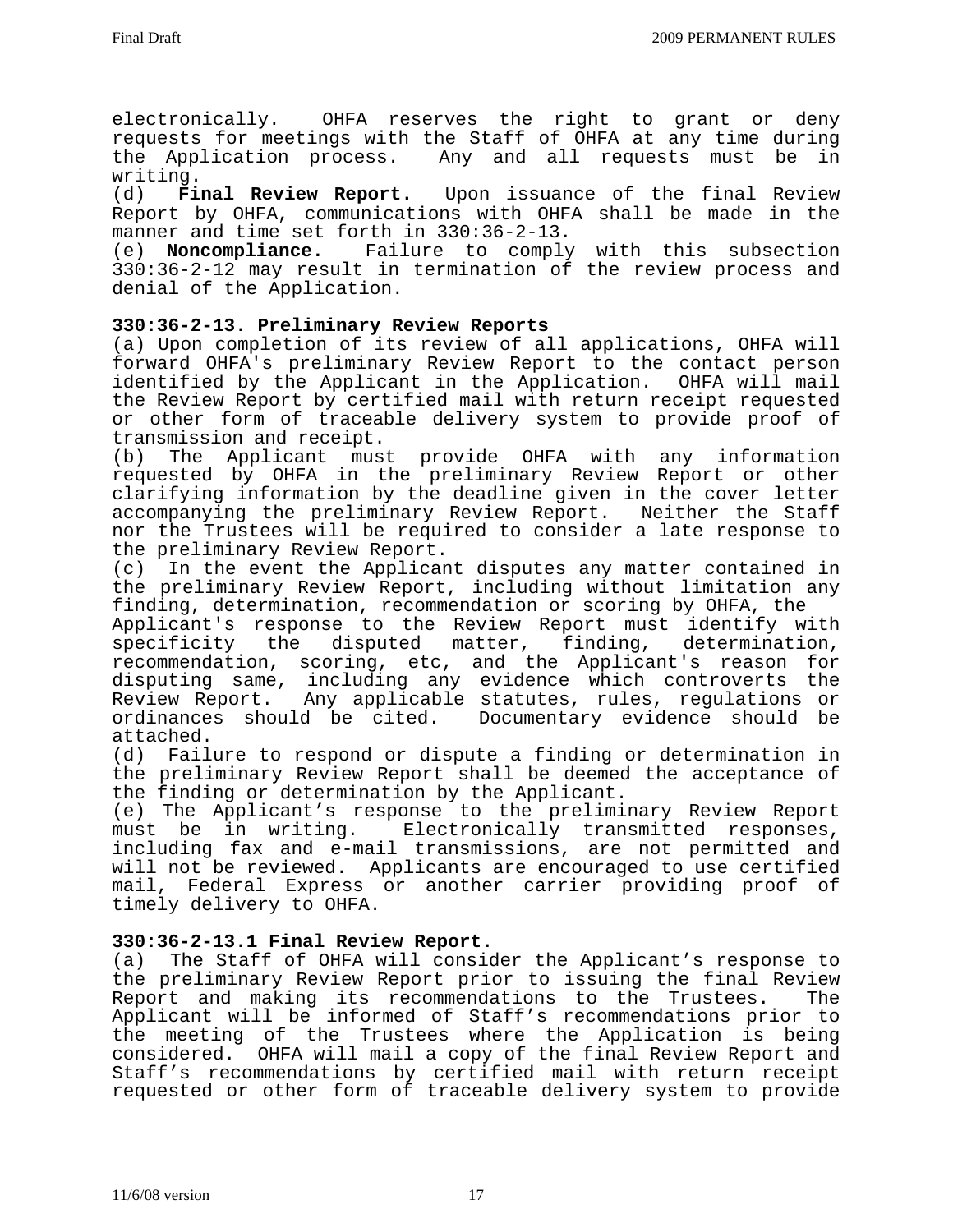electronically. OHFA reserves the right to grant or deny requests for meetings with the Staff of OHFA at any time during the Application process. Any and all requests must be in writing.

(d) **Final Review Report.** Upon issuance of the final Review Report by OHFA, communications with OHFA shall be made in the manner and time set forth in 330:36-2-13.

(e) **Noncompliance.** Failure to comply with this subsection 330:36-2-12 may result in termination of the review process and denial of the Application.

**330:36-2-13. Preliminary Review Reports**

(a) Upon completion of its review of all applications, OHFA will forward OHFA's preliminary Review Report to the contact person identified by the Applicant in the Application. OHFA will mail the Review Report by certified mail with return receipt requested or other form of traceable delivery system to provide proof of transmission and receipt.

(b) The Applicant must provide OHFA with any information requested by OHFA in the preliminary Review Report or other clarifying information by the deadline given in the cover letter accompanying the preliminary Review Report. Neither the Staff nor the Trustees will be required to consider a late response to the preliminary Review Report.

(c) In the event the Applicant disputes any matter contained in the preliminary Review Report, including without limitation any finding, determination, recommendation or scoring by OHFA, the Applicant's response to the Review Report must identify with specificity the disputed matter, finding, determination, recommendation, scoring, etc, and the Applicant's reason for disputing same, including any evidence which controverts the Review Report. Any applicable statutes, rules, regulations or ordinances should be cited. Documentary evidence should be attached.

(d) Failure to respond or dispute a finding or determination in the preliminary Review Report shall be deemed the acceptance of the finding or determination by the Applicant.

(e) The Applicant's response to the preliminary Review Report must be in writing. Electronically transmitted responses, including fax and e-mail transmissions, are not permitted and will not be reviewed. Applicants are encouraged to use certified mail, Federal Express or another carrier providing proof of timely delivery to OHFA.

**330:36-2-13.1 Final Review Report.**

(a) The Staff of OHFA will consider the Applicant's response to the preliminary Review Report prior to issuing the final Review Report and making its recommendations to the Trustees. The Applicant will be informed of Staff's recommendations prior to the meeting of the Trustees where the Application is being considered. OHFA will mail a copy of the final Review Report and Staff's recommendations by certified mail with return receipt requested or other form of traceable delivery system to provide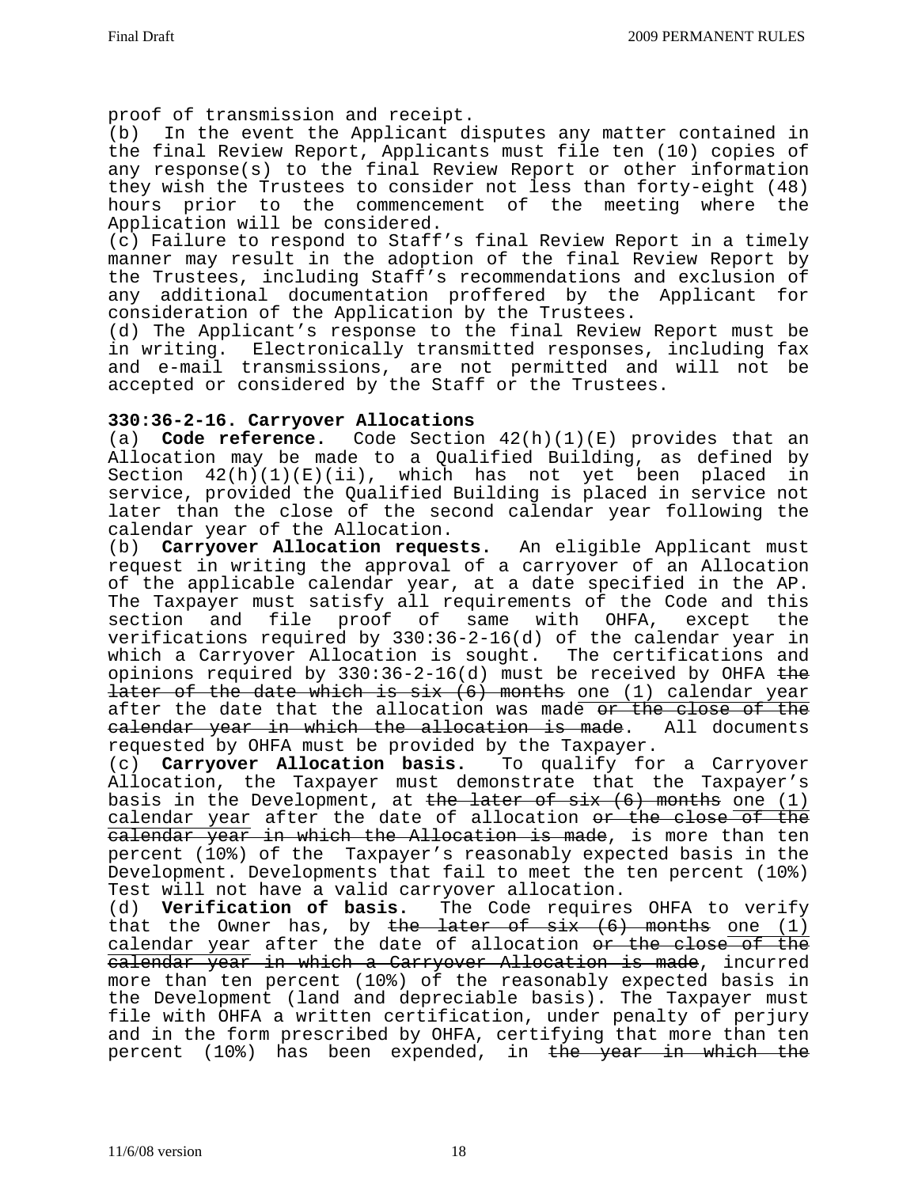proof of transmission and receipt.

(b) In the event the Applicant disputes any matter contained in the final Review Report, Applicants must file ten (10) copies of any response(s) to the final Review Report or other information they wish the Trustees to consider not less than forty-eight (48) hours prior to the commencement of the meeting where the Application will be considered.

(c) Failure to respond to Staff's final Review Report in a timely manner may result in the adoption of the final Review Report by the Trustees, including Staff's recommendations and exclusion of any additional documentation proffered by the Applicant for consideration of the Application by the Trustees.

(d) The Applicant's response to the final Review Report must be in writing. Electronically transmitted responses, including fax and e-mail transmissions, are not permitted and will not be accepted or considered by the Staff or the Trustees.

**330:36-2-16. Carryover Allocations**

(a) **Code reference.** Code Section 42(h)(1)(E) provides that an Allocation may be made to a Qualified Building, as defined by Section 42(h)(1)(E)(ii), which has not yet been placed in service, provided the Qualified Building is placed in service not later than the close of the second calendar year following the calendar year of the Allocation.

(b) **Carryover Allocation requests.** An eligible Applicant must request in writing the approval of a carryover of an Allocation of the applicable calendar year, at a date specified in the AP. The Taxpayer must satisfy all requirements of the Code and this section and file proof of same with OHFA, except the verifications required by 330:36-2-16(d) of the calendar year in which a Carryover Allocation is sought. The certifications and opinions required by 330:36-2-16(d) must be received by OHFA ~~the later of the date which is six (6) months~~ <u>one (1) calendar year</u> after the date that the allocation was made ~~or the close of the calendar year in which the allocation is made~~. All documents requested by OHFA must be provided by the Taxpayer.

(c) **Carryover Allocation basis.** To qualify for a Carryover Allocation, the Taxpayer must demonstrate that the Taxpayer's basis in the Development, at ~~the later of six (6) months~~ <u>one (1) calendar year</u> after the date of allocation ~~or the close of the calendar year in which the Allocation is made~~, is more than ten percent (10%) of the Taxpayer's reasonably expected basis in the Development. Developments that fail to meet the ten percent (10%) Test will not have a valid carryover allocation.

(d) **Verification of basis.** The Code requires OHFA to verify that the Owner has, by ~~the later of six (6) months~~ <u>one (1) calendar year</u> after the date of allocation ~~or the close of the calendar year in which a Carryover Allocation is made~~, incurred more than ten percent (10%) of the reasonably expected basis in the Development (land and depreciable basis). The Taxpayer must file with OHFA a written certification, under penalty of perjury and in the form prescribed by OHFA, certifying that more than ten percent (10%) has been expended, in ~~the year in which the~~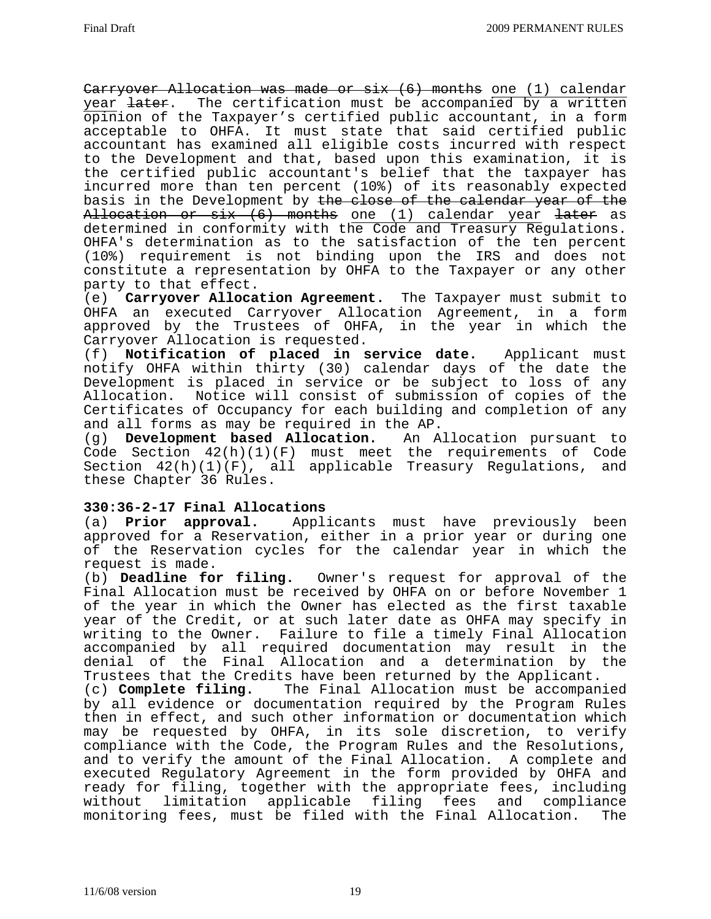~~Carryover Allocation was made or six (6) months~~ one (1) calendar year ~~later~~. The certification must be accompanied by a written opinion of the Taxpayer's certified public accountant, in a form acceptable to OHFA. It must state that said certified public accountant has examined all eligible costs incurred with respect to the Development and that, based upon this examination, it is the certified public accountant's belief that the taxpayer has incurred more than ten percent (10%) of its reasonably expected basis in the Development by ~~the close of the calendar year of the Allocation or six (6) months~~ one (1) calendar year ~~later~~ as determined in conformity with the Code and Treasury Regulations. OHFA's determination as to the satisfaction of the ten percent (10%) requirement is not binding upon the IRS and does not constitute a representation by OHFA to the Taxpayer or any other party to that effect.

(e) **Carryover Allocation Agreement.** The Taxpayer must submit to OHFA an executed Carryover Allocation Agreement, in a form approved by the Trustees of OHFA, in the year in which the Carryover Allocation is requested.

(f) **Notification of placed in service date.** Applicant must notify OHFA within thirty (30) calendar days of the date the Development is placed in service or be subject to loss of any Allocation. Notice will consist of submission of copies of the Certificates of Occupancy for each building and completion of any and all forms as may be required in the AP.

(g) **Development based Allocation.** An Allocation pursuant to Code Section 42(h)(1)(F) must meet the requirements of Code Section 42(h)(1)(F), all applicable Treasury Regulations, and these Chapter 36 Rules.

**330:36-2-17 Final Allocations**

(a) **Prior approval.** Applicants must have previously been approved for a Reservation, either in a prior year or during one of the Reservation cycles for the calendar year in which the request is made.

(b) **Deadline for filing.** Owner's request for approval of the Final Allocation must be received by OHFA on or before November 1 of the year in which the Owner has elected as the first taxable year of the Credit, or at such later date as OHFA may specify in writing to the Owner. Failure to file a timely Final Allocation accompanied by all required documentation may result in the denial of the Final Allocation and a determination by the Trustees that the Credits have been returned by the Applicant.

(c) **Complete filing.** The Final Allocation must be accompanied by all evidence or documentation required by the Program Rules then in effect, and such other information or documentation which may be requested by OHFA, in its sole discretion, to verify compliance with the Code, the Program Rules and the Resolutions, and to verify the amount of the Final Allocation. A complete and executed Regulatory Agreement in the form provided by OHFA and ready for filing, together with the appropriate fees, including without limitation applicable filing fees and compliance monitoring fees, must be filed with the Final Allocation. The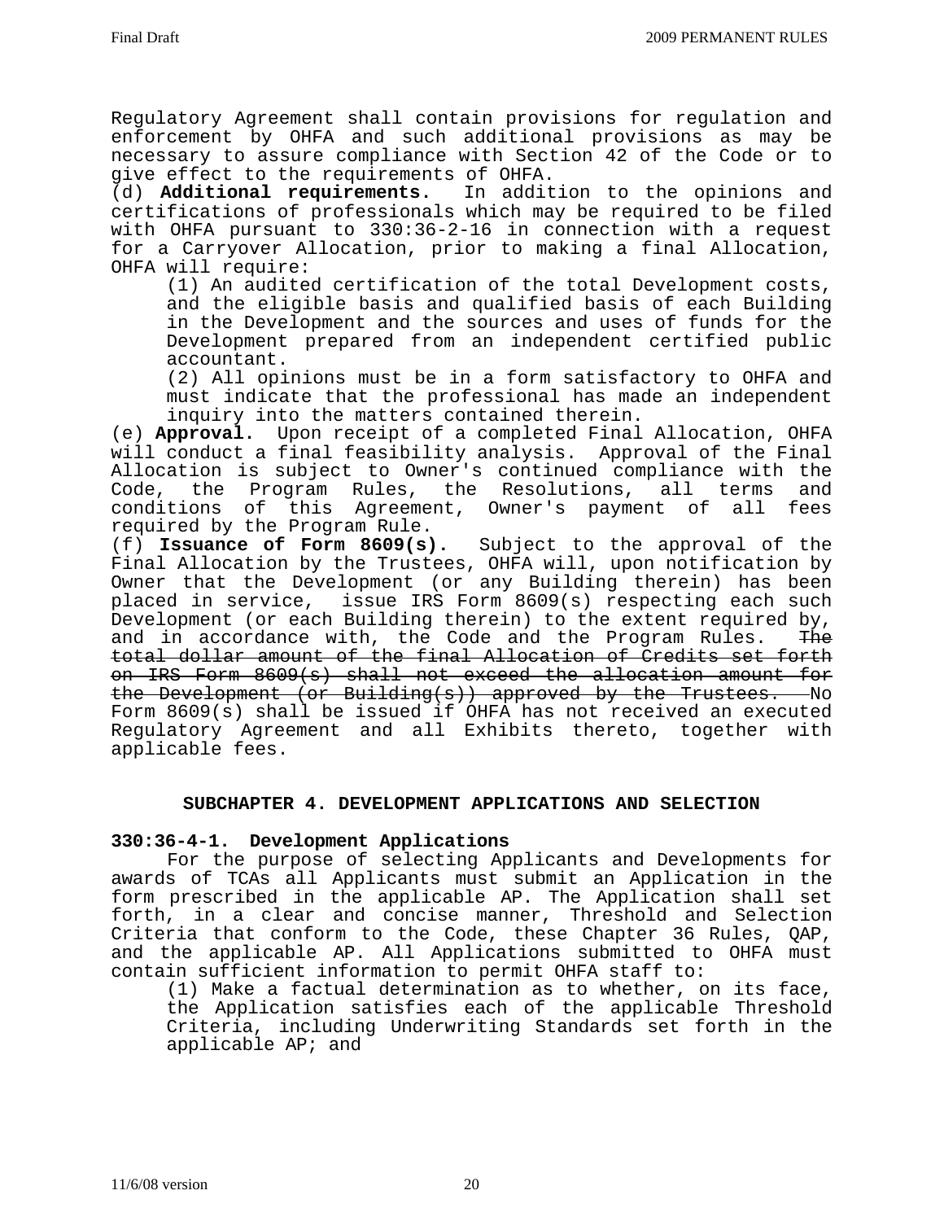Regulatory Agreement shall contain provisions for regulation and enforcement by OHFA and such additional provisions as may be necessary to assure compliance with Section 42 of the Code or to give effect to the requirements of OHFA.

(d) **Additional requirements.** In addition to the opinions and certifications of professionals which may be required to be filed with OHFA pursuant to 330:36-2-16 in connection with a request for a Carryover Allocation, prior to making a final Allocation, OHFA will require:

(1) An audited certification of the total Development costs, and the eligible basis and qualified basis of each Building in the Development and the sources and uses of funds for the Development prepared from an independent certified public accountant.

(2) All opinions must be in a form satisfactory to OHFA and must indicate that the professional has made an independent inquiry into the matters contained therein.

(e) **Approval.** Upon receipt of a completed Final Allocation, OHFA will conduct a final feasibility analysis. Approval of the Final Allocation is subject to Owner's continued compliance with the Code, the Program Rules, the Resolutions, all terms and conditions of this Agreement, Owner's payment of all fees required by the Program Rule.

(f) **Issuance of Form 8609(s).** Subject to the approval of the Final Allocation by the Trustees, OHFA will, upon notification by Owner that the Development (or any Building therein) has been placed in service, issue IRS Form 8609(s) respecting each such Development (or each Building therein) to the extent required by, and in accordance with, the Code and the Program Rules. ~~The total dollar amount of the final Allocation of Credits set forth on IRS Form 8609(s) shall not exceed the allocation amount for the Development (or Building(s)) approved by the Trustees.~~ No Form 8609(s) shall be issued if OHFA has not received an executed Regulatory Agreement and all Exhibits thereto, together with applicable fees.

## SUBCHAPTER 4. DEVELOPMENT APPLICATIONS AND SELECTION

### 330:36-4-1. Development Applications

For the purpose of selecting Applicants and Developments for awards of TCAs all Applicants must submit an Application in the form prescribed in the applicable AP. The Application shall set forth, in a clear and concise manner, Threshold and Selection Criteria that conform to the Code, these Chapter 36 Rules, QAP, and the applicable AP. All Applications submitted to OHFA must contain sufficient information to permit OHFA staff to:

(1) Make a factual determination as to whether, on its face, the Application satisfies each of the applicable Threshold Criteria, including Underwriting Standards set forth in the applicable AP; and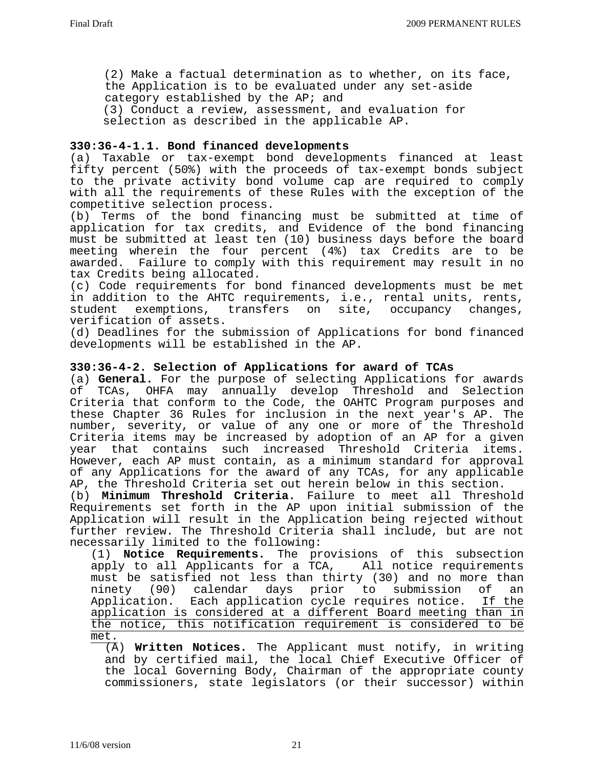(2) Make a factual determination as to whether, on its face, the Application is to be evaluated under any set-aside category established by the AP; and

(3) Conduct a review, assessment, and evaluation for selection as described in the applicable AP.

**330:36-4-1.1. Bond financed developments**

(a) Taxable or tax-exempt bond developments financed at least fifty percent (50%) with the proceeds of tax-exempt bonds subject to the private activity bond volume cap are required to comply with all the requirements of these Rules with the exception of the competitive selection process.

(b) Terms of the bond financing must be submitted at time of application for tax credits, and Evidence of the bond financing must be submitted at least ten (10) business days before the board meeting wherein the four percent (4%) tax Credits are to be awarded. Failure to comply with this requirement may result in no tax Credits being allocated.

(c) Code requirements for bond financed developments must be met in addition to the AHTC requirements, i.e., rental units, rents, student exemptions, transfers on site, occupancy changes, verification of assets.

(d) Deadlines for the submission of Applications for bond financed developments will be established in the AP.

**330:36-4-2. Selection of Applications for award of TCAs**

(a) **General.** For the purpose of selecting Applications for awards of TCAs, OHFA may annually develop Threshold and Selection Criteria that conform to the Code, the OAHTC Program purposes and these Chapter 36 Rules for inclusion in the next year's AP. The number, severity, or value of any one or more of the Threshold Criteria items may be increased by adoption of an AP for a given year that contains such increased Threshold Criteria items. However, each AP must contain, as a minimum standard for approval of any Applications for the award of any TCAs, for any applicable AP, the Threshold Criteria set out herein below in this section.

(b) **Minimum Threshold Criteria.** Failure to meet all Threshold Requirements set forth in the AP upon initial submission of the Application will result in the Application being rejected without further review. The Threshold Criteria shall include, but are not necessarily limited to the following:

(1) **Notice Requirements.** The provisions of this subsection apply to all Applicants for a TCA, All notice requirements must be satisfied not less than thirty (30) and no more than ninety (90) calendar days prior to submission of an Application. Each application cycle requires notice. <u>If the application is considered at a different Board meeting than in the notice, this notification requirement is considered to be met.</u>

(A) **Written Notices.** The Applicant must notify, in writing and by certified mail, the local Chief Executive Officer of the local Governing Body, Chairman of the appropriate county commissioners, state legislators (or their successor) within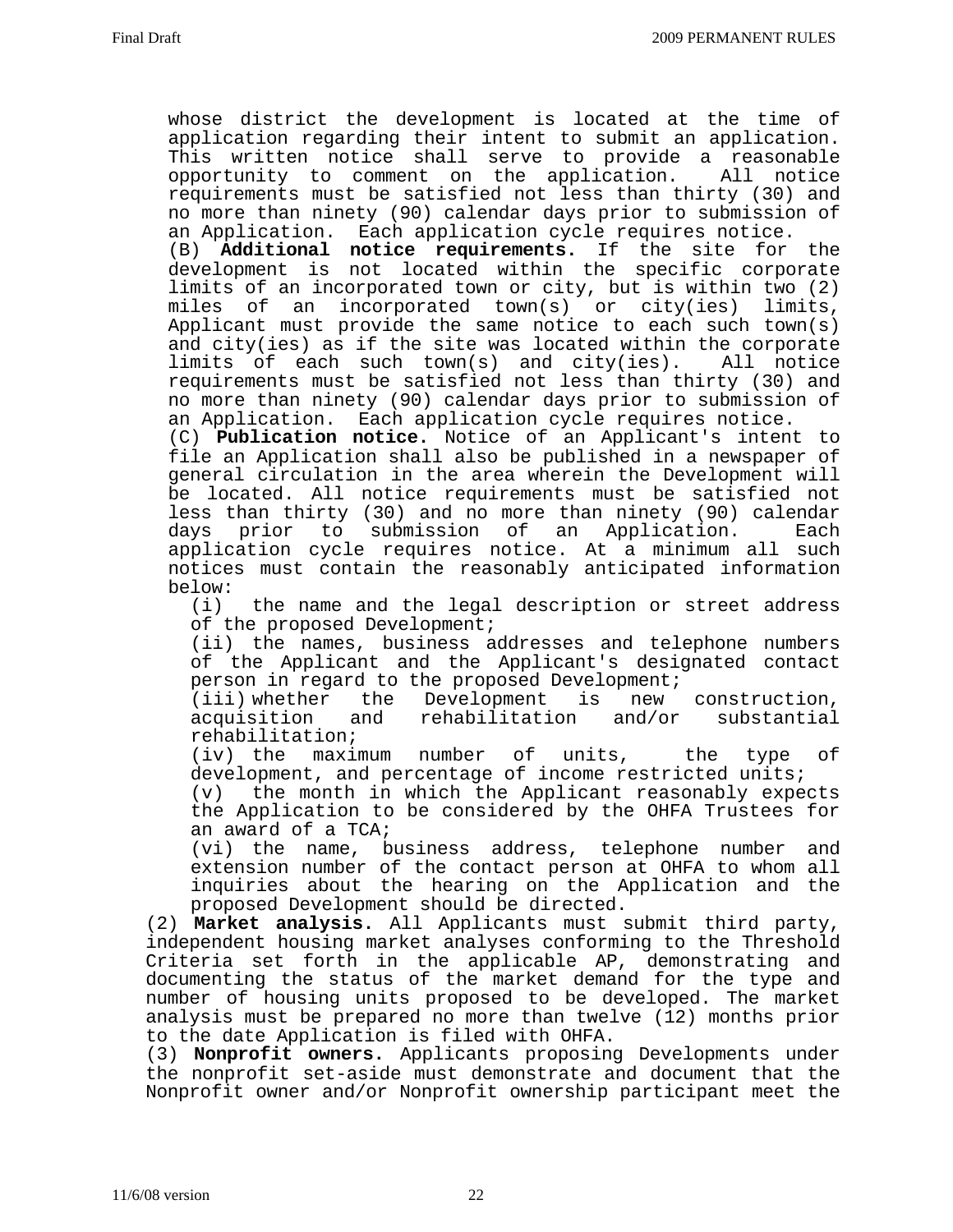whose district the development is located at the time of application regarding their intent to submit an application. This written notice shall serve to provide a reasonable opportunity to comment on the application. All notice requirements must be satisfied not less than thirty (30) and no more than ninety (90) calendar days prior to submission of an Application. Each application cycle requires notice.

(B) **Additional notice requirements.** If the site for the development is not located within the specific corporate limits of an incorporated town or city, but is within two (2) miles of an incorporated town(s) or city(ies) limits, Applicant must provide the same notice to each such town(s) and city(ies) as if the site was located within the corporate limits of each such town(s) and city(ies). All notice requirements must be satisfied not less than thirty (30) and no more than ninety (90) calendar days prior to submission of an Application. Each application cycle requires notice.

(C) **Publication notice.** Notice of an Applicant's intent to file an Application shall also be published in a newspaper of general circulation in the area wherein the Development will be located. All notice requirements must be satisfied not less than thirty (30) and no more than ninety (90) calendar days prior to submission of an Application. Each application cycle requires notice. At a minimum all such notices must contain the reasonably anticipated information below:

(i) the name and the legal description or street address of the proposed Development;

(ii) the names, business addresses and telephone numbers of the Applicant and the Applicant's designated contact person in regard to the proposed Development;

(iii) whether the Development is new construction, acquisition and rehabilitation and/or substantial rehabilitation;

(iv) the maximum number of units, the type of development, and percentage of income restricted units;

(v) the month in which the Applicant reasonably expects the Application to be considered by the OHFA Trustees for an award of a TCA;

(vi) the name, business address, telephone number and extension number of the contact person at OHFA to whom all inquiries about the hearing on the Application and the proposed Development should be directed.

(2) **Market analysis.** All Applicants must submit third party, independent housing market analyses conforming to the Threshold Criteria set forth in the applicable AP, demonstrating and documenting the status of the market demand for the type and number of housing units proposed to be developed. The market analysis must be prepared no more than twelve (12) months prior to the date Application is filed with OHFA.

(3) **Nonprofit owners.** Applicants proposing Developments under the nonprofit set-aside must demonstrate and document that the Nonprofit owner and/or Nonprofit ownership participant meet the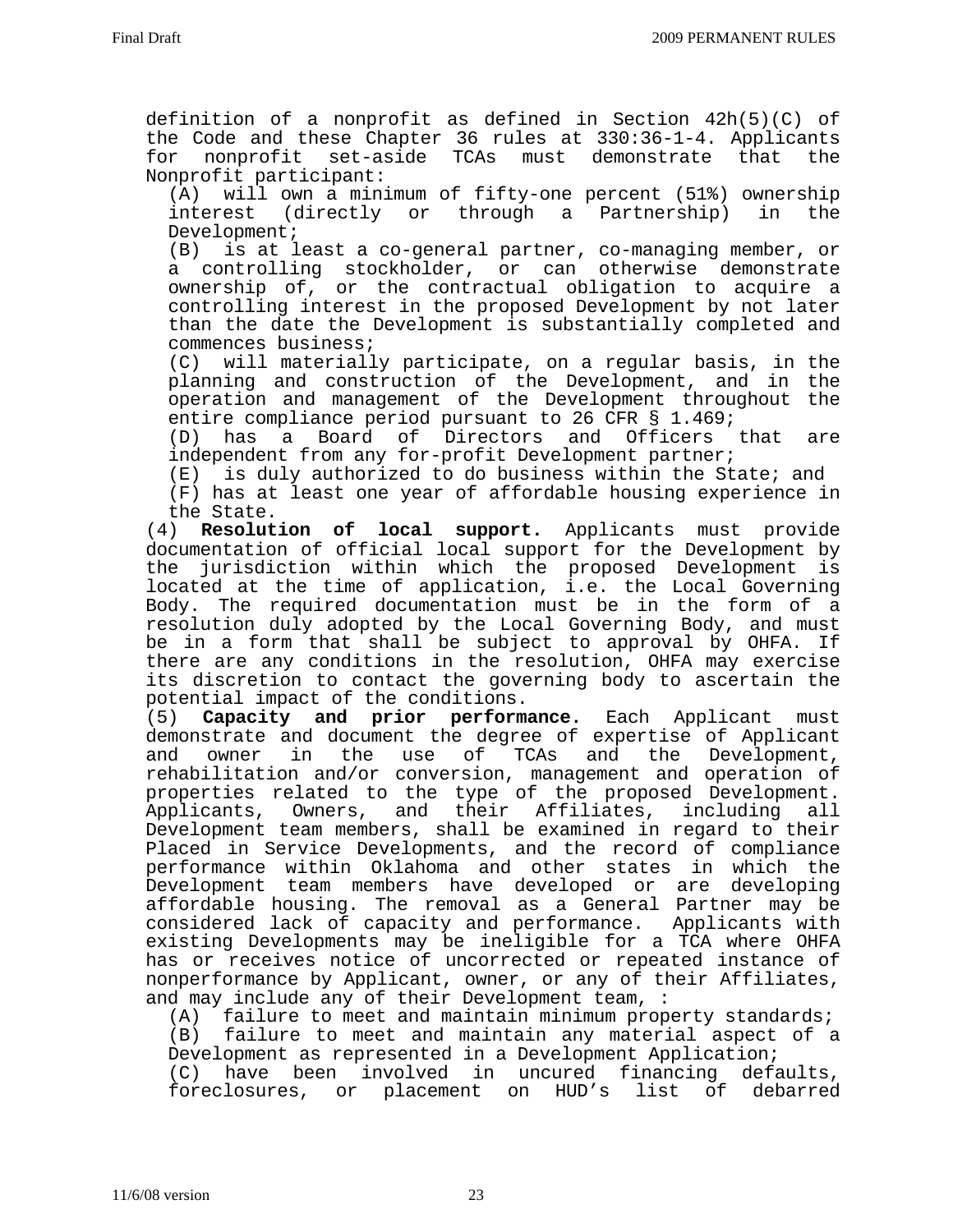definition of a nonprofit as defined in Section 42h(5)(C) of the Code and these Chapter 36 rules at 330:36-1-4. Applicants for nonprofit set-aside TCAs must demonstrate that the Nonprofit participant:

(A) will own a minimum of fifty-one percent (51%) ownership interest (directly or through a Partnership) in the Development;

(B) is at least a co-general partner, co-managing member, or a controlling stockholder, or can otherwise demonstrate ownership of, or the contractual obligation to acquire a controlling interest in the proposed Development by not later than the date the Development is substantially completed and commences business;

(C) will materially participate, on a regular basis, in the planning and construction of the Development, and in the operation and management of the Development throughout the entire compliance period pursuant to 26 CFR § 1.469;

(D) has a Board of Directors and Officers that are independent from any for-profit Development partner;

(E) is duly authorized to do business within the State; and

(F) has at least one year of affordable housing experience in the State.

(4) **Resolution of local support.** Applicants must provide documentation of official local support for the Development by the jurisdiction within which the proposed Development is located at the time of application, i.e. the Local Governing Body. The required documentation must be in the form of a resolution duly adopted by the Local Governing Body, and must be in a form that shall be subject to approval by OHFA. If there are any conditions in the resolution, OHFA may exercise its discretion to contact the governing body to ascertain the potential impact of the conditions.

(5) **Capacity and prior performance.** Each Applicant must demonstrate and document the degree of expertise of Applicant and owner in the use of TCAs and the Development, rehabilitation and/or conversion, management and operation of properties related to the type of the proposed Development. Applicants, Owners, and their Affiliates, including all Development team members, shall be examined in regard to their Placed in Service Developments, and the record of compliance performance within Oklahoma and other states in which the Development team members have developed or are developing affordable housing. The removal as a General Partner may be considered lack of capacity and performance. Applicants with existing Developments may be ineligible for a TCA where OHFA has or receives notice of uncorrected or repeated instance of nonperformance by Applicant, owner, or any of their Affiliates, and may include any of their Development team, :

(A) failure to meet and maintain minimum property standards;

(B) failure to meet and maintain any material aspect of a Development as represented in a Development Application;

(C) have been involved in uncured financing defaults, foreclosures, or placement on HUD's list of debarred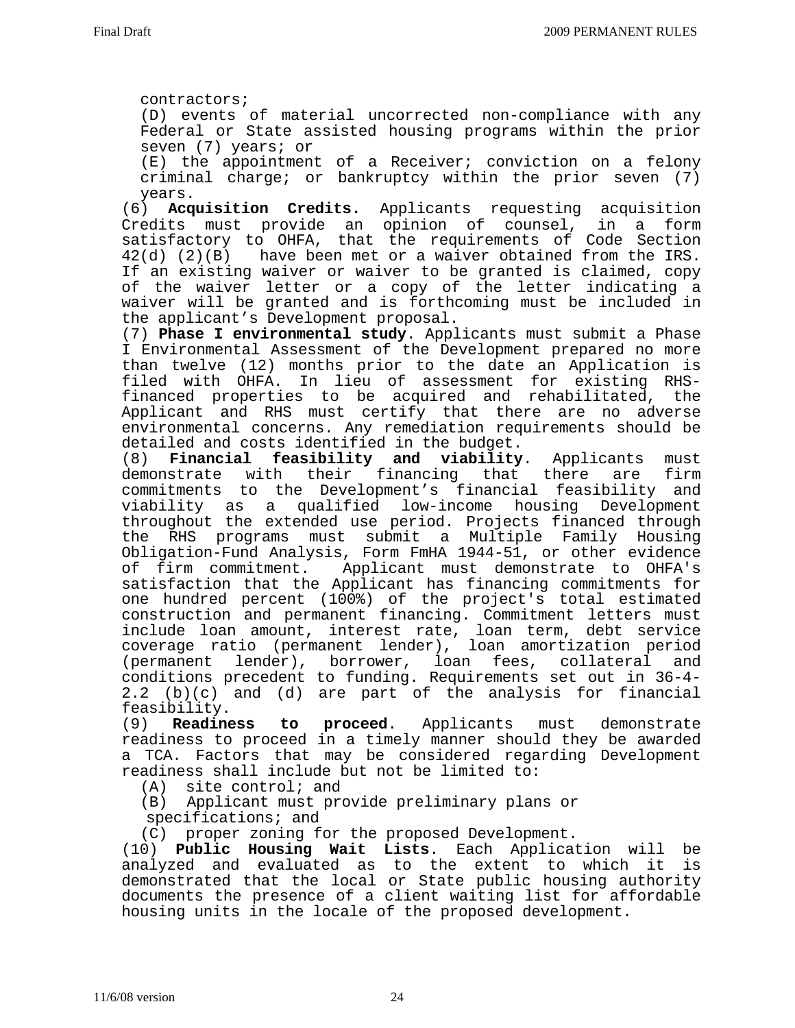contractors;

(D) events of material uncorrected non-compliance with any Federal or State assisted housing programs within the prior seven (7) years; or

(E) the appointment of a Receiver; conviction on a felony criminal charge; or bankruptcy within the prior seven (7) years.

(6) **Acquisition Credits.** Applicants requesting acquisition Credits must provide an opinion of counsel, in a form satisfactory to OHFA, that the requirements of Code Section 42(d) (2)(B) have been met or a waiver obtained from the IRS. If an existing waiver or waiver to be granted is claimed, copy of the waiver letter or a copy of the letter indicating a waiver will be granted and is forthcoming must be included in the applicant's Development proposal.

(7) **Phase I environmental study**. Applicants must submit a Phase I Environmental Assessment of the Development prepared no more than twelve (12) months prior to the date an Application is filed with OHFA. In lieu of assessment for existing RHS-financed properties to be acquired and rehabilitated, the Applicant and RHS must certify that there are no adverse environmental concerns. Any remediation requirements should be detailed and costs identified in the budget.

(8) **Financial feasibility and viability**. Applicants must demonstrate with their financing that there are firm commitments to the Development's financial feasibility and viability as a qualified low-income housing Development throughout the extended use period. Projects financed through the RHS programs must submit a Multiple Family Housing Obligation-Fund Analysis, Form FmHA 1944-51, or other evidence of firm commitment. Applicant must demonstrate to OHFA's satisfaction that the Applicant has financing commitments for one hundred percent (100%) of the project's total estimated construction and permanent financing. Commitment letters must include loan amount, interest rate, loan term, debt service coverage ratio (permanent lender), loan amortization period (permanent lender), borrower, loan fees, collateral and conditions precedent to funding. Requirements set out in 36-4-2.2 (b)(c) and (d) are part of the analysis for financial feasibility.

(9) **Readiness to proceed**. Applicants must demonstrate readiness to proceed in a timely manner should they be awarded a TCA. Factors that may be considered regarding Development readiness shall include but not be limited to:

(A) site control; and

(B) Applicant must provide preliminary plans or specifications; and

(C) proper zoning for the proposed Development.

(10) **Public Housing Wait Lists**. Each Application will be analyzed and evaluated as to the extent to which it is demonstrated that the local or State public housing authority documents the presence of a client waiting list for affordable housing units in the locale of the proposed development.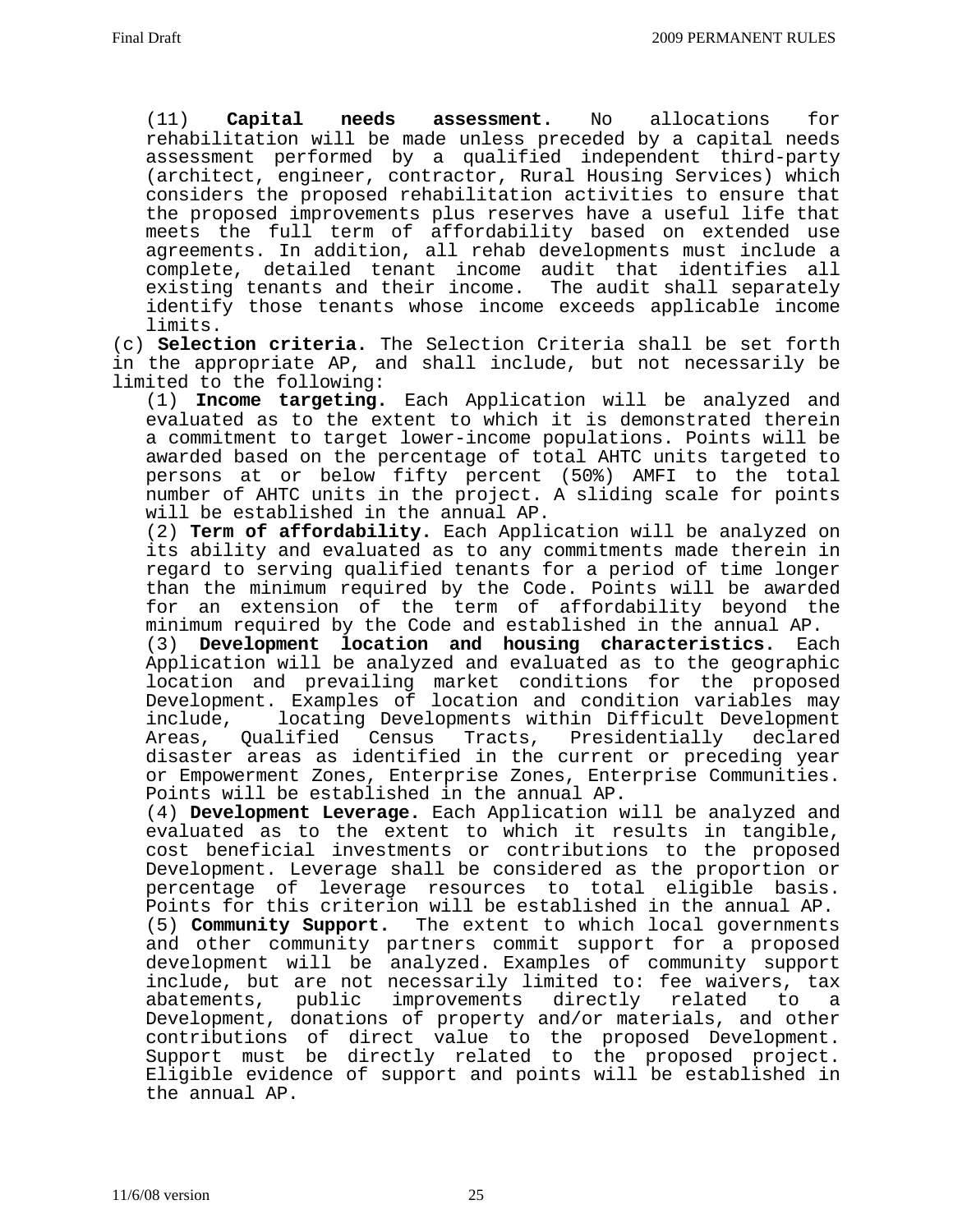(11) **Capital needs assessment.** No allocations for rehabilitation will be made unless preceded by a capital needs assessment performed by a qualified independent third-party (architect, engineer, contractor, Rural Housing Services) which considers the proposed rehabilitation activities to ensure that the proposed improvements plus reserves have a useful life that meets the full term of affordability based on extended use agreements. In addition, all rehab developments must include a complete, detailed tenant income audit that identifies all existing tenants and their income. The audit shall separately identify those tenants whose income exceeds applicable income limits.

(c) **Selection criteria.** The Selection Criteria shall be set forth in the appropriate AP, and shall include, but not necessarily be limited to the following:

(1) **Income targeting.** Each Application will be analyzed and evaluated as to the extent to which it is demonstrated therein a commitment to target lower-income populations. Points will be awarded based on the percentage of total AHTC units targeted to persons at or below fifty percent (50%) AMFI to the total number of AHTC units in the project. A sliding scale for points will be established in the annual AP.

(2) **Term of affordability.** Each Application will be analyzed on its ability and evaluated as to any commitments made therein in regard to serving qualified tenants for a period of time longer than the minimum required by the Code. Points will be awarded for an extension of the term of affordability beyond the minimum required by the Code and established in the annual AP.

(3) **Development location and housing characteristics.** Each Application will be analyzed and evaluated as to the geographic location and prevailing market conditions for the proposed Development. Examples of location and condition variables may include, locating Developments within Difficult Development Areas, Qualified Census Tracts, Presidentially declared disaster areas as identified in the current or preceding year or Empowerment Zones, Enterprise Zones, Enterprise Communities. Points will be established in the annual AP.

(4) **Development Leverage.** Each Application will be analyzed and evaluated as to the extent to which it results in tangible, cost beneficial investments or contributions to the proposed Development. Leverage shall be considered as the proportion or percentage of leverage resources to total eligible basis. Points for this criterion will be established in the annual AP.

(5) **Community Support.** The extent to which local governments and other community partners commit support for a proposed development will be analyzed. Examples of community support include, but are not necessarily limited to: fee waivers, tax abatements, public improvements directly related to a Development, donations of property and/or materials, and other contributions of direct value to the proposed Development. Support must be directly related to the proposed project. Eligible evidence of support and points will be established in the annual AP.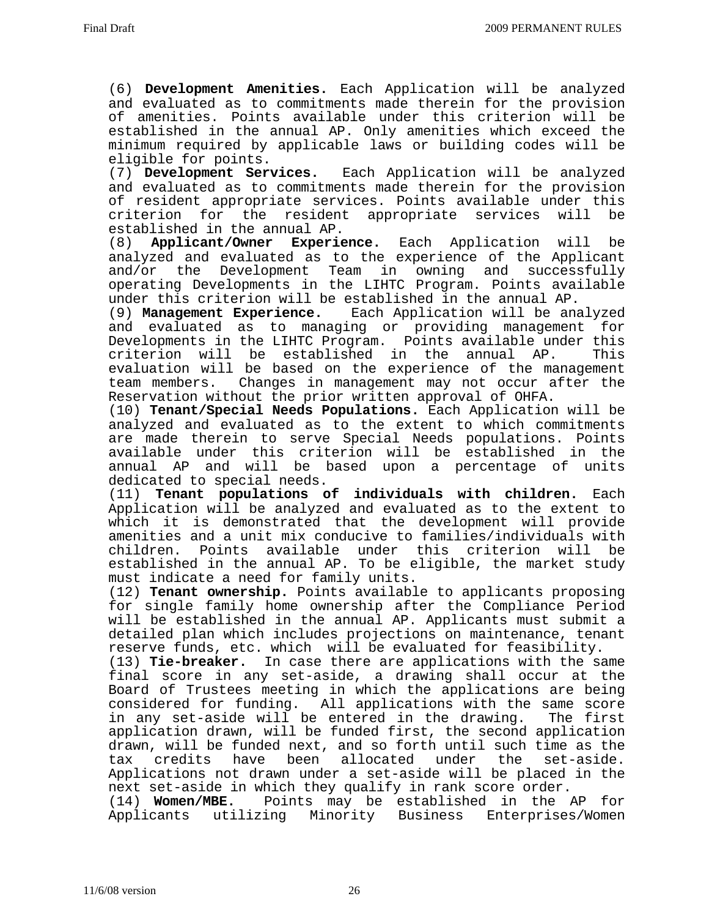(6) **Development Amenities.** Each Application will be analyzed and evaluated as to commitments made therein for the provision of amenities. Points available under this criterion will be established in the annual AP. Only amenities which exceed the minimum required by applicable laws or building codes will be eligible for points.

(7) **Development Services.** Each Application will be analyzed and evaluated as to commitments made therein for the provision of resident appropriate services. Points available under this criterion for the resident appropriate services will be established in the annual AP.

(8) **Applicant/Owner Experience.** Each Application will be analyzed and evaluated as to the experience of the Applicant and/or the Development Team in owning and successfully operating Developments in the LIHTC Program. Points available under this criterion will be established in the annual AP.

(9) **Management Experience.** Each Application will be analyzed and evaluated as to managing or providing management for Developments in the LIHTC Program. Points available under this criterion will be established in the annual AP. This evaluation will be based on the experience of the management team members. Changes in management may not occur after the Reservation without the prior written approval of OHFA.

(10) **Tenant/Special Needs Populations.** Each Application will be analyzed and evaluated as to the extent to which commitments are made therein to serve Special Needs populations. Points available under this criterion will be established in the annual AP and will be based upon a percentage of units dedicated to special needs.

(11) **Tenant populations of individuals with children.** Each Application will be analyzed and evaluated as to the extent to which it is demonstrated that the development will provide amenities and a unit mix conducive to families/individuals with children. Points available under this criterion will be established in the annual AP. To be eligible, the market study must indicate a need for family units.

(12) **Tenant ownership.** Points available to applicants proposing for single family home ownership after the Compliance Period will be established in the annual AP. Applicants must submit a detailed plan which includes projections on maintenance, tenant reserve funds, etc. which will be evaluated for feasibility.

(13) **Tie-breaker.** In case there are applications with the same final score in any set-aside, a drawing shall occur at the Board of Trustees meeting in which the applications are being considered for funding. All applications with the same score in any set-aside will be entered in the drawing. The first application drawn, will be funded first, the second application drawn, will be funded next, and so forth until such time as the tax credits have been allocated under the set-aside. Applications not drawn under a set-aside will be placed in the next set-aside in which they qualify in rank score order.

(14) **Women/MBE.** Points may be established in the AP for Applicants utilizing Minority Business Enterprises/Women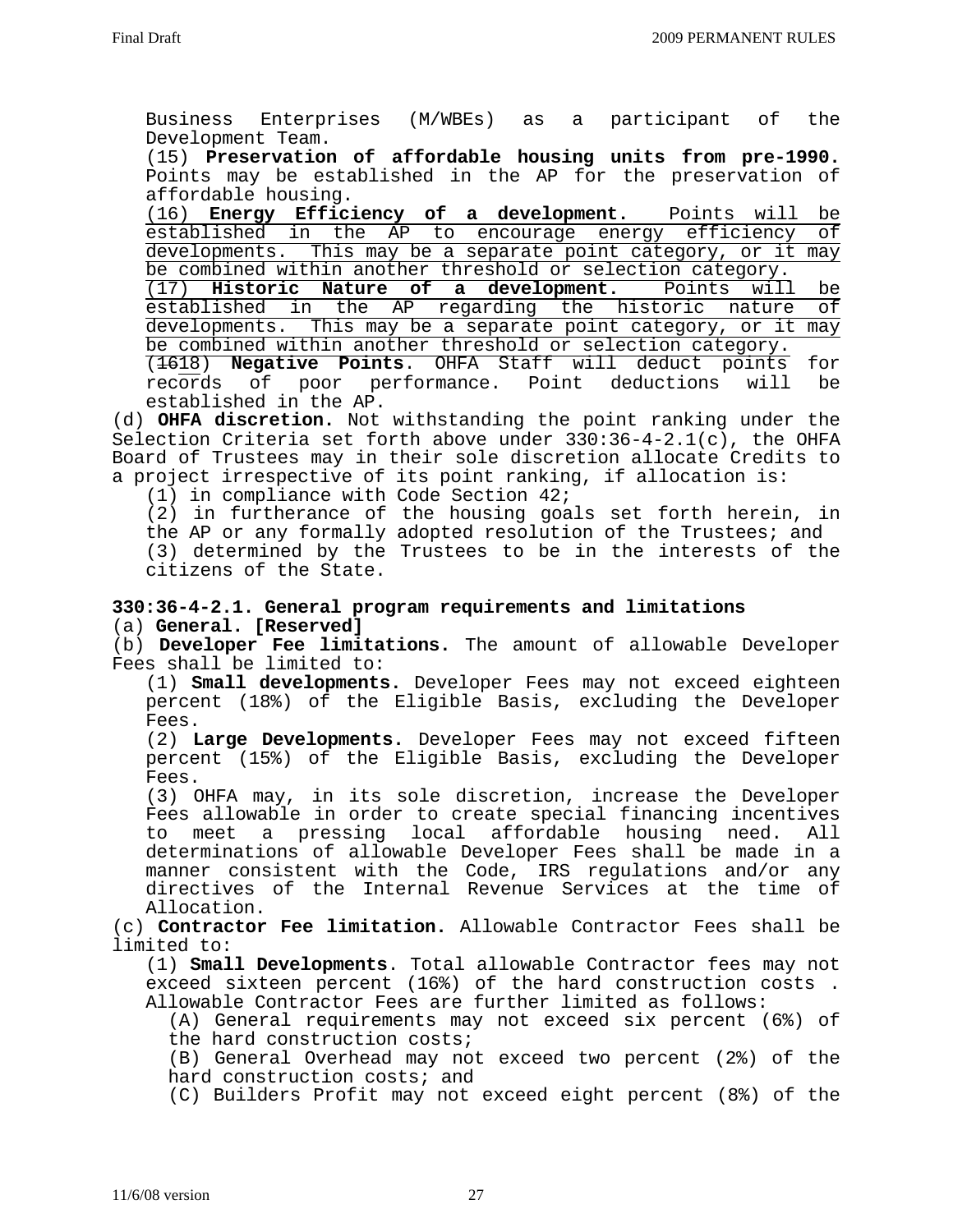Business Enterprises (M/WBEs) as a participant of the Development Team.

(15) **Preservation of affordable housing units from pre-1990.** Points may be established in the AP for the preservation of affordable housing.

(16) **Energy Efficiency of a development.** Points will be established in the AP to encourage energy efficiency of developments. This may be a separate point category, or it may be combined within another threshold or selection category.

(17) **Historic Nature of a development.** Points will be established in the AP regarding the historic nature of developments. This may be a separate point category, or it may be combined within another threshold or selection category.

(~~16~~18) **Negative Points**. OHFA Staff will deduct points for records of poor performance. Point deductions will be established in the AP.

(d) **OHFA discretion.** Not withstanding the point ranking under the Selection Criteria set forth above under 330:36-4-2.1(c), the OHFA Board of Trustees may in their sole discretion allocate Credits to a project irrespective of its point ranking, if allocation is:

(1) in compliance with Code Section 42;

(2) in furtherance of the housing goals set forth herein, in the AP or any formally adopted resolution of the Trustees; and

(3) determined by the Trustees to be in the interests of the citizens of the State.

**330:36-4-2.1. General program requirements and limitations**

(a) **General. [Reserved]**

(b) **Developer Fee limitations.** The amount of allowable Developer Fees shall be limited to:

(1) **Small developments.** Developer Fees may not exceed eighteen percent (18%) of the Eligible Basis, excluding the Developer Fees.

(2) **Large Developments.** Developer Fees may not exceed fifteen percent (15%) of the Eligible Basis, excluding the Developer Fees.

(3) OHFA may, in its sole discretion, increase the Developer Fees allowable in order to create special financing incentives to meet a pressing local affordable housing need. All determinations of allowable Developer Fees shall be made in a manner consistent with the Code, IRS regulations and/or any directives of the Internal Revenue Services at the time of Allocation.

(c) **Contractor Fee limitation.** Allowable Contractor Fees shall be limited to:

(1) **Small Developments**. Total allowable Contractor fees may not exceed sixteen percent (16%) of the hard construction costs . Allowable Contractor Fees are further limited as follows:

(A) General requirements may not exceed six percent (6%) of the hard construction costs;

(B) General Overhead may not exceed two percent (2%) of the hard construction costs; and

(C) Builders Profit may not exceed eight percent (8%) of the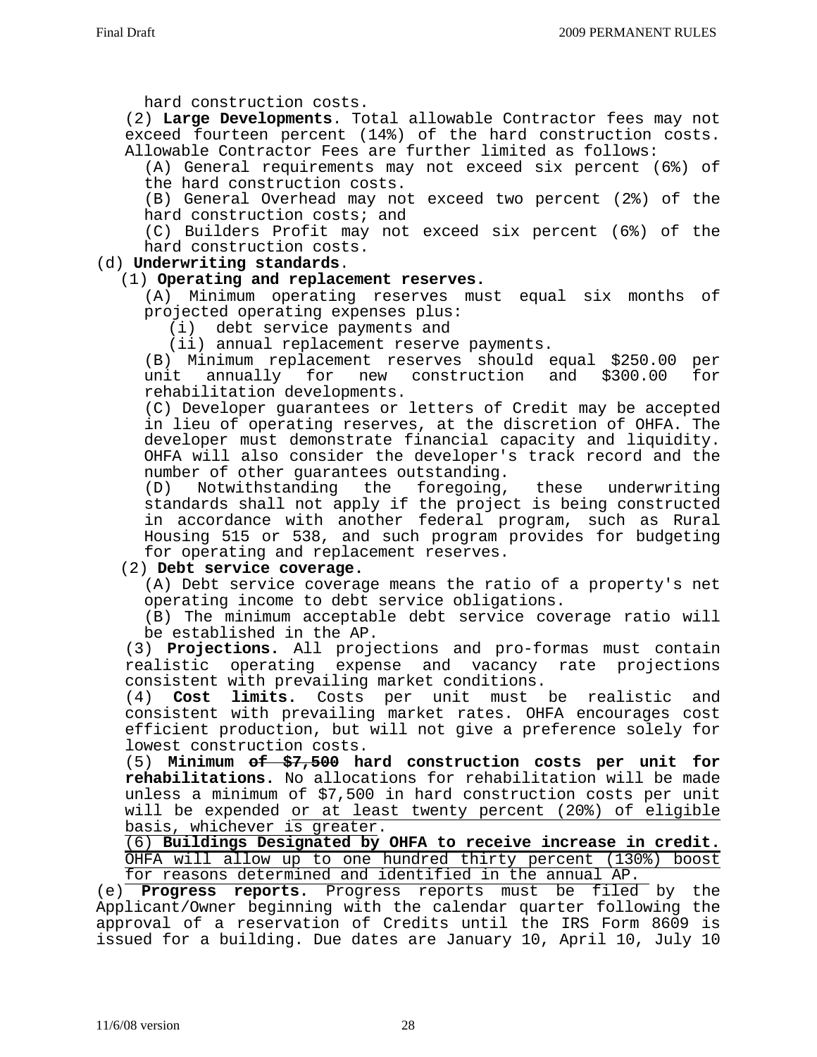hard construction costs.

(2) **Large Developments**. Total allowable Contractor fees may not exceed fourteen percent (14%) of the hard construction costs. Allowable Contractor Fees are further limited as follows:

(A) General requirements may not exceed six percent (6%) of the hard construction costs.

(B) General Overhead may not exceed two percent (2%) of the hard construction costs; and

(C) Builders Profit may not exceed six percent (6%) of the hard construction costs.

(d) **Underwriting standards**.

(1) **Operating and replacement reserves.**

(A) Minimum operating reserves must equal six months of projected operating expenses plus:

(i) debt service payments and

(ii) annual replacement reserve payments.

(B) Minimum replacement reserves should equal $250.00 per unit annually for new construction and $300.00 for rehabilitation developments.

(C) Developer guarantees or letters of Credit may be accepted in lieu of operating reserves, at the discretion of OHFA. The developer must demonstrate financial capacity and liquidity. OHFA will also consider the developer's track record and the number of other guarantees outstanding.

(D) Notwithstanding the foregoing, these underwriting standards shall not apply if the project is being constructed in accordance with another federal program, such as Rural Housing 515 or 538, and such program provides for budgeting for operating and replacement reserves.

(2) **Debt service coverage.**

(A) Debt service coverage means the ratio of a property's net operating income to debt service obligations.

(B) The minimum acceptable debt service coverage ratio will be established in the AP.

(3) **Projections.** All projections and pro-formas must contain realistic operating expense and vacancy rate projections consistent with prevailing market conditions.

(4) **Cost limits.** Costs per unit must be realistic and consistent with prevailing market rates. OHFA encourages cost efficient production, but will not give a preference solely for lowest construction costs.

(5) **Minimum ~~of $7,500~~ hard construction costs per unit for rehabilitations.** No allocations for rehabilitation will be made unless a minimum of $7,500 in hard construction costs per unit will be expended <u>or at least twenty percent (20%) of eligible basis, whichever is greater</u>.

<u>(6) **Buildings Designated by OHFA to receive increase in credit.** OHFA will allow up to one hundred thirty percent (130%) boost for reasons determined and identified in the annual AP.</u>

(e) **Progress reports.** Progress reports must be filed by the Applicant/Owner beginning with the calendar quarter following the approval of a reservation of Credits until the IRS Form 8609 is issued for a building. Due dates are January 10, April 10, July 10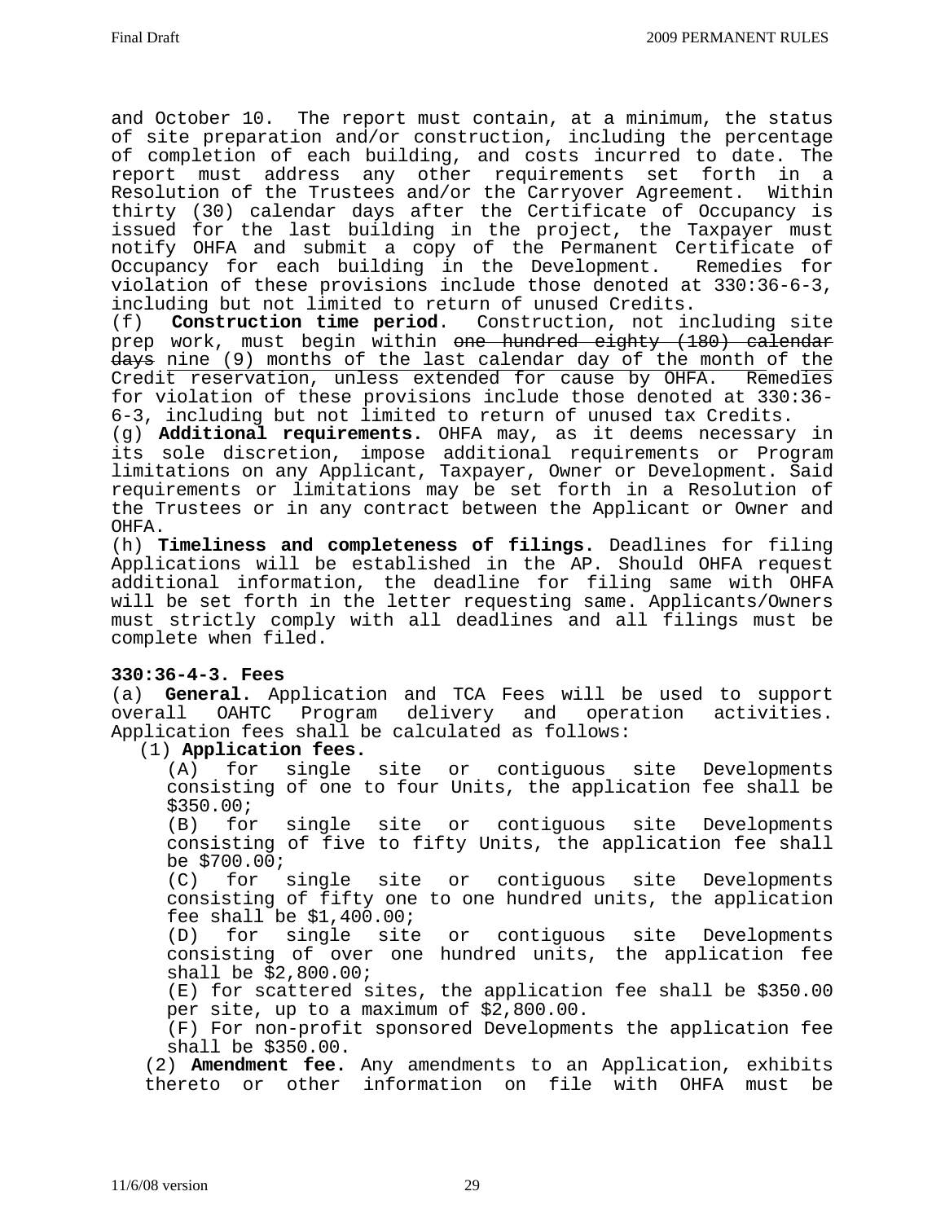and October 10. The report must contain, at a minimum, the status of site preparation and/or construction, including the percentage of completion of each building, and costs incurred to date. The report must address any other requirements set forth in a Resolution of the Trustees and/or the Carryover Agreement. Within thirty (30) calendar days after the Certificate of Occupancy is issued for the last building in the project, the Taxpayer must notify OHFA and submit a copy of the Permanent Certificate of Occupancy for each building in the Development. Remedies for violation of these provisions include those denoted at 330:36-6-3, including but not limited to return of unused Credits.

(f) **Construction time period**. Construction, not including site prep work, must begin within ~~one hundred eighty (180) calendar days~~ nine (9) months of the last calendar day of the month of the Credit reservation, unless extended for cause by OHFA. Remedies for violation of these provisions include those denoted at 330:36-6-3, including but not limited to return of unused tax Credits.

(g) **Additional requirements.** OHFA may, as it deems necessary in its sole discretion, impose additional requirements or Program limitations on any Applicant, Taxpayer, Owner or Development. Said requirements or limitations may be set forth in a Resolution of the Trustees or in any contract between the Applicant or Owner and OHFA.

(h) **Timeliness and completeness of filings.** Deadlines for filing Applications will be established in the AP. Should OHFA request additional information, the deadline for filing same with OHFA will be set forth in the letter requesting same. Applicants/Owners must strictly comply with all deadlines and all filings must be complete when filed.

**330:36-4-3. Fees**

(a) **General.** Application and TCA Fees will be used to support overall OAHTC Program delivery and operation activities. Application fees shall be calculated as follows:

(1) **Application fees.**

(A) for single site or contiguous site Developments consisting of one to four Units, the application fee shall be $350.00;

(B) for single site or contiguous site Developments consisting of five to fifty Units, the application fee shall be $700.00;

(C) for single site or contiguous site Developments consisting of fifty one to one hundred units, the application fee shall be $1,400.00;

(D) for single site or contiguous site Developments consisting of over one hundred units, the application fee shall be $2,800.00;

(E) for scattered sites, the application fee shall be $350.00 per site, up to a maximum of $2,800.00.

(F) For non-profit sponsored Developments the application fee shall be $350.00.

(2) **Amendment fee.** Any amendments to an Application, exhibits thereto or other information on file with OHFA must be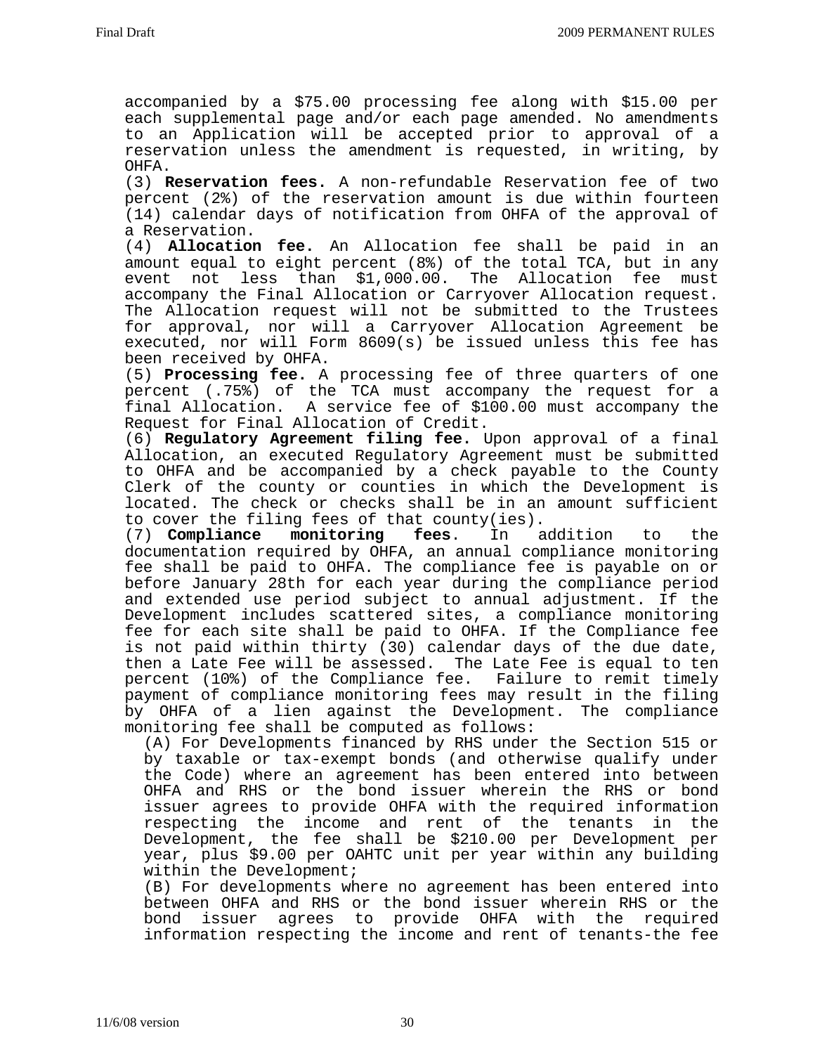accompanied by a $75.00 processing fee along with $15.00 per each supplemental page and/or each page amended. No amendments to an Application will be accepted prior to approval of a reservation unless the amendment is requested, in writing, by OHFA.

(3) **Reservation fees.** A non-refundable Reservation fee of two percent (2%) of the reservation amount is due within fourteen (14) calendar days of notification from OHFA of the approval of a Reservation.

(4) **Allocation fee.** An Allocation fee shall be paid in an amount equal to eight percent (8%) of the total TCA, but in any event not less than $1,000.00. The Allocation fee must accompany the Final Allocation or Carryover Allocation request. The Allocation request will not be submitted to the Trustees for approval, nor will a Carryover Allocation Agreement be executed, nor will Form 8609(s) be issued unless this fee has been received by OHFA.

(5) **Processing fee.** A processing fee of three quarters of one percent (.75%) of the TCA must accompany the request for a final Allocation. A service fee of $100.00 must accompany the Request for Final Allocation of Credit.

(6) **Regulatory Agreement filing fee.** Upon approval of a final Allocation, an executed Regulatory Agreement must be submitted to OHFA and be accompanied by a check payable to the County Clerk of the county or counties in which the Development is located. The check or checks shall be in an amount sufficient to cover the filing fees of that county(ies).

(7) **Compliance monitoring fees.** In addition to the documentation required by OHFA, an annual compliance monitoring fee shall be paid to OHFA. The compliance fee is payable on or before January 28th for each year during the compliance period and extended use period subject to annual adjustment. If the Development includes scattered sites, a compliance monitoring fee for each site shall be paid to OHFA. If the Compliance fee is not paid within thirty (30) calendar days of the due date, then a Late Fee will be assessed. The Late Fee is equal to ten percent (10%) of the Compliance fee. Failure to remit timely payment of compliance monitoring fees may result in the filing by OHFA of a lien against the Development. The compliance monitoring fee shall be computed as follows:

(A) For Developments financed by RHS under the Section 515 or by taxable or tax-exempt bonds (and otherwise qualify under the Code) where an agreement has been entered into between OHFA and RHS or the bond issuer wherein the RHS or bond issuer agrees to provide OHFA with the required information respecting the income and rent of the tenants in the Development, the fee shall be $210.00 per Development per year, plus $9.00 per OAHTC unit per year within any building within the Development;

(B) For developments where no agreement has been entered into between OHFA and RHS or the bond issuer wherein RHS or the bond issuer agrees to provide OHFA with the required information respecting the income and rent of tenants-the fee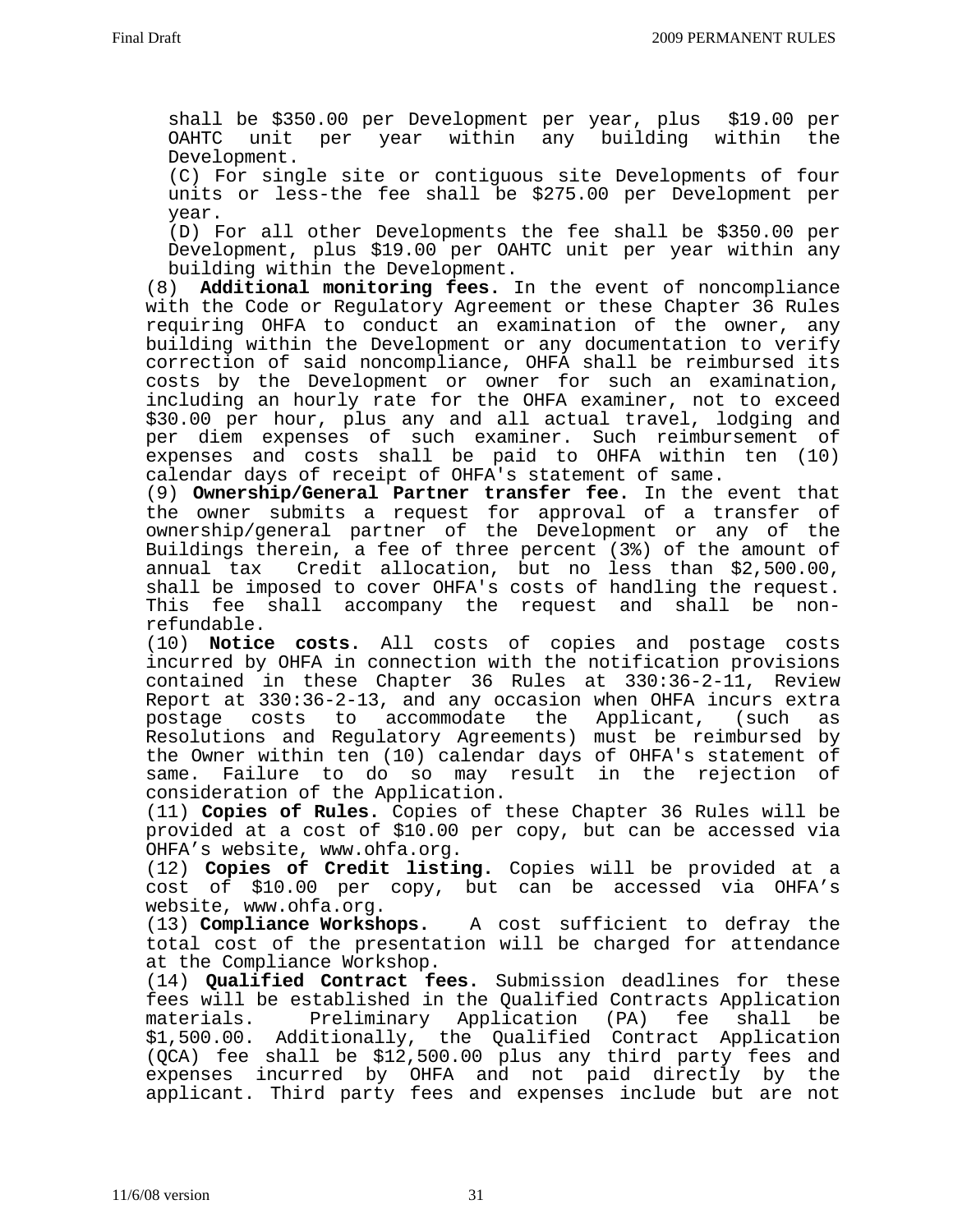shall be $350.00 per Development per year, plus $19.00 per OAHTC unit per year within any building within the Development.

(C) For single site or contiguous site Developments of four units or less-the fee shall be $275.00 per Development per year.

(D) For all other Developments the fee shall be $350.00 per Development, plus $19.00 per OAHTC unit per year within any building within the Development.

(8) **Additional monitoring fees.** In the event of noncompliance with the Code or Regulatory Agreement or these Chapter 36 Rules requiring OHFA to conduct an examination of the owner, any building within the Development or any documentation to verify correction of said noncompliance, OHFA shall be reimbursed its costs by the Development or owner for such an examination, including an hourly rate for the OHFA examiner, not to exceed $30.00 per hour, plus any and all actual travel, lodging and per diem expenses of such examiner. Such reimbursement of expenses and costs shall be paid to OHFA within ten (10) calendar days of receipt of OHFA's statement of same.

(9) **Ownership/General Partner transfer fee.** In the event that the owner submits a request for approval of a transfer of ownership/general partner of the Development or any of the Buildings therein, a fee of three percent (3%) of the amount of annual tax Credit allocation, but no less than $2,500.00, shall be imposed to cover OHFA's costs of handling the request. This fee shall accompany the request and shall be non-refundable.

(10) **Notice costs.** All costs of copies and postage costs incurred by OHFA in connection with the notification provisions contained in these Chapter 36 Rules at 330:36-2-11, Review Report at 330:36-2-13, and any occasion when OHFA incurs extra postage costs to accommodate the Applicant, (such as Resolutions and Regulatory Agreements) must be reimbursed by the Owner within ten (10) calendar days of OHFA's statement of same. Failure to do so may result in the rejection of consideration of the Application.

(11) **Copies of Rules.** Copies of these Chapter 36 Rules will be provided at a cost of $10.00 per copy, but can be accessed via OHFA's website, www.ohfa.org.

(12) **Copies of Credit listing.** Copies will be provided at a cost of $10.00 per copy, but can be accessed via OHFA's website, www.ohfa.org.

(13) **Compliance Workshops.** A cost sufficient to defray the total cost of the presentation will be charged for attendance at the Compliance Workshop.

(14) **Qualified Contract fees.** Submission deadlines for these fees will be established in the Qualified Contracts Application materials. Preliminary Application (PA) fee shall be $1,500.00. Additionally, the Qualified Contract Application (QCA) fee shall be $12,500.00 plus any third party fees and expenses incurred by OHFA and not paid directly by the applicant. Third party fees and expenses include but are not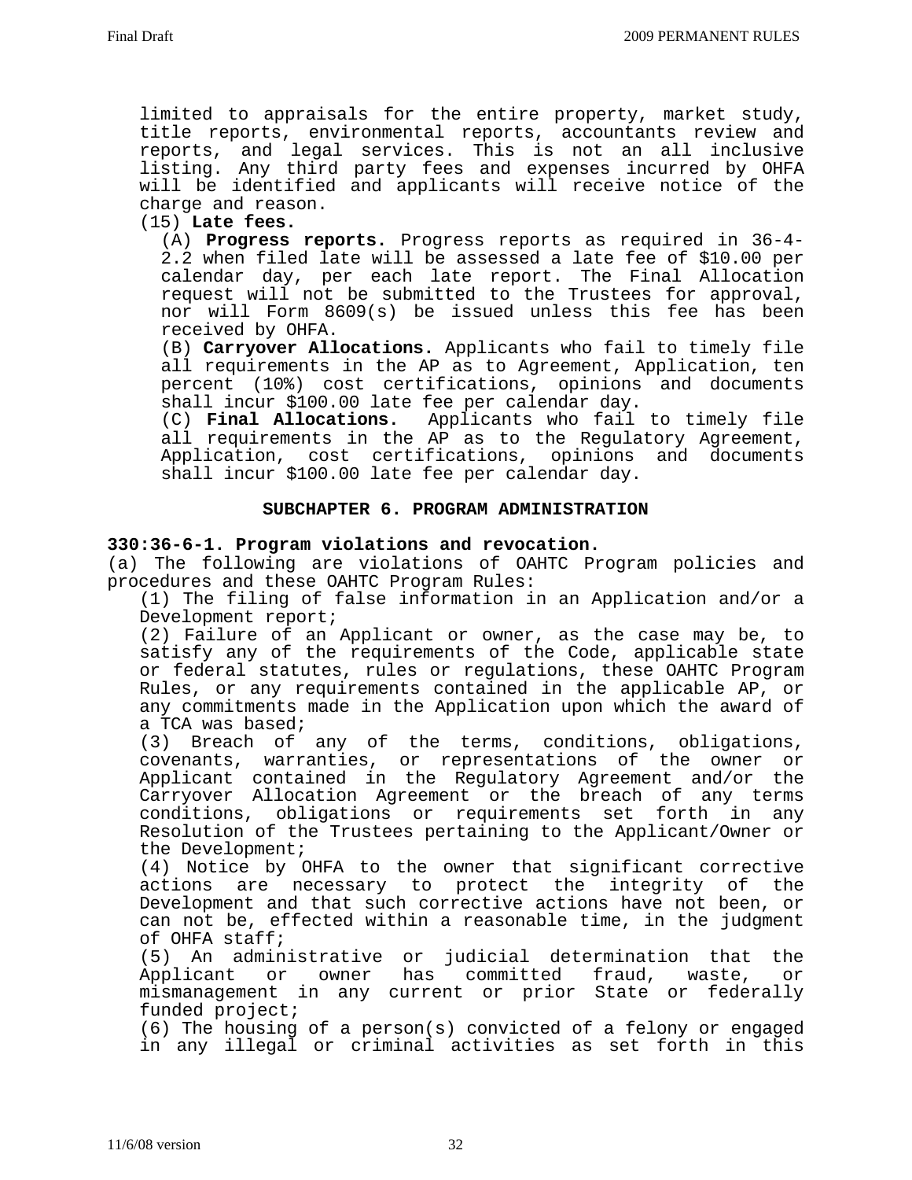limited to appraisals for the entire property, market study, title reports, environmental reports, accountants review and reports, and legal services. This is not an all inclusive listing. Any third party fees and expenses incurred by OHFA will be identified and applicants will receive notice of the charge and reason.

(15) **Late fees.**

(A) **Progress reports.** Progress reports as required in 36-4-2.2 when filed late will be assessed a late fee of $10.00 per calendar day, per each late report. The Final Allocation request will not be submitted to the Trustees for approval, nor will Form 8609(s) be issued unless this fee has been received by OHFA.

(B) **Carryover Allocations.** Applicants who fail to timely file all requirements in the AP as to Agreement, Application, ten percent (10%) cost certifications, opinions and documents shall incur $100.00 late fee per calendar day.

(C) **Final Allocations.** Applicants who fail to timely file all requirements in the AP as to the Regulatory Agreement, Application, cost certifications, opinions and documents shall incur $100.00 late fee per calendar day.

## SUBCHAPTER 6. PROGRAM ADMINISTRATION

### 330:36-6-1. Program violations and revocation.

(a) The following are violations of OAHTC Program policies and procedures and these OAHTC Program Rules:

(1) The filing of false information in an Application and/or a Development report;

(2) Failure of an Applicant or owner, as the case may be, to satisfy any of the requirements of the Code, applicable state or federal statutes, rules or regulations, these OAHTC Program Rules, or any requirements contained in the applicable AP, or any commitments made in the Application upon which the award of a TCA was based;

(3) Breach of any of the terms, conditions, obligations, covenants, warranties, or representations of the owner or Applicant contained in the Regulatory Agreement and/or the Carryover Allocation Agreement or the breach of any terms conditions, obligations or requirements set forth in any Resolution of the Trustees pertaining to the Applicant/Owner or the Development;

(4) Notice by OHFA to the owner that significant corrective actions are necessary to protect the integrity of the Development and that such corrective actions have not been, or can not be, effected within a reasonable time, in the judgment of OHFA staff;

(5) An administrative or judicial determination that the Applicant or owner has committed fraud, waste, or mismanagement in any current or prior State or federally funded project;

(6) The housing of a person(s) convicted of a felony or engaged in any illegal or criminal activities as set forth in this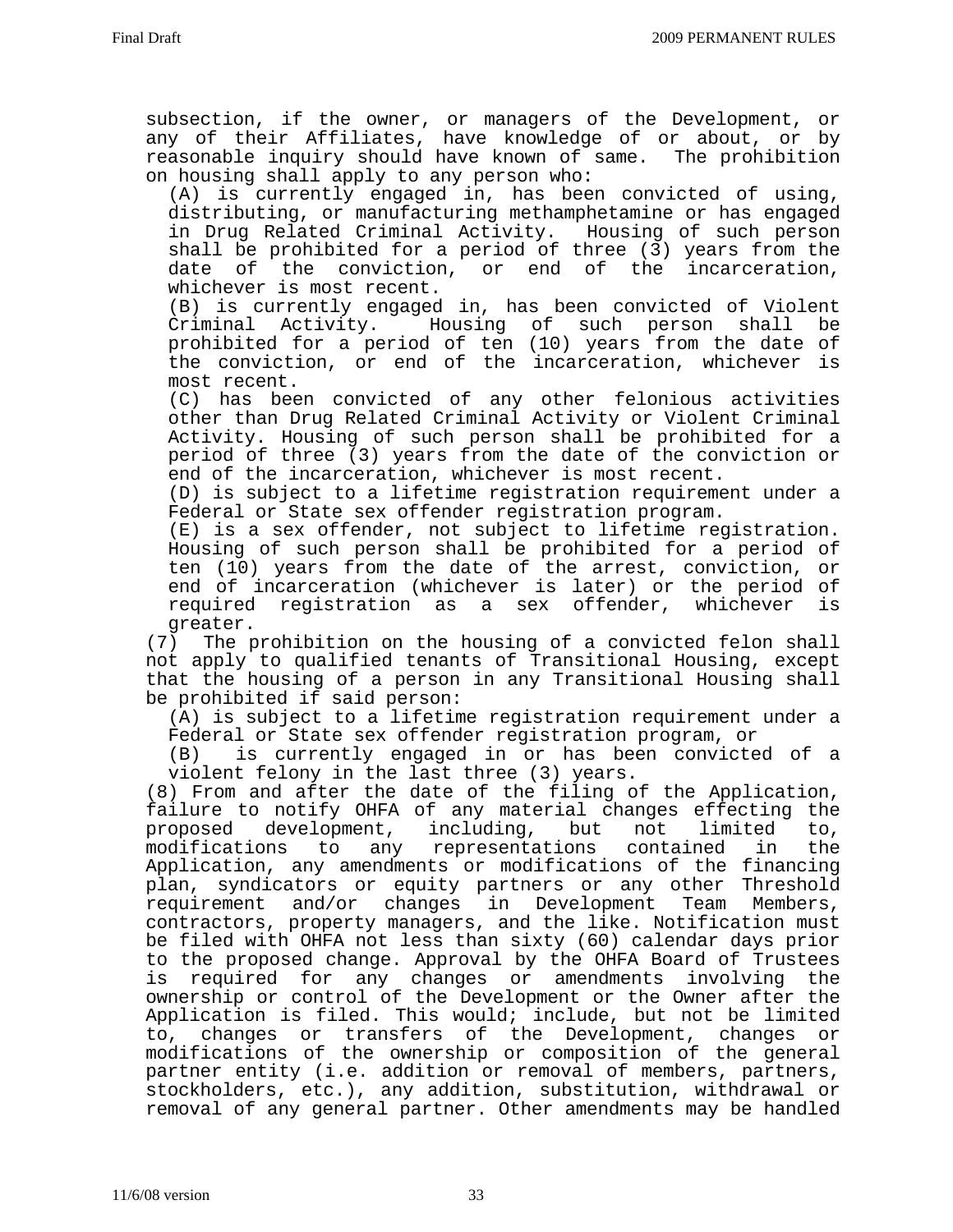subsection, if the owner, or managers of the Development, or any of their Affiliates, have knowledge of or about, or by reasonable inquiry should have known of same. The prohibition on housing shall apply to any person who:

(A) is currently engaged in, has been convicted of using, distributing, or manufacturing methamphetamine or has engaged in Drug Related Criminal Activity. Housing of such person shall be prohibited for a period of three (3) years from the date of the conviction, or end of the incarceration, whichever is most recent.

(B) is currently engaged in, has been convicted of Violent Criminal Activity. Housing of such person shall be prohibited for a period of ten (10) years from the date of the conviction, or end of the incarceration, whichever is most recent.

(C) has been convicted of any other felonious activities other than Drug Related Criminal Activity or Violent Criminal Activity. Housing of such person shall be prohibited for a period of three (3) years from the date of the conviction or end of the incarceration, whichever is most recent.

(D) is subject to a lifetime registration requirement under a Federal or State sex offender registration program.

(E) is a sex offender, not subject to lifetime registration. Housing of such person shall be prohibited for a period of ten (10) years from the date of the arrest, conviction, or end of incarceration (whichever is later) or the period of required registration as a sex offender, whichever is greater.

(7) The prohibition on the housing of a convicted felon shall not apply to qualified tenants of Transitional Housing, except that the housing of a person in any Transitional Housing shall be prohibited if said person:

(A) is subject to a lifetime registration requirement under a Federal or State sex offender registration program, or

(B) is currently engaged in or has been convicted of a violent felony in the last three (3) years.

(8) From and after the date of the filing of the Application, failure to notify OHFA of any material changes effecting the proposed development, including, but not limited to, modifications to any representations contained in the Application, any amendments or modifications of the financing plan, syndicators or equity partners or any other Threshold requirement and/or changes in Development Team Members, contractors, property managers, and the like. Notification must be filed with OHFA not less than sixty (60) calendar days prior to the proposed change. Approval by the OHFA Board of Trustees is required for any changes or amendments involving the ownership or control of the Development or the Owner after the Application is filed. This would; include, but not be limited to, changes or transfers of the Development, changes or modifications of the ownership or composition of the general partner entity (i.e. addition or removal of members, partners, stockholders, etc.), any addition, substitution, withdrawal or removal of any general partner. Other amendments may be handled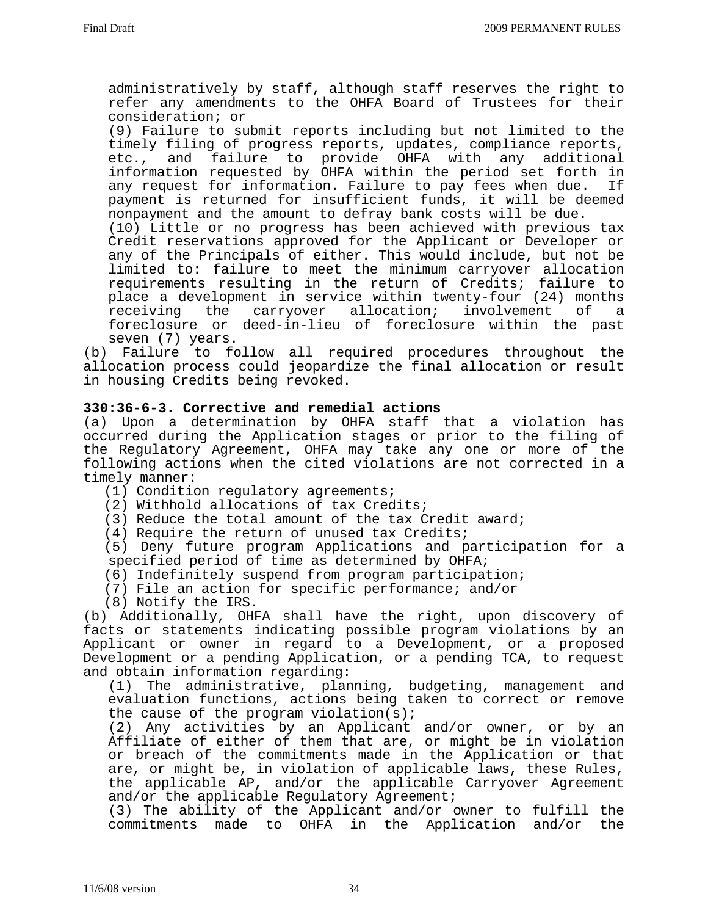administratively by staff, although staff reserves the right to refer any amendments to the OHFA Board of Trustees for their consideration; or

(9) Failure to submit reports including but not limited to the timely filing of progress reports, updates, compliance reports, etc., and failure to provide OHFA with any additional information requested by OHFA within the period set forth in any request for information. Failure to pay fees when due. If payment is returned for insufficient funds, it will be deemed nonpayment and the amount to defray bank costs will be due.

(10) Little or no progress has been achieved with previous tax Credit reservations approved for the Applicant or Developer or any of the Principals of either. This would include, but not be limited to: failure to meet the minimum carryover allocation requirements resulting in the return of Credits; failure to place a development in service within twenty-four (24) months receiving the carryover allocation; involvement of a foreclosure or deed-in-lieu of foreclosure within the past seven (7) years.

(b) Failure to follow all required procedures throughout the allocation process could jeopardize the final allocation or result in housing Credits being revoked.

**330:36-6-3. Corrective and remedial actions**

(a) Upon a determination by OHFA staff that a violation has occurred during the Application stages or prior to the filing of the Regulatory Agreement, OHFA may take any one or more of the following actions when the cited violations are not corrected in a timely manner:

(1) Condition regulatory agreements;
(2) Withhold allocations of tax Credits;
(3) Reduce the total amount of the tax Credit award;
(4) Require the return of unused tax Credits;
(5) Deny future program Applications and participation for a specified period of time as determined by OHFA;
(6) Indefinitely suspend from program participation;
(7) File an action for specific performance; and/or
(8) Notify the IRS.

(b) Additionally, OHFA shall have the right, upon discovery of facts or statements indicating possible program violations by an Applicant or owner in regard to a Development, or a proposed Development or a pending Application, or a pending TCA, to request and obtain information regarding:

(1) The administrative, planning, budgeting, management and evaluation functions, actions being taken to correct or remove the cause of the program violation(s);

(2) Any activities by an Applicant and/or owner, or by an Affiliate of either of them that are, or might be in violation or breach of the commitments made in the Application or that are, or might be, in violation of applicable laws, these Rules, the applicable AP, and/or the applicable Carryover Agreement and/or the applicable Regulatory Agreement;

(3) The ability of the Applicant and/or owner to fulfill the commitments made to OHFA in the Application and/or the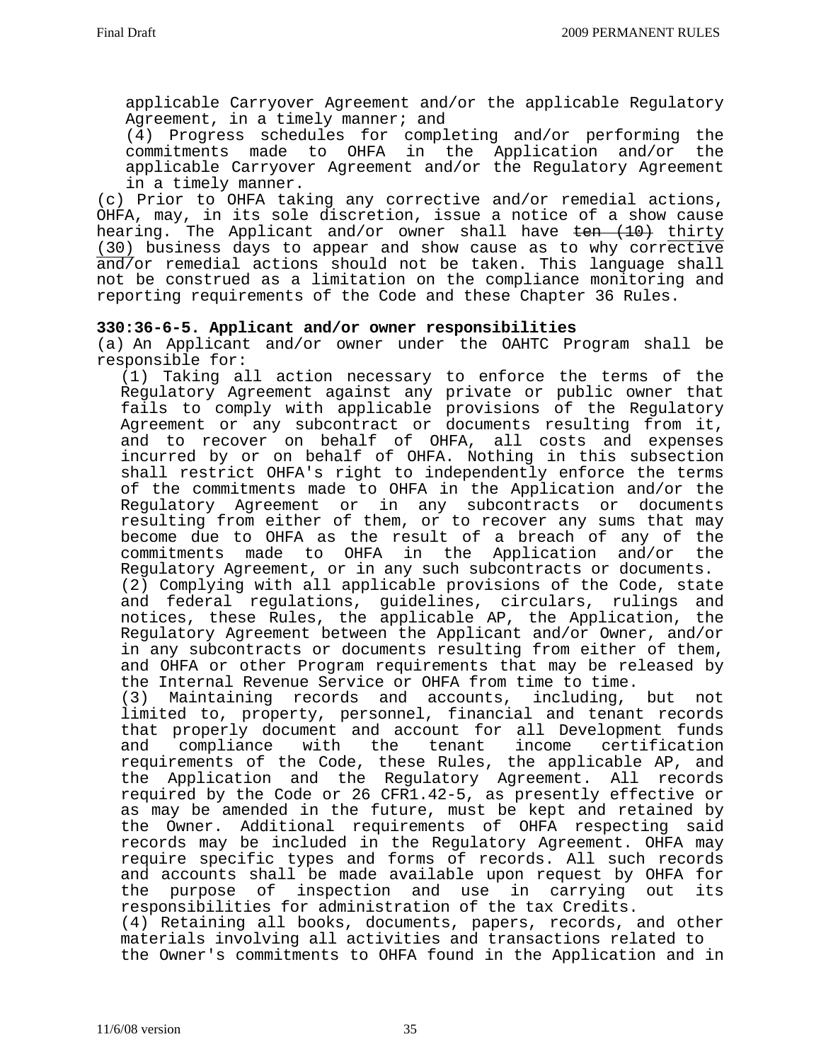applicable Carryover Agreement and/or the applicable Regulatory Agreement, in a timely manner; and

(4) Progress schedules for completing and/or performing the commitments made to OHFA in the Application and/or the applicable Carryover Agreement and/or the Regulatory Agreement in a timely manner.

(c) Prior to OHFA taking any corrective and/or remedial actions, OHFA, may, in its sole discretion, issue a notice of a show cause hearing. The Applicant and/or owner shall have ~~ten (10)~~ thirty (30) business days to appear and show cause as to why corrective and/or remedial actions should not be taken. This language shall not be construed as a limitation on the compliance monitoring and reporting requirements of the Code and these Chapter 36 Rules.

**330:36-6-5. Applicant and/or owner responsibilities**

(a) An Applicant and/or owner under the OAHTC Program shall be responsible for:

(1) Taking all action necessary to enforce the terms of the Regulatory Agreement against any private or public owner that fails to comply with applicable provisions of the Regulatory Agreement or any subcontract or documents resulting from it, and to recover on behalf of OHFA, all costs and expenses incurred by or on behalf of OHFA. Nothing in this subsection shall restrict OHFA's right to independently enforce the terms of the commitments made to OHFA in the Application and/or the Regulatory Agreement or in any subcontracts or documents resulting from either of them, or to recover any sums that may become due to OHFA as the result of a breach of any of the commitments made to OHFA in the Application and/or the Regulatory Agreement, or in any such subcontracts or documents.

(2) Complying with all applicable provisions of the Code, state and federal regulations, guidelines, circulars, rulings and notices, these Rules, the applicable AP, the Application, the Regulatory Agreement between the Applicant and/or Owner, and/or in any subcontracts or documents resulting from either of them, and OHFA or other Program requirements that may be released by the Internal Revenue Service or OHFA from time to time.

(3) Maintaining records and accounts, including, but not limited to, property, personnel, financial and tenant records that properly document and account for all Development funds and compliance with the tenant income certification requirements of the Code, these Rules, the applicable AP, and the Application and the Regulatory Agreement. All records required by the Code or 26 CFR1.42-5, as presently effective or as may be amended in the future, must be kept and retained by the Owner. Additional requirements of OHFA respecting said records may be included in the Regulatory Agreement. OHFA may require specific types and forms of records. All such records and accounts shall be made available upon request by OHFA for the purpose of inspection and use in carrying out its responsibilities for administration of the tax Credits.

(4) Retaining all books, documents, papers, records, and other materials involving all activities and transactions related to the Owner's commitments to OHFA found in the Application and in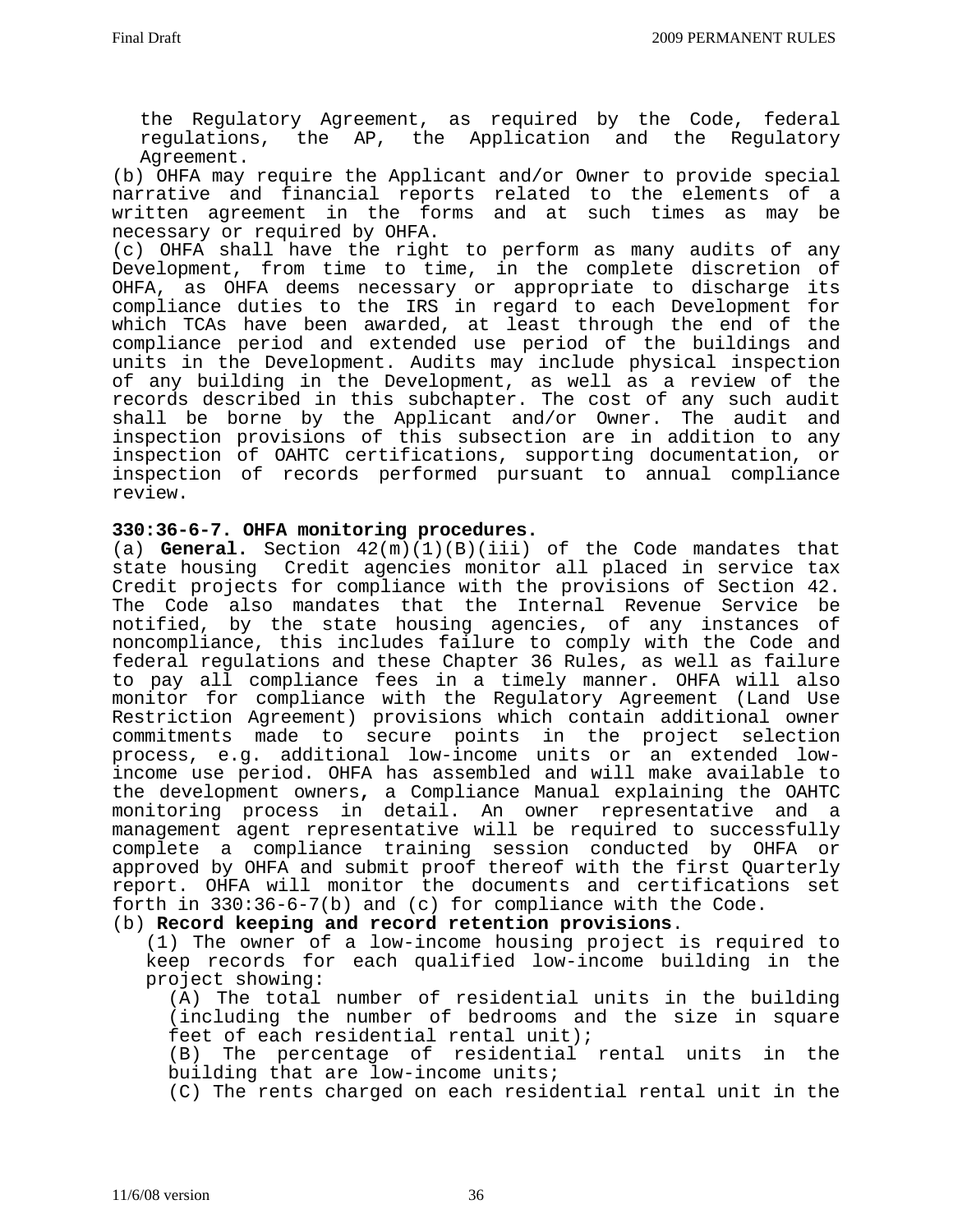the Regulatory Agreement, as required by the Code, federal regulations, the AP, the Application and the Regulatory Agreement.

(b) OHFA may require the Applicant and/or Owner to provide special narrative and financial reports related to the elements of a written agreement in the forms and at such times as may be necessary or required by OHFA.

(c) OHFA shall have the right to perform as many audits of any Development, from time to time, in the complete discretion of OHFA, as OHFA deems necessary or appropriate to discharge its compliance duties to the IRS in regard to each Development for which TCAs have been awarded, at least through the end of the compliance period and extended use period of the buildings and units in the Development. Audits may include physical inspection of any building in the Development, as well as a review of the records described in this subchapter. The cost of any such audit shall be borne by the Applicant and/or Owner. The audit and inspection provisions of this subsection are in addition to any inspection of OAHTC certifications, supporting documentation, or inspection of records performed pursuant to annual compliance review.

**330:36-6-7. OHFA monitoring procedures.**

(a) **General.** Section 42(m)(1)(B)(iii) of the Code mandates that state housing Credit agencies monitor all placed in service tax Credit projects for compliance with the provisions of Section 42. The Code also mandates that the Internal Revenue Service be notified, by the state housing agencies, of any instances of noncompliance, this includes failure to comply with the Code and federal regulations and these Chapter 36 Rules, as well as failure to pay all compliance fees in a timely manner. OHFA will also monitor for compliance with the Regulatory Agreement (Land Use Restriction Agreement) provisions which contain additional owner commitments made to secure points in the project selection process, e.g. additional low-income units or an extended low-income use period. OHFA has assembled and will make available to the development owners, a Compliance Manual explaining the OAHTC monitoring process in detail. An owner representative and a management agent representative will be required to successfully complete a compliance training session conducted by OHFA or approved by OHFA and submit proof thereof with the first Quarterly report. OHFA will monitor the documents and certifications set forth in 330:36-6-7(b) and (c) for compliance with the Code.

(b) **Record keeping and record retention provisions**.

(1) The owner of a low-income housing project is required to keep records for each qualified low-income building in the project showing:

(A) The total number of residential units in the building (including the number of bedrooms and the size in square feet of each residential rental unit);

(B) The percentage of residential rental units in the building that are low-income units;

(C) The rents charged on each residential rental unit in the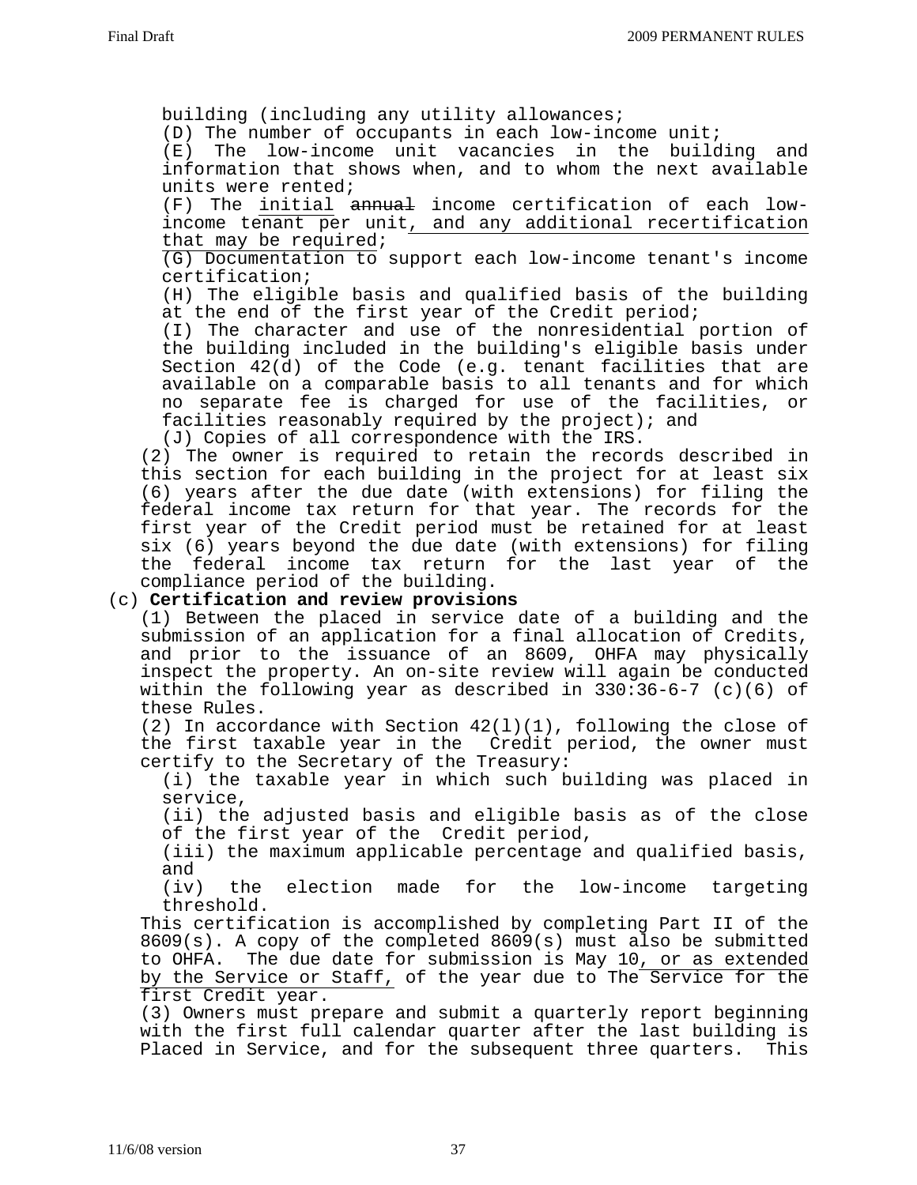building (including any utility allowances;

(D) The number of occupants in each low-income unit;

(E) The low-income unit vacancies in the building and information that shows when, and to whom the next available units were rented;

(F) The initial ~~annual~~ income certification of each low-income tenant per unit, and any additional recertification that may be required;

(G) Documentation to support each low-income tenant's income certification;

(H) The eligible basis and qualified basis of the building at the end of the first year of the Credit period;

(I) The character and use of the nonresidential portion of the building included in the building's eligible basis under Section 42(d) of the Code (e.g. tenant facilities that are available on a comparable basis to all tenants and for which no separate fee is charged for use of the facilities, or facilities reasonably required by the project); and

(J) Copies of all correspondence with the IRS.

(2) The owner is required to retain the records described in this section for each building in the project for at least six (6) years after the due date (with extensions) for filing the federal income tax return for that year. The records for the first year of the Credit period must be retained for at least six (6) years beyond the due date (with extensions) for filing the federal income tax return for the last year of the compliance period of the building.

(c) **Certification and review provisions**

(1) Between the placed in service date of a building and the submission of an application for a final allocation of Credits, and prior to the issuance of an 8609, OHFA may physically inspect the property. An on-site review will again be conducted within the following year as described in 330:36-6-7 (c)(6) of these Rules.

(2) In accordance with Section 42(l)(1), following the close of the first taxable year in the Credit period, the owner must certify to the Secretary of the Treasury:

(i) the taxable year in which such building was placed in service,

(ii) the adjusted basis and eligible basis as of the close of the first year of the Credit period,

(iii) the maximum applicable percentage and qualified basis, and

(iv) the election made for the low-income targeting threshold.

This certification is accomplished by completing Part II of the 8609(s). A copy of the completed 8609(s) must also be submitted to OHFA. The due date for submission is May 10, or as extended by the Service or Staff, of the year due to The Service for the first Credit year.

(3) Owners must prepare and submit a quarterly report beginning with the first full calendar quarter after the last building is Placed in Service, and for the subsequent three quarters. This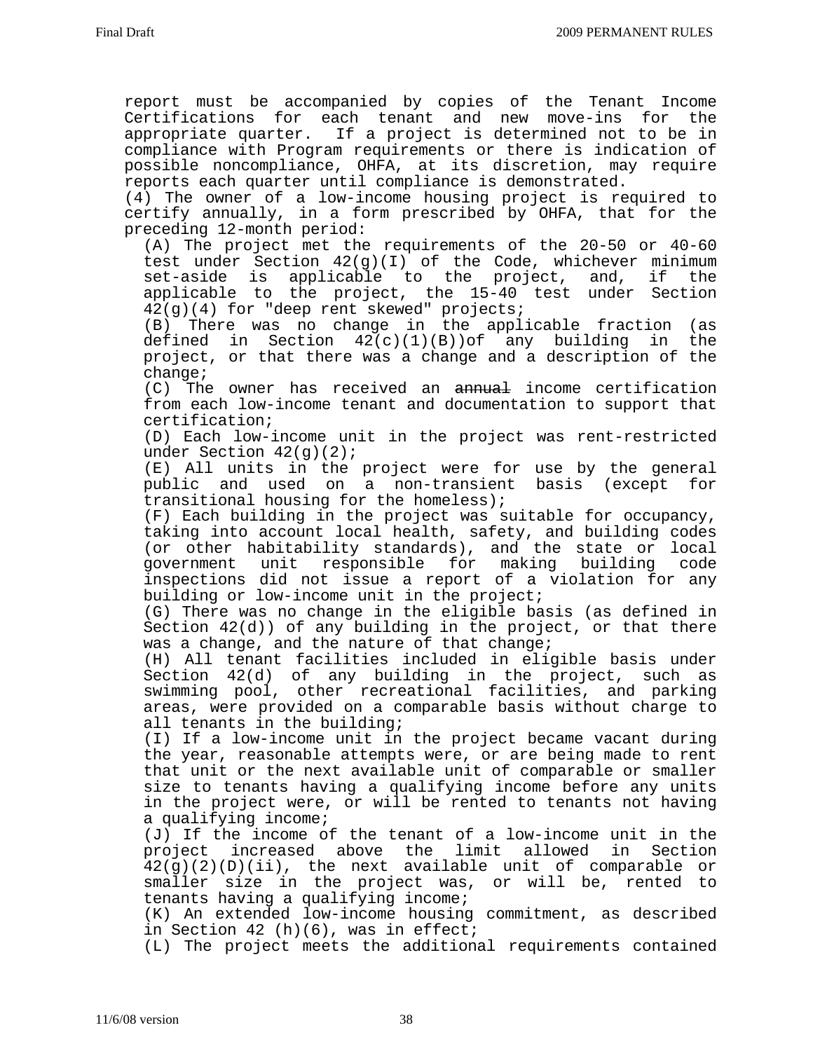report must be accompanied by copies of the Tenant Income Certifications for each tenant and new move-ins for the appropriate quarter. If a project is determined not to be in compliance with Program requirements or there is indication of possible noncompliance, OHFA, at its discretion, may require reports each quarter until compliance is demonstrated.

(4) The owner of a low-income housing project is required to certify annually, in a form prescribed by OHFA, that for the preceding 12-month period:

(A) The project met the requirements of the 20-50 or 40-60 test under Section 42(g)(I) of the Code, whichever minimum set-aside is applicable to the project, and, if the applicable to the project, the 15-40 test under Section 42(g)(4) for "deep rent skewed" projects;

(B) There was no change in the applicable fraction (as defined in Section 42(c)(1)(B))of any building in the project, or that there was a change and a description of the change;

(C) The owner has received an ~~annual~~ income certification from each low-income tenant and documentation to support that certification;

(D) Each low-income unit in the project was rent-restricted under Section 42(g)(2);

(E) All units in the project were for use by the general public and used on a non-transient basis (except for transitional housing for the homeless);

(F) Each building in the project was suitable for occupancy, taking into account local health, safety, and building codes (or other habitability standards), and the state or local government unit responsible for making building code inspections did not issue a report of a violation for any building or low-income unit in the project;

(G) There was no change in the eligible basis (as defined in Section 42(d)) of any building in the project, or that there was a change, and the nature of that change;

(H) All tenant facilities included in eligible basis under Section 42(d) of any building in the project, such as swimming pool, other recreational facilities, and parking areas, were provided on a comparable basis without charge to all tenants in the building;

(I) If a low-income unit in the project became vacant during the year, reasonable attempts were, or are being made to rent that unit or the next available unit of comparable or smaller size to tenants having a qualifying income before any units in the project were, or will be rented to tenants not having a qualifying income;

(J) If the income of the tenant of a low-income unit in the project increased above the limit allowed in Section 42(g)(2)(D)(ii), the next available unit of comparable or smaller size in the project was, or will be, rented to tenants having a qualifying income;

(K) An extended low-income housing commitment, as described in Section 42 (h)(6), was in effect;

(L) The project meets the additional requirements contained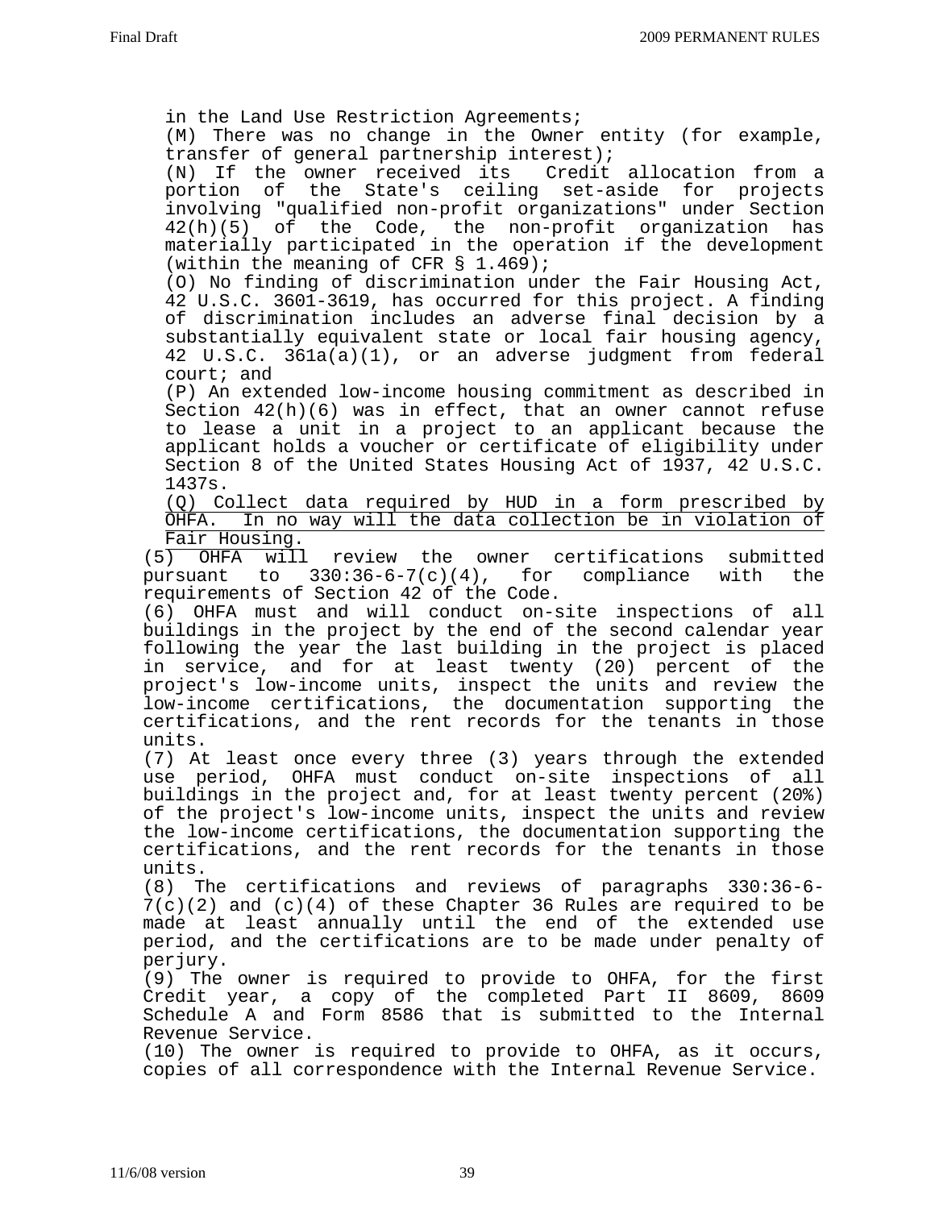in the Land Use Restriction Agreements;

(M) There was no change in the Owner entity (for example, transfer of general partnership interest);

(N) If the owner received its Credit allocation from a portion of the State's ceiling set-aside for projects involving "qualified non-profit organizations" under Section 42(h)(5) of the Code, the non-profit organization has materially participated in the operation if the development (within the meaning of CFR § 1.469);

(O) No finding of discrimination under the Fair Housing Act, 42 U.S.C. 3601-3619, has occurred for this project. A finding of discrimination includes an adverse final decision by a substantially equivalent state or local fair housing agency, 42 U.S.C. 361a(a)(1), or an adverse judgment from federal court; and

(P) An extended low-income housing commitment as described in Section 42(h)(6) was in effect, that an owner cannot refuse to lease a unit in a project to an applicant because the applicant holds a voucher or certificate of eligibility under Section 8 of the United States Housing Act of 1937, 42 U.S.C. 1437s.

<u>(Q) Collect data required by HUD in a form prescribed by OHFA. In no way will the data collection be in violation of Fair Housing.</u>

(5) OHFA will review the owner certifications submitted pursuant to 330:36-6-7(c)(4), for compliance with the requirements of Section 42 of the Code.

(6) OHFA must and will conduct on-site inspections of all buildings in the project by the end of the second calendar year following the year the last building in the project is placed in service, and for at least twenty (20) percent of the project's low-income units, inspect the units and review the low-income certifications, the documentation supporting the certifications, and the rent records for the tenants in those units.

(7) At least once every three (3) years through the extended use period, OHFA must conduct on-site inspections of all buildings in the project and, for at least twenty percent (20%) of the project's low-income units, inspect the units and review the low-income certifications, the documentation supporting the certifications, and the rent records for the tenants in those units.

(8) The certifications and reviews of paragraphs 330:36-6-7(c)(2) and (c)(4) of these Chapter 36 Rules are required to be made at least annually until the end of the extended use period, and the certifications are to be made under penalty of perjury.

(9) The owner is required to provide to OHFA, for the first Credit year, a copy of the completed Part II 8609, 8609 Schedule A and Form 8586 that is submitted to the Internal Revenue Service.

(10) The owner is required to provide to OHFA, as it occurs, copies of all correspondence with the Internal Revenue Service.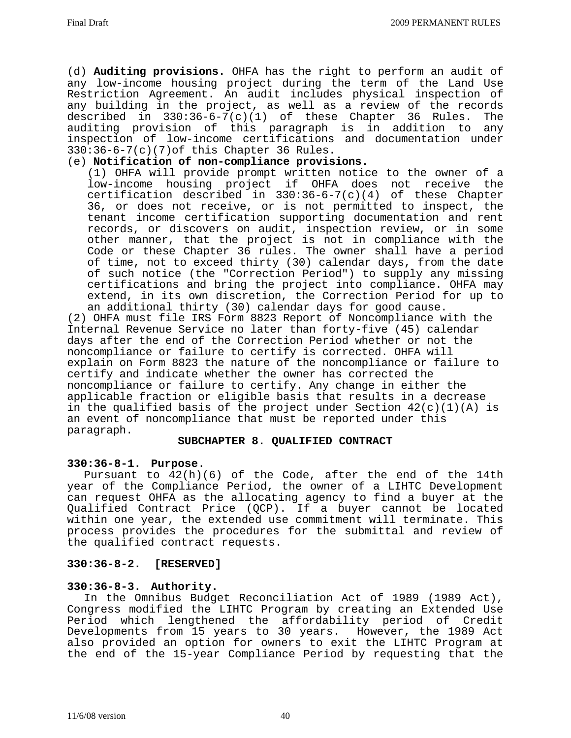(d) **Auditing provisions.** OHFA has the right to perform an audit of any low-income housing project during the term of the Land Use Restriction Agreement. An audit includes physical inspection of any building in the project, as well as a review of the records described in 330:36-6-7(c)(1) of these Chapter 36 Rules. The auditing provision of this paragraph is in addition to any inspection of low-income certifications and documentation under 330:36-6-7(c)(7)of this Chapter 36 Rules.

(e) **Notification of non-compliance provisions.**

(1) OHFA will provide prompt written notice to the owner of a low-income housing project if OHFA does not receive the certification described in 330:36-6-7(c)(4) of these Chapter 36, or does not receive, or is not permitted to inspect, the tenant income certification supporting documentation and rent records, or discovers on audit, inspection review, or in some other manner, that the project is not in compliance with the Code or these Chapter 36 rules. The owner shall have a period of time, not to exceed thirty (30) calendar days, from the date of such notice (the "Correction Period") to supply any missing certifications and bring the project into compliance. OHFA may extend, in its own discretion, the Correction Period for up to an additional thirty (30) calendar days for good cause.

(2) OHFA must file IRS Form 8823 Report of Noncompliance with the Internal Revenue Service no later than forty-five (45) calendar days after the end of the Correction Period whether or not the noncompliance or failure to certify is corrected. OHFA will explain on Form 8823 the nature of the noncompliance or failure to certify and indicate whether the owner has corrected the noncompliance or failure to certify. Any change in either the applicable fraction or eligible basis that results in a decrease in the qualified basis of the project under Section 42(c)(1)(A) is an event of noncompliance that must be reported under this paragraph.

## SUBCHAPTER 8. QUALIFIED CONTRACT

### 330:36-8-1. Purpose.

Pursuant to 42(h)(6) of the Code, after the end of the 14th year of the Compliance Period, the owner of a LIHTC Development can request OHFA as the allocating agency to find a buyer at the Qualified Contract Price (QCP). If a buyer cannot be located within one year, the extended use commitment will terminate. This process provides the procedures for the submittal and review of the qualified contract requests.

### 330:36-8-2. [RESERVED]

### 330:36-8-3. Authority.

In the Omnibus Budget Reconciliation Act of 1989 (1989 Act), Congress modified the LIHTC Program by creating an Extended Use Period which lengthened the affordability period of Credit Developments from 15 years to 30 years. However, the 1989 Act also provided an option for owners to exit the LIHTC Program at the end of the 15-year Compliance Period by requesting that the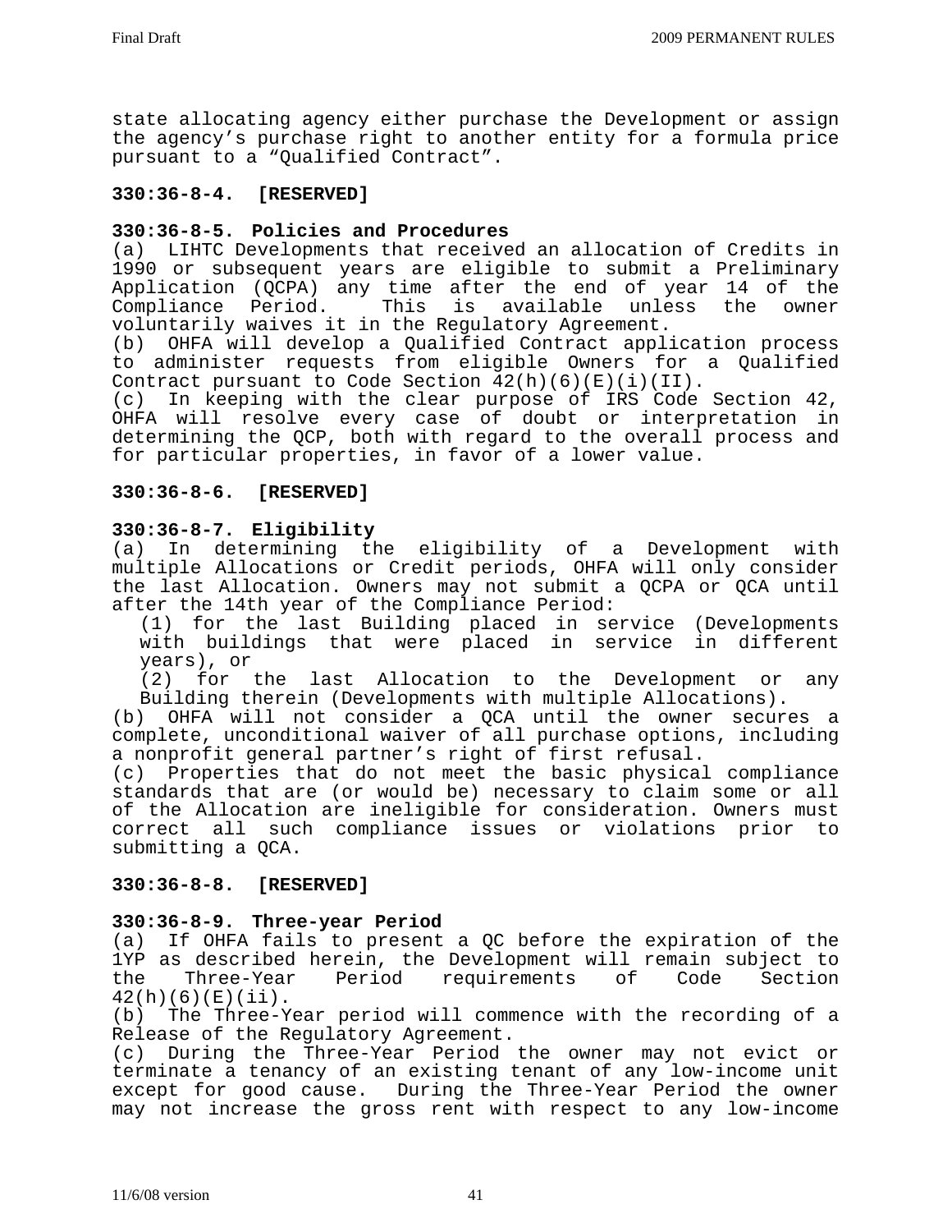state allocating agency either purchase the Development or assign the agency's purchase right to another entity for a formula price pursuant to a "Qualified Contract".

**330:36-8-4. [RESERVED]**

**330:36-8-5. Policies and Procedures**

(a) LIHTC Developments that received an allocation of Credits in 1990 or subsequent years are eligible to submit a Preliminary Application (QCPA) any time after the end of year 14 of the Compliance Period. This is available unless the owner voluntarily waives it in the Regulatory Agreement.

(b) OHFA will develop a Qualified Contract application process to administer requests from eligible Owners for a Qualified Contract pursuant to Code Section 42(h)(6)(E)(i)(II).

(c) In keeping with the clear purpose of IRS Code Section 42, OHFA will resolve every case of doubt or interpretation in determining the QCP, both with regard to the overall process and for particular properties, in favor of a lower value.

**330:36-8-6. [RESERVED]**

**330:36-8-7. Eligibility**

(a) In determining the eligibility of a Development with multiple Allocations or Credit periods, OHFA will only consider the last Allocation. Owners may not submit a QCPA or QCA until after the 14th year of the Compliance Period:

(1) for the last Building placed in service (Developments with buildings that were placed in service in different years), or

(2) for the last Allocation to the Development or any Building therein (Developments with multiple Allocations).

(b) OHFA will not consider a QCA until the owner secures a complete, unconditional waiver of all purchase options, including a nonprofit general partner's right of first refusal.

(c) Properties that do not meet the basic physical compliance standards that are (or would be) necessary to claim some or all of the Allocation are ineligible for consideration. Owners must correct all such compliance issues or violations prior to submitting a QCA.

**330:36-8-8. [RESERVED]**

**330:36-8-9. Three-year Period**

(a) If OHFA fails to present a QC before the expiration of the 1YP as described herein, the Development will remain subject to the Three-Year Period requirements of Code Section 42(h)(6)(E)(ii).

(b) The Three-Year period will commence with the recording of a Release of the Regulatory Agreement.

(c) During the Three-Year Period the owner may not evict or terminate a tenancy of an existing tenant of any low-income unit except for good cause. During the Three-Year Period the owner may not increase the gross rent with respect to any low-income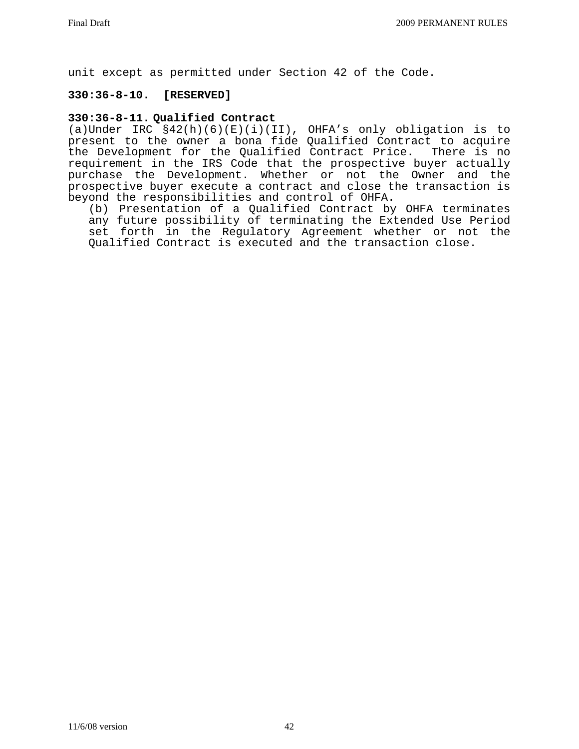unit except as permitted under Section 42 of the Code.

**330:36-8-10. [RESERVED]**

**330:36-8-11. Qualified Contract**

(a)Under IRC §42(h)(6)(E)(i)(II), OHFA's only obligation is to present to the owner a bona fide Qualified Contract to acquire the Development for the Qualified Contract Price. There is no requirement in the IRS Code that the prospective buyer actually purchase the Development. Whether or not the Owner and the prospective buyer execute a contract and close the transaction is beyond the responsibilities and control of OHFA.

(b) Presentation of a Qualified Contract by OHFA terminates any future possibility of terminating the Extended Use Period set forth in the Regulatory Agreement whether or not the Qualified Contract is executed and the transaction close.